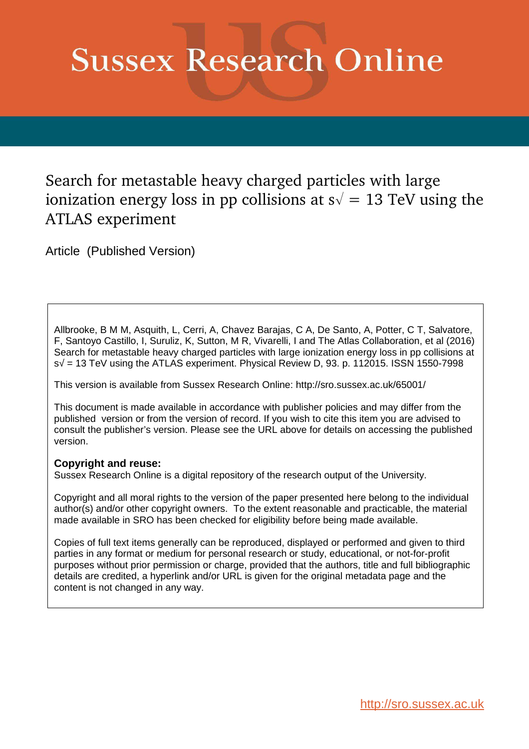# Sussex Research Online

## Search for metastable heavy charged particles with large ionization energy loss in pp collisions at s√ = 13 TeV using the ATLAS experiment

Article (Published Version)

Allbrooke, B M M, Asquith, L, Cerri, A, Chavez Barajas, C A, De Santo, A, Potter, C T, Salvatore, F, Santoyo Castillo, I, Suruliz, K, Sutton, M R, Vivarelli, I and The Atlas Collaboration, et al (2016) Search for metastable heavy charged particles with large ionization energy loss in pp collisions at s√ = 13 TeV using the ATLAS experiment. Physical Review D, 93. p. 112015. ISSN 1550-7998

This version is available from Sussex Research Online: http://sro.sussex.ac.uk/65001/

This document is made available in accordance with publisher policies and may differ from the published version or from the version of record. If you wish to cite this item you are advised to consult the publisher's version. Please see the URL above for details on accessing the published version.

**Copyright and reuse:**
Sussex Research Online is a digital repository of the research output of the University.

Copyright and all moral rights to the version of the paper presented here belong to the individual author(s) and/or other copyright owners. To the extent reasonable and practicable, the material made available in SRO has been checked for eligibility before being made available.

Copies of full text items generally can be reproduced, displayed or performed and given to third parties in any format or medium for personal research or study, educational, or not-for-profit purposes without prior permission or charge, provided that the authors, title and full bibliographic details are credited, a hyperlink and/or URL is given for the original metadata page and the content is not changed in any way.

http://sro.sussex.ac.uk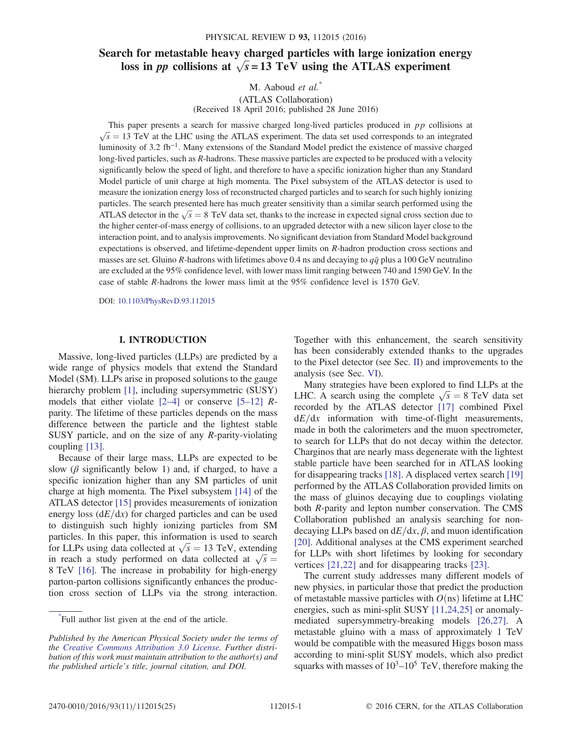# Search for metastable heavy charged particles with large ionization energy loss in *pp* collisions at $\sqrt{s} = 13$ TeV using the ATLAS experiment

M. Aaboud *et al.*[*]

(ATLAS Collaboration)

(Received 18 April 2016; published 28 June 2016)

This paper presents a search for massive charged long-lived particles produced in $pp$ collisions at $\sqrt{s} = 13$ TeV at the LHC using the ATLAS experiment. The data set used corresponds to an integrated luminosity of 3.2 $\mathrm{fb}^{-1}$. Many extensions of the Standard Model predict the existence of massive charged long-lived particles, such as *R*-hadrons. These massive particles are expected to be produced with a velocity significantly below the speed of light, and therefore to have a specific ionization higher than any Standard Model particle of unit charge at high momenta. The Pixel subsystem of the ATLAS detector is used to measure the ionization energy loss of reconstructed charged particles and to search for such highly ionizing particles. The search presented here has much greater sensitivity than a similar search performed using the ATLAS detector in the $\sqrt{s} = 8$ TeV data set, thanks to the increase in expected signal cross section due to the higher center-of-mass energy of collisions, to an upgraded detector with a new silicon layer close to the interaction point, and to analysis improvements. No significant deviation from Standard Model background expectations is observed, and lifetime-dependent upper limits on *R*-hadron production cross sections and masses are set. Gluino *R*-hadrons with lifetimes above 0.4 ns and decaying to $q\bar{q}$ plus a 100 GeV neutralino are excluded at the 95% confidence level, with lower mass limit ranging between 740 and 1590 GeV. In the case of stable *R*-hadrons the lower mass limit at the 95% confidence level is 1570 GeV.

DOI: 10.1103/PhysRevD.93.112015

## I. INTRODUCTION

Massive, long-lived particles (LLPs) are predicted by a wide range of physics models that extend the Standard Model (SM). LLPs arise in proposed solutions to the gauge hierarchy problem [1], including supersymmetric (SUSY) models that either violate [2–4] or conserve [5–12] *R*-parity. The lifetime of these particles depends on the mass difference between the particle and the lightest stable SUSY particle, and on the size of any *R*-parity-violating coupling [13].

Because of their large mass, LLPs are expected to be slow ($\beta$ significantly below 1) and, if charged, to have a specific ionization higher than any SM particles of unit charge at high momenta. The Pixel subsystem [14] of the ATLAS detector [15] provides measurements of ionization energy loss ($\mathrm{d}E/\mathrm{d}x$) for charged particles and can be used to distinguish such highly ionizing particles from SM particles. In this paper, this information is used to search for LLPs using data collected at $\sqrt{s} = 13$ TeV, extending in reach a study performed on data collected at $\sqrt{s} = 8$ TeV [16]. The increase in probability for high-energy parton-parton collisions significantly enhances the production cross section of LLPs via the strong interaction. Together with this enhancement, the search sensitivity has been considerably extended thanks to the upgrades to the Pixel detector (see Sec. II) and improvements to the analysis (see Sec. VI).

Many strategies have been explored to find LLPs at the LHC. A search using the complete $\sqrt{s} = 8$ TeV data set recorded by the ATLAS detector [17] combined Pixel $\mathrm{d}E/\mathrm{d}x$ information with time-of-flight measurements, made in both the calorimeters and the muon spectrometer, to search for LLPs that do not decay within the detector. Charginos that are nearly mass degenerate with the lightest stable particle have been searched for in ATLAS looking for disappearing tracks [18]. A displaced vertex search [19] performed by the ATLAS Collaboration provided limits on the mass of gluinos decaying due to couplings violating both *R*-parity and lepton number conservation. The CMS Collaboration published an analysis searching for non-decaying LLPs based on $\mathrm{d}E/\mathrm{d}x$, $\beta$, and muon identification [20]. Additional analyses at the CMS experiment searched for LLPs with short lifetimes by looking for secondary vertices [21,22] and for disappearing tracks [23].

The current study addresses many different models of new physics, in particular those that predict the production of metastable massive particles with $O$(ns) lifetime at LHC energies, such as mini-split SUSY [11,24,25] or anomaly-mediated supersymmetry-breaking models [26,27]. A metastable gluino with a mass of approximately 1 TeV would be compatible with the measured Higgs boson mass according to mini-split SUSY models, which also predict squarks with masses of $10^3$–$10^5$ TeV, therefore making the

[*]Full author list given at the end of the article.

*Published by the American Physical Society under the terms of the Creative Commons Attribution 3.0 License. Further distribution of this work must maintain attribution to the author(s) and the published article's title, journal citation, and DOI.*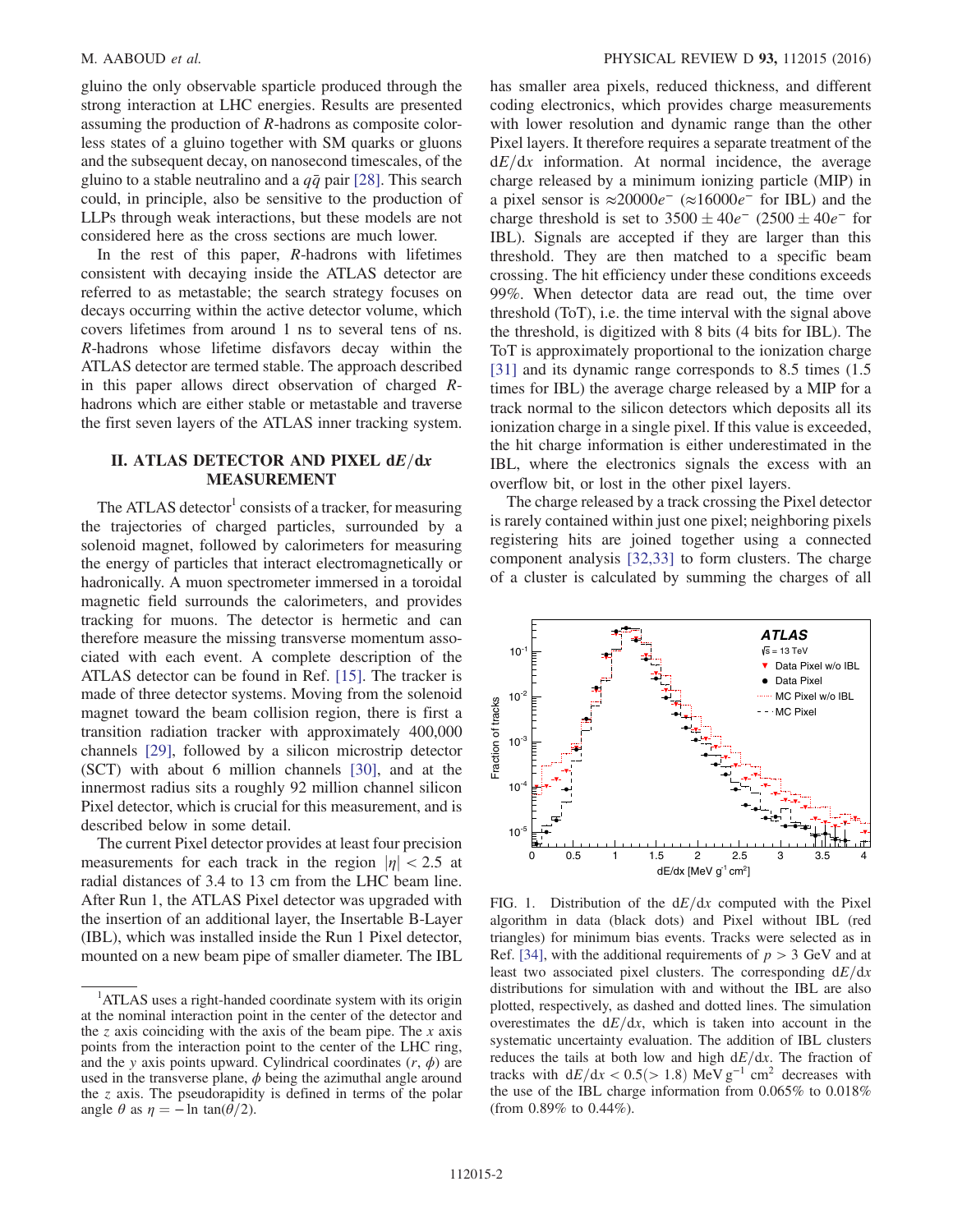gluino the only observable sparticle produced through the strong interaction at LHC energies. Results are presented assuming the production of $R$-hadrons as composite colorless states of a gluino together with SM quarks or gluons and the subsequent decay, on nanosecond timescales, of the gluino to a stable neutralino and a $q\bar{q}$ pair [28]. This search could, in principle, also be sensitive to the production of LLPs through weak interactions, but these models are not considered here as the cross sections are much lower.

In the rest of this paper, $R$-hadrons with lifetimes consistent with decaying inside the ATLAS detector are referred to as metastable; the search strategy focuses on decays occurring within the active detector volume, which covers lifetimes from around 1 ns to several tens of ns. $R$-hadrons whose lifetime disfavors decay within the ATLAS detector are termed stable. The approach described in this paper allows direct observation of charged $R$-hadrons which are either stable or metastable and traverse the first seven layers of the ATLAS inner tracking system.

## II. ATLAS DETECTOR AND PIXEL d$E$/d$x$ MEASUREMENT

The ATLAS detector[1] consists of a tracker, for measuring the trajectories of charged particles, surrounded by a solenoid magnet, followed by calorimeters for measuring the energy of particles that interact electromagnetically or hadronically. A muon spectrometer immersed in a toroidal magnetic field surrounds the calorimeters, and provides tracking for muons. The detector is hermetic and can therefore measure the missing transverse momentum associated with each event. A complete description of the ATLAS detector can be found in Ref. [15]. The tracker is made of three detector systems. Moving from the solenoid magnet toward the beam collision region, there is first a transition radiation tracker with approximately 400,000 channels [29], followed by a silicon microstrip detector (SCT) with about 6 million channels [30], and at the innermost radius sits a roughly 92 million channel silicon Pixel detector, which is crucial for this measurement, and is described below in some detail.

The current Pixel detector provides at least four precision measurements for each track in the region $|\eta| < 2.5$ at radial distances of 3.4 to 13 cm from the LHC beam line. After Run 1, the ATLAS Pixel detector was upgraded with the insertion of an additional layer, the Insertable B-Layer (IBL), which was installed inside the Run 1 Pixel detector, mounted on a new beam pipe of smaller diameter. The IBL has smaller area pixels, reduced thickness, and different coding electronics, which provides charge measurements with lower resolution and dynamic range than the other Pixel layers. It therefore requires a separate treatment of the d$E$/d$x$ information. At normal incidence, the average charge released by a minimum ionizing particle (MIP) in a pixel sensor is $\approx 20000e^-$ ($\approx 16000e^-$ for IBL) and the charge threshold is set to $3500 \pm 40e^-$ ($2500 \pm 40e^-$ for IBL). Signals are accepted if they are larger than this threshold. They are then matched to a specific beam crossing. The hit efficiency under these conditions exceeds 99%. When detector data are read out, the time over threshold (ToT), i.e. the time interval with the signal above the threshold, is digitized with 8 bits (4 bits for IBL). The ToT is approximately proportional to the ionization charge [31] and its dynamic range corresponds to 8.5 times (1.5 times for IBL) the average charge released by a MIP for a track normal to the silicon detectors which deposits all its ionization charge in a single pixel. If this value is exceeded, the hit charge information is either underestimated in the IBL, where the electronics signals the excess with an overflow bit, or lost in the other pixel layers.

The charge released by a track crossing the Pixel detector is rarely contained within just one pixel; neighboring pixels registering hits are joined together using a connected component analysis [32,33] to form clusters. The charge of a cluster is calculated by summing the charges of all

FIG. 1. Distribution of the d$E$/d$x$ computed with the Pixel algorithm in data (black dots) and Pixel without IBL (red triangles) for minimum bias events. Tracks were selected as in Ref. [34], with the additional requirements of $p > 3$ GeV and at least two associated pixel clusters. The corresponding d$E$/d$x$ distributions for simulation with and without the IBL are also plotted, respectively, as dashed and dotted lines. The simulation overestimates the d$E$/d$x$, which is taken into account in the systematic uncertainty evaluation. The addition of IBL clusters reduces the tails at both low and high d$E$/d$x$. The fraction of tracks with d$E$/d$x$ $< 0.5$ ($> 1.8$) MeV g$^{-1}$ cm$^2$ decreases with the use of the IBL charge information from 0.065% to 0.018% (from 0.89% to 0.44%).

[1] ATLAS uses a right-handed coordinate system with its origin at the nominal interaction point in the center of the detector and the $z$ axis coinciding with the axis of the beam pipe. The $x$ axis points from the interaction point to the center of the LHC ring, and the $y$ axis points upward. Cylindrical coordinates ($r$, $\phi$) are used in the transverse plane, $\phi$ being the azimuthal angle around the $z$ axis. The pseudorapidity is defined in terms of the polar angle $\theta$ as $\eta = -\ln \tan(\theta/2)$.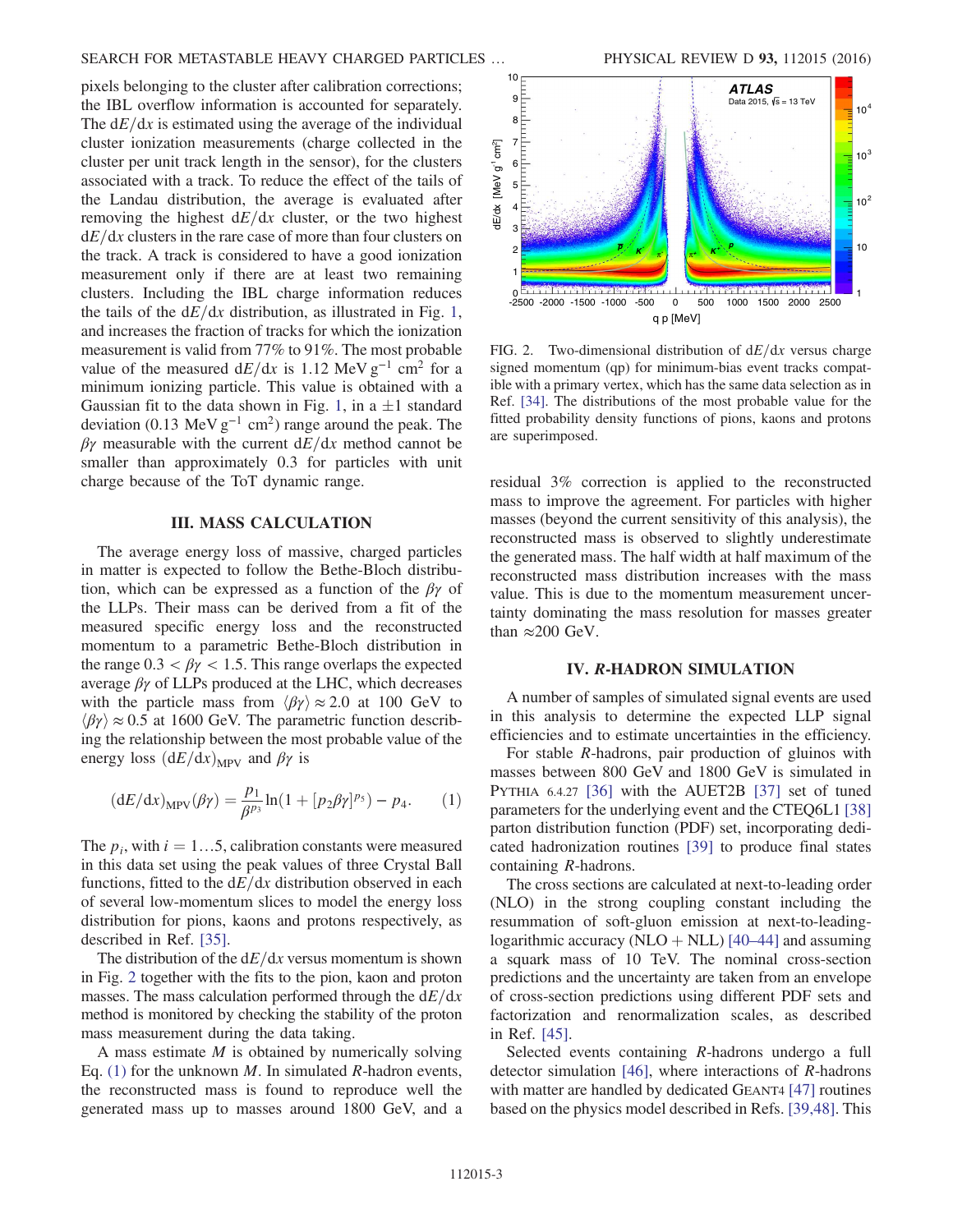pixels belonging to the cluster after calibration corrections; the IBL overflow information is accounted for separately. The $dE/dx$ is estimated using the average of the individual cluster ionization measurements (charge collected in the cluster per unit track length in the sensor), for the clusters associated with a track. To reduce the effect of the tails of the Landau distribution, the average is evaluated after removing the highest $dE/dx$ cluster, or the two highest $dE/dx$ clusters in the rare case of more than four clusters on the track. A track is considered to have a good ionization measurement only if there are at least two remaining clusters. Including the IBL charge information reduces the tails of the $dE/dx$ distribution, as illustrated in Fig. 1, and increases the fraction of tracks for which the ionization measurement is valid from 77% to 91%. The most probable value of the measured $dE/dx$ is 1.12 MeV $g^{-1}$ $cm^2$ for a minimum ionizing particle. This value is obtained with a Gaussian fit to the data shown in Fig. 1, in a $\pm 1$ standard deviation (0.13 MeV $g^{-1}$ $cm^2$) range around the peak. The $\beta\gamma$ measurable with the current $dE/dx$ method cannot be smaller than approximately 0.3 for particles with unit charge because of the ToT dynamic range.

## III. MASS CALCULATION

The average energy loss of massive, charged particles in matter is expected to follow the Bethe-Bloch distribution, which can be expressed as a function of the $\beta\gamma$ of the LLPs. Their mass can be derived from a fit of the measured specific energy loss and the reconstructed momentum to a parametric Bethe-Bloch distribution in the range $0.3 < \beta\gamma < 1.5$. This range overlaps the expected average $\beta\gamma$ of LLPs produced at the LHC, which decreases with the particle mass from $\langle \beta\gamma \rangle \approx 2.0$ at 100 GeV to $\langle \beta\gamma \rangle \approx 0.5$ at 1600 GeV. The parametric function describing the relationship between the most probable value of the energy loss $(dE/dx)_{\mathrm{MPV}}$ and $\beta\gamma$ is

$$(dE/dx)_{\mathrm{MPV}}(\beta\gamma) = \frac{p_1}{\beta^{p_3}} \ln(1 + [p_2\beta\gamma]^{p_5}) - p_4. \qquad (1)$$

The $p_i$, with $i = 1 \ldots 5$, calibration constants were measured in this data set using the peak values of three Crystal Ball functions, fitted to the $dE/dx$ distribution observed in each of several low-momentum slices to model the energy loss distribution for pions, kaons and protons respectively, as described in Ref. [35].

The distribution of the $dE/dx$ versus momentum is shown in Fig. 2 together with the fits to the pion, kaon and proton masses. The mass calculation performed through the $dE/dx$ method is monitored by checking the stability of the proton mass measurement during the data taking.

A mass estimate $M$ is obtained by numerically solving Eq. (1) for the unknown $M$. In simulated $R$-hadron events, the reconstructed mass is found to reproduce well the generated mass up to masses around 1800 GeV, and a residual 3% correction is applied to the reconstructed mass to improve the agreement. For particles with higher masses (beyond the current sensitivity of this analysis), the reconstructed mass is observed to slightly underestimate the generated mass. The half width at half maximum of the reconstructed mass distribution increases with the mass value. This is due to the momentum measurement uncertainty dominating the mass resolution for masses greater than $\approx$200 GeV.

FIG. 2. Two-dimensional distribution of $dE/dx$ versus charge signed momentum ($qp$) for minimum-bias event tracks compatible with a primary vertex, which has the same data selection as in Ref. [34]. The distributions of the most probable value for the fitted probability density functions of pions, kaons and protons are superimposed.

## IV. R-HADRON SIMULATION

A number of samples of simulated signal events are used in this analysis to determine the expected LLP signal efficiencies and to estimate uncertainties in the efficiency.

For stable $R$-hadrons, pair production of gluinos with masses between 800 GeV and 1800 GeV is simulated in PYTHIA 6.4.27 [36] with the AUET2B [37] set of tuned parameters for the underlying event and the CTEQ6L1 [38] parton distribution function (PDF) set, incorporating dedicated hadronization routines [39] to produce final states containing $R$-hadrons.

The cross sections are calculated at next-to-leading order (NLO) in the strong coupling constant including the resummation of soft-gluon emission at next-to-leading-logarithmic accuracy (NLO + NLL) [40–44] and assuming a squark mass of 10 TeV. The nominal cross-section predictions and the uncertainty are taken from an envelope of cross-section predictions using different PDF sets and factorization and renormalization scales, as described in Ref. [45].

Selected events containing $R$-hadrons undergo a full detector simulation [46], where interactions of $R$-hadrons with matter are handled by dedicated GEANT4 [47] routines based on the physics model described in Refs. [39,48]. This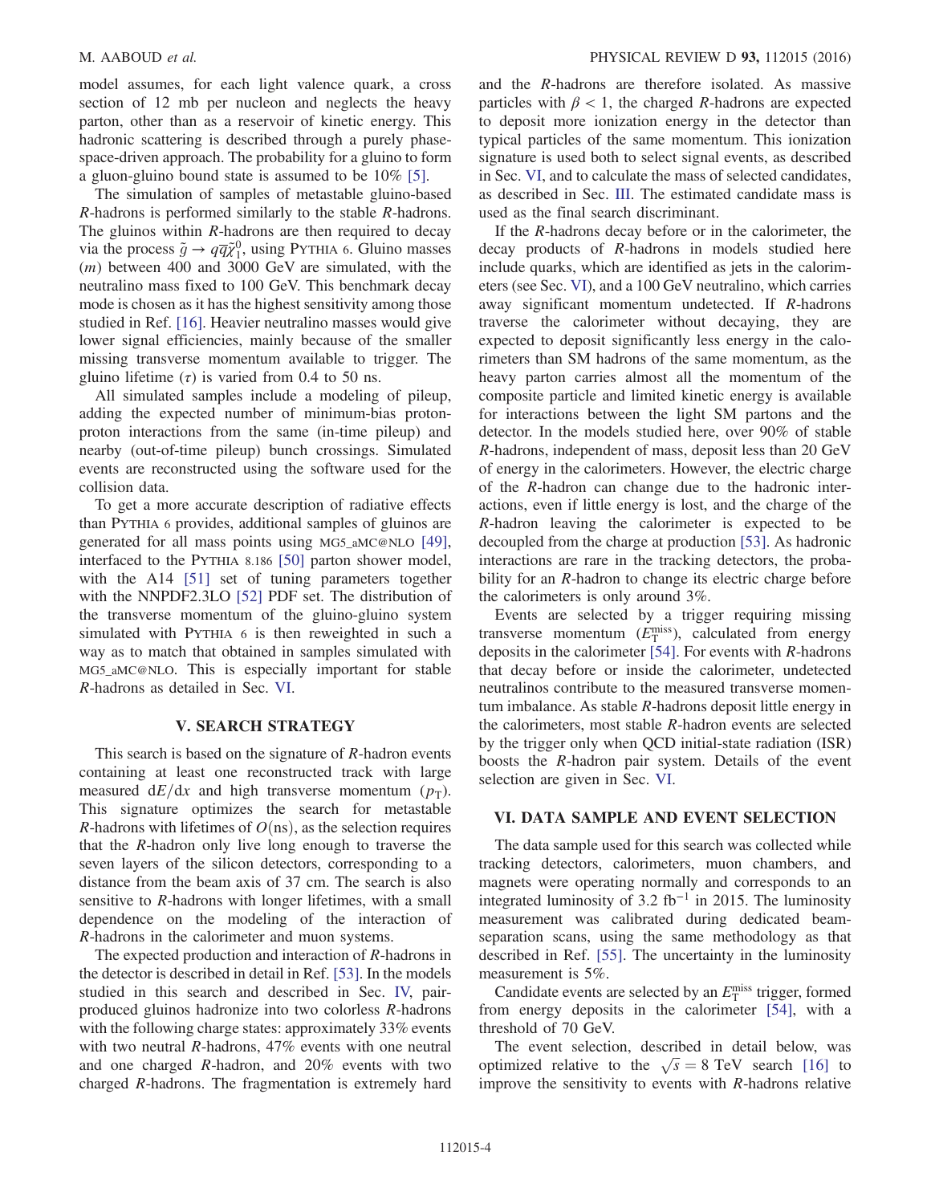model assumes, for each light valence quark, a cross section of 12 mb per nucleon and neglects the heavy parton, other than as a reservoir of kinetic energy. This hadronic scattering is described through a purely phase-space-driven approach. The probability for a gluino to form a gluon-gluino bound state is assumed to be 10% [5].

The simulation of samples of metastable gluino-based $R$-hadrons is performed similarly to the stable $R$-hadrons. The gluinos within $R$-hadrons are then required to decay via the process $\tilde{g} \to q\bar{q}\tilde{\chi}_1^0$, using PYTHIA 6. Gluino masses ($m$) between 400 and 3000 GeV are simulated, with the neutralino mass fixed to 100 GeV. This benchmark decay mode is chosen as it has the highest sensitivity among those studied in Ref. [16]. Heavier neutralino masses would give lower signal efficiencies, mainly because of the smaller missing transverse momentum available to trigger. The gluino lifetime ($\tau$) is varied from 0.4 to 50 ns.

All simulated samples include a modeling of pileup, adding the expected number of minimum-bias proton-proton interactions from the same (in-time pileup) and nearby (out-of-time pileup) bunch crossings. Simulated events are reconstructed using the software used for the collision data.

To get a more accurate description of radiative effects than PYTHIA 6 provides, additional samples of gluinos are generated for all mass points using MG5_aMC@NLO [49], interfaced to the PYTHIA 8.186 [50] parton shower model, with the A14 [51] set of tuning parameters together with the NNPDF2.3LO [52] PDF set. The distribution of the transverse momentum of the gluino-gluino system simulated with PYTHIA 6 is then reweighted in such a way as to match that obtained in samples simulated with MG5_aMC@NLO. This is especially important for stable $R$-hadrons as detailed in Sec. VI.

## V. SEARCH STRATEGY

This search is based on the signature of $R$-hadron events containing at least one reconstructed track with large measured $\mathrm{d}E/\mathrm{d}x$ and high transverse momentum ($p_{\mathrm{T}}$). This signature optimizes the search for metastable $R$-hadrons with lifetimes of $O(\mathrm{ns})$, as the selection requires that the $R$-hadron only live long enough to traverse the seven layers of the silicon detectors, corresponding to a distance from the beam axis of 37 cm. The search is also sensitive to $R$-hadrons with longer lifetimes, with a small dependence on the modeling of the interaction of $R$-hadrons in the calorimeter and muon systems.

The expected production and interaction of $R$-hadrons in the detector is described in detail in Ref. [53]. In the models studied in this search and described in Sec. IV, pair-produced gluinos hadronize into two colorless $R$-hadrons with the following charge states: approximately 33% events with two neutral $R$-hadrons, 47% events with one neutral and one charged $R$-hadron, and 20% events with two charged $R$-hadrons. The fragmentation is extremely hard and the $R$-hadrons are therefore isolated. As massive particles with $\beta < 1$, the charged $R$-hadrons are expected to deposit more ionization energy in the detector than typical particles of the same momentum. This ionization signature is used both to select signal events, as described in Sec. VI, and to calculate the mass of selected candidates, as described in Sec. III. The estimated candidate mass is used as the final search discriminant.

If the $R$-hadrons decay before or in the calorimeter, the decay products of $R$-hadrons in models studied here include quarks, which are identified as jets in the calorimeters (see Sec. VI), and a 100 GeV neutralino, which carries away significant momentum undetected. If $R$-hadrons traverse the calorimeter without decaying, they are expected to deposit significantly less energy in the calorimeters than SM hadrons of the same momentum, as the heavy parton carries almost all the momentum of the composite particle and limited kinetic energy is available for interactions between the light SM partons and the detector. In the models studied here, over 90% of stable $R$-hadrons, independent of mass, deposit less than 20 GeV of energy in the calorimeters. However, the electric charge of the $R$-hadron can change due to the hadronic interactions, even if little energy is lost, and the charge of the $R$-hadron leaving the calorimeter is expected to be decoupled from the charge at production [53]. As hadronic interactions are rare in the tracking detectors, the probability for an $R$-hadron to change its electric charge before the calorimeters is only around 3%.

Events are selected by a trigger requiring missing transverse momentum ($E_{\mathrm{T}}^{\mathrm{miss}}$), calculated from energy deposits in the calorimeter [54]. For events with $R$-hadrons that decay before or inside the calorimeter, undetected neutralinos contribute to the measured transverse momentum imbalance. As stable $R$-hadrons deposit little energy in the calorimeters, most stable $R$-hadron events are selected by the trigger only when QCD initial-state radiation (ISR) boosts the $R$-hadron pair system. Details of the event selection are given in Sec. VI.

## VI. DATA SAMPLE AND EVENT SELECTION

The data sample used for this search was collected while tracking detectors, calorimeters, muon chambers, and magnets were operating normally and corresponds to an integrated luminosity of 3.2 fb$^{-1}$ in 2015. The luminosity measurement was calibrated during dedicated beam-separation scans, using the same methodology as that described in Ref. [55]. The uncertainty in the luminosity measurement is 5%.

Candidate events are selected by an $E_{\mathrm{T}}^{\mathrm{miss}}$ trigger, formed from energy deposits in the calorimeter [54], with a threshold of 70 GeV.

The event selection, described in detail below, was optimized relative to the $\sqrt{s} = 8$ TeV search [16] to improve the sensitivity to events with $R$-hadrons relative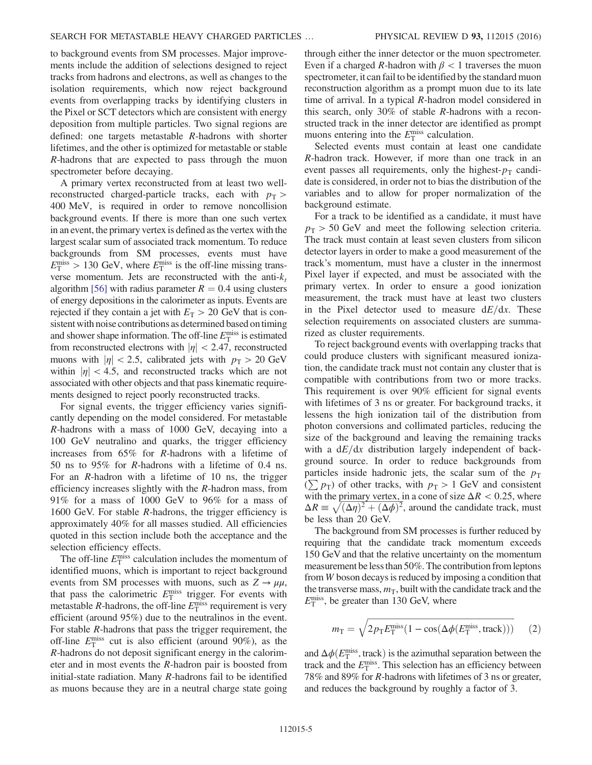to background events from SM processes. Major improvements include the addition of selections designed to reject tracks from hadrons and electrons, as well as changes to the isolation requirements, which now reject background events from overlapping tracks by identifying clusters in the Pixel or SCT detectors which are consistent with energy deposition from multiple particles. Two signal regions are defined: one targets metastable $R$-hadrons with shorter lifetimes, and the other is optimized for metastable or stable $R$-hadrons that are expected to pass through the muon spectrometer before decaying.

A primary vertex reconstructed from at least two well-reconstructed charged-particle tracks, each with $p_{\mathrm{T}} > 400$ MeV, is required in order to remove noncollision background events. If there is more than one such vertex in an event, the primary vertex is defined as the vertex with the largest scalar sum of associated track momentum. To reduce backgrounds from SM processes, events must have $E_{\mathrm{T}}^{\mathrm{miss}} > 130$ GeV, where $E_{\mathrm{T}}^{\mathrm{miss}}$ is the off-line missing transverse momentum. Jets are reconstructed with the anti-$k_t$ algorithm [56] with radius parameter $R = 0.4$ using clusters of energy depositions in the calorimeter as inputs. Events are rejected if they contain a jet with $E_{\mathrm{T}} > 20$ GeV that is consistent with noise contributions as determined based on timing and shower shape information. The off-line $E_{\mathrm{T}}^{\mathrm{miss}}$ is estimated from reconstructed electrons with $|\eta| < 2.47$, reconstructed muons with $|\eta| < 2.5$, calibrated jets with $p_{\mathrm{T}} > 20$ GeV within $|\eta| < 4.5$, and reconstructed tracks which are not associated with other objects and that pass kinematic requirements designed to reject poorly reconstructed tracks.

For signal events, the trigger efficiency varies significantly depending on the model considered. For metastable $R$-hadrons with a mass of 1000 GeV, decaying into a 100 GeV neutralino and quarks, the trigger efficiency increases from 65% for $R$-hadrons with a lifetime of 50 ns to 95% for $R$-hadrons with a lifetime of 0.4 ns. For an $R$-hadron with a lifetime of 10 ns, the trigger efficiency increases slightly with the $R$-hadron mass, from 91% for a mass of 1000 GeV to 96% for a mass of 1600 GeV. For stable $R$-hadrons, the trigger efficiency is approximately 40% for all masses studied. All efficiencies quoted in this section include both the acceptance and the selection efficiency effects.

The off-line $E_{\mathrm{T}}^{\mathrm{miss}}$ calculation includes the momentum of identified muons, which is important to reject background events from SM processes with muons, such as $Z \to \mu\mu$, that pass the calorimetric $E_{\mathrm{T}}^{\mathrm{miss}}$ trigger. For events with metastable $R$-hadrons, the off-line $E_{\mathrm{T}}^{\mathrm{miss}}$ requirement is very efficient (around 95%) due to the neutralinos in the event. For stable $R$-hadrons that pass the trigger requirement, the off-line $E_{\mathrm{T}}^{\mathrm{miss}}$ cut is also efficient (around 90%), as the $R$-hadrons do not deposit significant energy in the calorimeter and in most events the $R$-hadron pair is boosted from initial-state radiation. Many $R$-hadrons fail to be identified as muons because they are in a neutral charge state going through either the inner detector or the muon spectrometer. Even if a charged $R$-hadron with $\beta < 1$ traverses the muon spectrometer, it can fail to be identified by the standard muon reconstruction algorithm as a prompt muon due to its late time of arrival. In a typical $R$-hadron model considered in this search, only 30% of stable $R$-hadrons with a reconstructed track in the inner detector are identified as prompt muons entering into the $E_{\mathrm{T}}^{\mathrm{miss}}$ calculation.

Selected events must contain at least one candidate $R$-hadron track. However, if more than one track in an event passes all requirements, only the highest-$p_{\mathrm{T}}$ candidate is considered, in order not to bias the distribution of the variables and to allow for proper normalization of the background estimate.

For a track to be identified as a candidate, it must have $p_{\mathrm{T}} > 50$ GeV and meet the following selection criteria. The track must contain at least seven clusters from silicon detector layers in order to make a good measurement of the track's momentum, must have a cluster in the innermost Pixel layer if expected, and must be associated with the primary vertex. In order to ensure a good ionization measurement, the track must have at least two clusters in the Pixel detector used to measure $\mathrm{d}E/\mathrm{d}x$. These selection requirements on associated clusters are summarized as cluster requirements.

To reject background events with overlapping tracks that could produce clusters with significant measured ionization, the candidate track must not contain any cluster that is compatible with contributions from two or more tracks. This requirement is over 90% efficient for signal events with lifetimes of 3 ns or greater. For background tracks, it lessens the high ionization tail of the distribution from photon conversions and collimated particles, reducing the size of the background and leaving the remaining tracks with a $\mathrm{d}E/\mathrm{d}x$ distribution largely independent of background source. In order to reduce backgrounds from particles inside hadronic jets, the scalar sum of the $p_{\mathrm{T}}$ ($\sum p_{\mathrm{T}}$) of other tracks, with $p_{\mathrm{T}} > 1$ GeV and consistent with the primary vertex, in a cone of size $\Delta R < 0.25$, where $\Delta R \equiv \sqrt{(\Delta\eta)^2 + (\Delta\phi)^2}$, around the candidate track, must be less than 20 GeV.

The background from SM processes is further reduced by requiring that the candidate track momentum exceeds 150 GeV and that the relative uncertainty on the momentum measurement be less than 50%. The contribution from leptons from $W$ boson decays is reduced by imposing a condition that the transverse mass, $m_{\mathrm{T}}$, built with the candidate track and the $E_{\mathrm{T}}^{\mathrm{miss}}$, be greater than 130 GeV, where

$$m_{\mathrm{T}} = \sqrt{2 p_{\mathrm{T}} E_{\mathrm{T}}^{\mathrm{miss}} (1 - \cos(\Delta\phi(E_{\mathrm{T}}^{\mathrm{miss}}, \mathrm{track})))} \qquad (2)$$

and $\Delta\phi(E_{\mathrm{T}}^{\mathrm{miss}}, \mathrm{track})$ is the azimuthal separation between the track and the $E_{\mathrm{T}}^{\mathrm{miss}}$. This selection has an efficiency between 78% and 89% for $R$-hadrons with lifetimes of 3 ns or greater, and reduces the background by roughly a factor of 3.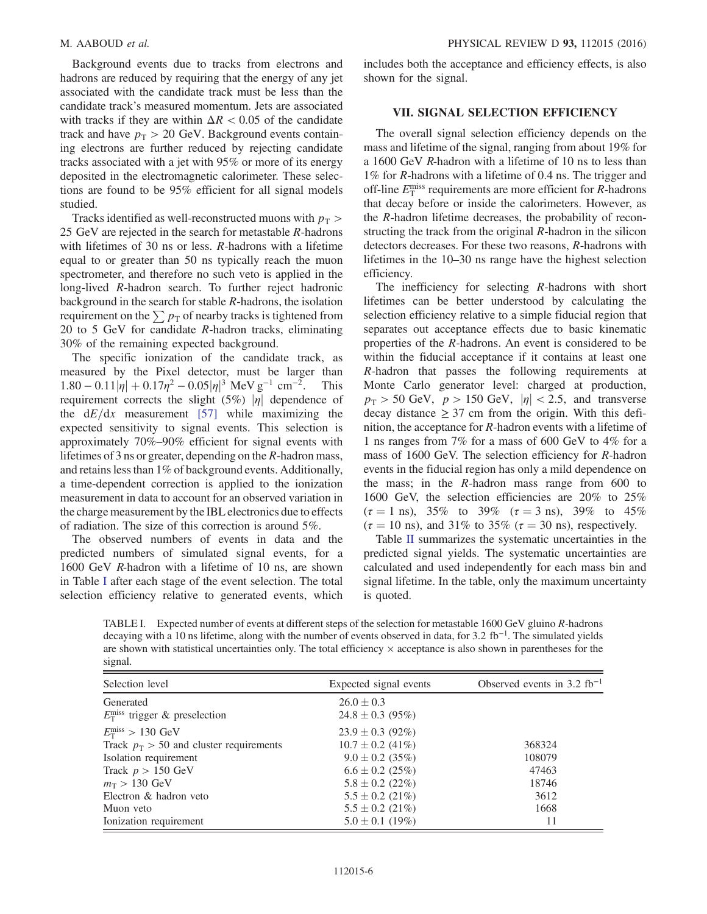Background events due to tracks from electrons and hadrons are reduced by requiring that the energy of any jet associated with the candidate track must be less than the candidate track's measured momentum. Jets are associated with tracks if they are within $\Delta R < 0.05$ of the candidate track and have $p_T > 20$ GeV. Background events containing electrons are further reduced by rejecting candidate tracks associated with a jet with 95% or more of its energy deposited in the electromagnetic calorimeter. These selections are found to be 95% efficient for all signal models studied.

Tracks identified as well-reconstructed muons with $p_T > 25$ GeV are rejected in the search for metastable $R$-hadrons with lifetimes of 30 ns or less. $R$-hadrons with a lifetime equal to or greater than 50 ns typically reach the muon spectrometer, and therefore no such veto is applied in the long-lived $R$-hadron search. To further reject hadronic background in the search for stable $R$-hadrons, the isolation requirement on the $\sum p_T$ of nearby tracks is tightened from 20 to 5 GeV for candidate $R$-hadron tracks, eliminating 30% of the remaining expected background.

The specific ionization of the candidate track, as measured by the Pixel detector, must be larger than $1.80 - 0.11|\eta| + 0.17\eta^2 - 0.05|\eta|^3$ MeV g$^{-1}$ cm$^{-2}$. This requirement corrects the slight (5%) $|\eta|$ dependence of the $\mathrm{d}E/\mathrm{d}x$ measurement [57] while maximizing the expected sensitivity to signal events. This selection is approximately 70%–90% efficient for signal events with lifetimes of 3 ns or greater, depending on the $R$-hadron mass, and retains less than 1% of background events. Additionally, a time-dependent correction is applied to the ionization measurement in data to account for an observed variation in the charge measurement by the IBL electronics due to effects of radiation. The size of this correction is around 5%.

The observed numbers of events in data and the predicted numbers of simulated signal events, for a 1600 GeV $R$-hadron with a lifetime of 10 ns, are shown in Table I after each stage of the event selection. The total selection efficiency relative to generated events, which includes both the acceptance and efficiency effects, is also shown for the signal.

## VII. SIGNAL SELECTION EFFICIENCY

The overall signal selection efficiency depends on the mass and lifetime of the signal, ranging from about 19% for a 1600 GeV $R$-hadron with a lifetime of 10 ns to less than 1% for $R$-hadrons with a lifetime of 0.4 ns. The trigger and off-line $E_T^{miss}$ requirements are more efficient for $R$-hadrons that decay before or inside the calorimeters. However, as the $R$-hadron lifetime decreases, the probability of reconstructing the track from the original $R$-hadron in the silicon detectors decreases. For these two reasons, $R$-hadrons with lifetimes in the 10–30 ns range have the highest selection efficiency.

The inefficiency for selecting $R$-hadrons with short lifetimes can be better understood by calculating the selection efficiency relative to a simple fiducial region that separates out acceptance effects due to basic kinematic properties of the $R$-hadrons. An event is considered to be within the fiducial acceptance if it contains at least one $R$-hadron that passes the following requirements at Monte Carlo generator level: charged at production, $p_T > 50$ GeV, $p > 150$ GeV, $|\eta| < 2.5$, and transverse decay distance $\geq 37$ cm from the origin. With this definition, the acceptance for $R$-hadron events with a lifetime of 1 ns ranges from 7% for a mass of 600 GeV to 4% for a mass of 1600 GeV. The selection efficiency for $R$-hadron events in the fiducial region has only a mild dependence on the mass; in the $R$-hadron mass range from 600 to 1600 GeV, the selection efficiencies are 20% to 25% ($\tau = 1$ ns), 35% to 39% ($\tau = 3$ ns), 39% to 45% ($\tau = 10$ ns), and 31% to 35% ($\tau = 30$ ns), respectively.

Table II summarizes the systematic uncertainties in the predicted signal yields. The systematic uncertainties are calculated and used independently for each mass bin and signal lifetime. In the table, only the maximum uncertainty is quoted.

TABLE I. Expected number of events at different steps of the selection for metastable 1600 GeV gluino $R$-hadrons decaying with a 10 ns lifetime, along with the number of events observed in data, for 3.2 fb$^{-1}$. The simulated yields are shown with statistical uncertainties only. The total efficiency × acceptance is also shown in parentheses for the signal.

| Selection level | Expected signal events | Observed events in 3.2 fb$^{-1}$ |
|---|---|---|
| Generated | $26.0 \pm 0.3$ | |
| $E_T^{miss}$ trigger & preselection | $24.8 \pm 0.3$ (95%) | |
| $E_T^{miss} > 130$ GeV | $23.9 \pm 0.3$ (92%) | |
| Track $p_T > 50$ and cluster requirements | $10.7 \pm 0.2$ (41%) | 368324 |
| Isolation requirement | $9.0 \pm 0.2$ (35%) | 108079 |
| Track $p > 150$ GeV | $6.6 \pm 0.2$ (25%) | 47463 |
| $m_T > 130$ GeV | $5.8 \pm 0.2$ (22%) | 18746 |
| Electron & hadron veto | $5.5 \pm 0.2$ (21%) | 3612 |
| Muon veto | $5.5 \pm 0.2$ (21%) | 1668 |
| Ionization requirement | $5.0 \pm 0.1$ (19%) | 11 |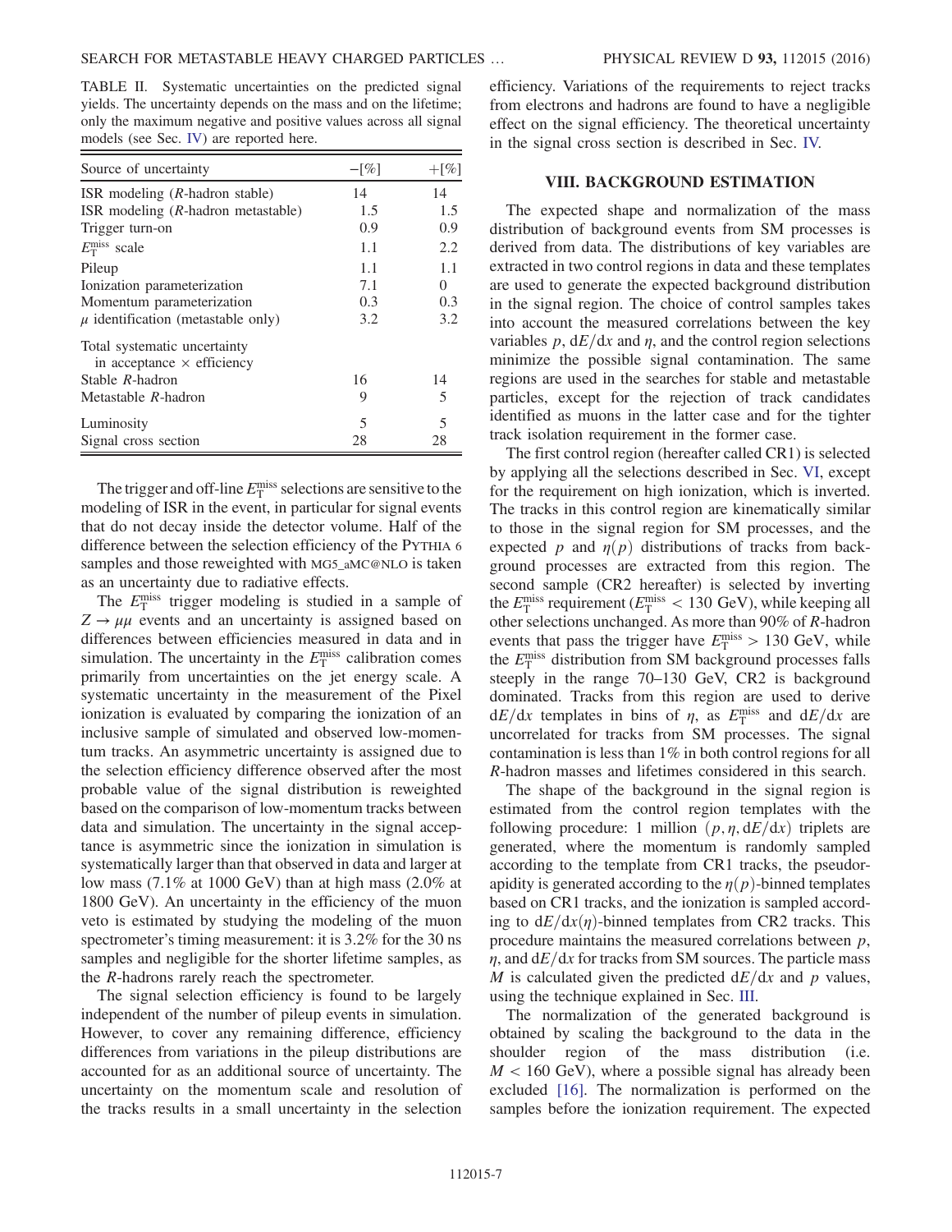TABLE II. Systematic uncertainties on the predicted signal yields. The uncertainty depends on the mass and on the lifetime; only the maximum negative and positive values across all signal models (see Sec. IV) are reported here.

| Source of uncertainty | −[%] | +[%] |
|---|---|---|
| ISR modeling ($R$-hadron stable) | 14 | 14 |
| ISR modeling ($R$-hadron metastable) | 1.5 | 1.5 |
| Trigger turn-on | 0.9 | 0.9 |
| $E_{\mathrm{T}}^{\mathrm{miss}}$ scale | 1.1 | 2.2 |
| Pileup | 1.1 | 1.1 |
| Ionization parameterization | 7.1 | 0 |
| Momentum parameterization | 0.3 | 0.3 |
| $\mu$ identification (metastable only) | 3.2 | 3.2 |
| Total systematic uncertainty in acceptance × efficiency | | |
| Stable $R$-hadron | 16 | 14 |
| Metastable $R$-hadron | 9 | 5 |
| Luminosity | 5 | 5 |
| Signal cross section | 28 | 28 |

The trigger and off-line $E_{\mathrm{T}}^{\mathrm{miss}}$ selections are sensitive to the modeling of ISR in the event, in particular for signal events that do not decay inside the detector volume. Half of the difference between the selection efficiency of the PYTHIA 6 samples and those reweighted with MG5_aMC@NLO is taken as an uncertainty due to radiative effects.

The $E_{\mathrm{T}}^{\mathrm{miss}}$ trigger modeling is studied in a sample of $Z \to \mu\mu$ events and an uncertainty is assigned based on differences between efficiencies measured in data and in simulation. The uncertainty in the $E_{\mathrm{T}}^{\mathrm{miss}}$ calibration comes primarily from uncertainties on the jet energy scale. A systematic uncertainty in the measurement of the Pixel ionization is evaluated by comparing the ionization of an inclusive sample of simulated and observed low-momentum tracks. An asymmetric uncertainty is assigned due to the selection efficiency difference observed after the most probable value of the signal distribution is reweighted based on the comparison of low-momentum tracks between data and simulation. The uncertainty in the signal acceptance is asymmetric since the ionization in simulation is systematically larger than that observed in data and larger at low mass (7.1% at 1000 GeV) than at high mass (2.0% at 1800 GeV). An uncertainty in the efficiency of the muon veto is estimated by studying the modeling of the muon spectrometer's timing measurement: it is 3.2% for the 30 ns samples and negligible for the shorter lifetime samples, as the $R$-hadrons rarely reach the spectrometer.

The signal selection efficiency is found to be largely independent of the number of pileup events in simulation. However, to cover any remaining difference, efficiency differences from variations in the pileup distributions are accounted for as an additional source of uncertainty. The uncertainty on the momentum scale and resolution of the tracks results in a small uncertainty in the selection efficiency. Variations of the requirements to reject tracks from electrons and hadrons are found to have a negligible effect on the signal efficiency. The theoretical uncertainty in the signal cross section is described in Sec. IV.

## VIII. BACKGROUND ESTIMATION

The expected shape and normalization of the mass distribution of background events from SM processes is derived from data. The distributions of key variables are extracted in two control regions in data and these templates are used to generate the expected background distribution in the signal region. The choice of control samples takes into account the measured correlations between the key variables $p$, $\mathrm{d}E/\mathrm{d}x$ and $\eta$, and the control region selections minimize the possible signal contamination. The same regions are used in the searches for stable and metastable particles, except for the rejection of track candidates identified as muons in the latter case and for the tighter track isolation requirement in the former case.

The first control region (hereafter called CR1) is selected by applying all the selections described in Sec. VI, except for the requirement on high ionization, which is inverted. The tracks in this control region are kinematically similar to those in the signal region for SM processes, and the expected $p$ and $\eta(p)$ distributions of tracks from background processes are extracted from this region. The second sample (CR2 hereafter) is selected by inverting the $E_{\mathrm{T}}^{\mathrm{miss}}$ requirement ($E_{\mathrm{T}}^{\mathrm{miss}} < 130$ GeV), while keeping all other selections unchanged. As more than 90% of $R$-hadron events that pass the trigger have $E_{\mathrm{T}}^{\mathrm{miss}} > 130$ GeV, while the $E_{\mathrm{T}}^{\mathrm{miss}}$ distribution from SM background processes falls steeply in the range 70–130 GeV, CR2 is background dominated. Tracks from this region are used to derive $\mathrm{d}E/\mathrm{d}x$ templates in bins of $\eta$, as $E_{\mathrm{T}}^{\mathrm{miss}}$ and $\mathrm{d}E/\mathrm{d}x$ are uncorrelated for tracks from SM processes. The signal contamination is less than 1% in both control regions for all $R$-hadron masses and lifetimes considered in this search.

The shape of the background in the signal region is estimated from the control region templates with the following procedure: 1 million $(p, \eta, \mathrm{d}E/\mathrm{d}x)$ triplets are generated, where the momentum is randomly sampled according to the template from CR1 tracks, the pseudorapidity is generated according to the $\eta(p)$-binned templates based on CR1 tracks, and the ionization is sampled according to $\mathrm{d}E/\mathrm{d}x(\eta)$-binned templates from CR2 tracks. This procedure maintains the measured correlations between $p$, $\eta$, and $\mathrm{d}E/\mathrm{d}x$ for tracks from SM sources. The particle mass $M$ is calculated given the predicted $\mathrm{d}E/\mathrm{d}x$ and $p$ values, using the technique explained in Sec. III.

The normalization of the generated background is obtained by scaling the background to the data in the shoulder region of the mass distribution (i.e. $M < 160$ GeV), where a possible signal has already been excluded [16]. The normalization is performed on the samples before the ionization requirement. The expected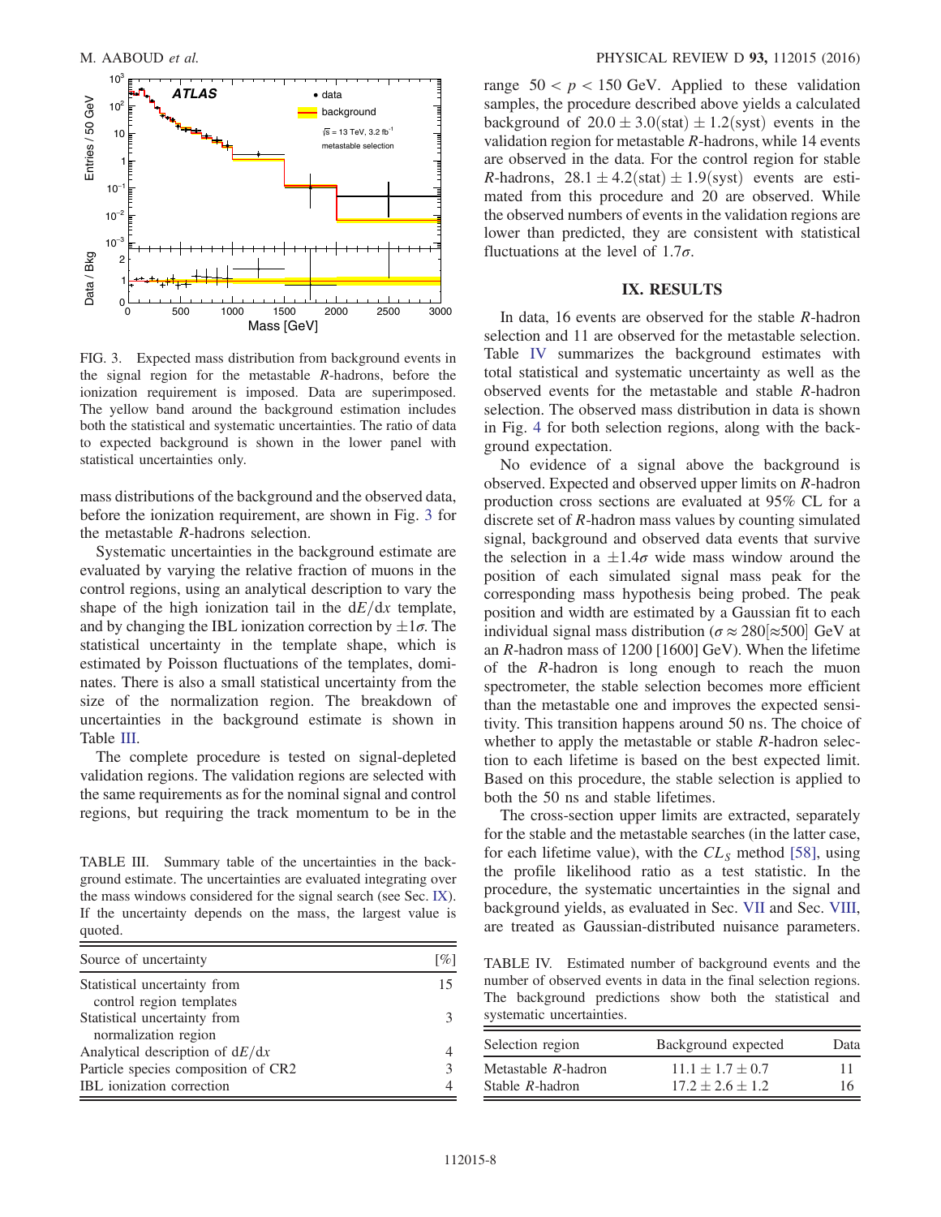FIG. 3. Expected mass distribution from background events in the signal region for the metastable $R$-hadrons, before the ionization requirement is imposed. Data are superimposed. The yellow band around the background estimation includes both the statistical and systematic uncertainties. The ratio of data to expected background is shown in the lower panel with statistical uncertainties only.

mass distributions of the background and the observed data, before the ionization requirement, are shown in Fig. 3 for the metastable $R$-hadrons selection.

Systematic uncertainties in the background estimate are evaluated by varying the relative fraction of muons in the control regions, using an analytical description to vary the shape of the high ionization tail in the $\mathrm{d}E/\mathrm{d}x$ template, and by changing the IBL ionization correction by $\pm 1\sigma$. The statistical uncertainty in the template shape, which is estimated by Poisson fluctuations of the templates, dominates. There is also a small statistical uncertainty from the size of the normalization region. The breakdown of uncertainties in the background estimate is shown in Table III.

The complete procedure is tested on signal-depleted validation regions. The validation regions are selected with the same requirements as for the nominal signal and control regions, but requiring the track momentum to be in the range $50 < p < 150$ GeV. Applied to these validation samples, the procedure described above yields a calculated background of $20.0 \pm 3.0(\mathrm{stat}) \pm 1.2(\mathrm{syst})$ events in the validation region for metastable $R$-hadrons, while 14 events are observed in the data. For the control region for stable $R$-hadrons, $28.1 \pm 4.2(\mathrm{stat}) \pm 1.9(\mathrm{syst})$ events are estimated from this procedure and 20 are observed. While the observed numbers of events in the validation regions are lower than predicted, they are consistent with statistical fluctuations at the level of $1.7\sigma$.

TABLE III. Summary table of the uncertainties in the background estimate. The uncertainties are evaluated integrating over the mass windows considered for the signal search (see Sec. IX). If the uncertainty depends on the mass, the largest value is quoted.

| Source of uncertainty | [%] |
| --- | --- |
| Statistical uncertainty from control region templates | 15 |
| Statistical uncertainty from normalization region | 3 |
| Analytical description of $\mathrm{d}E/\mathrm{d}x$ | 4 |
| Particle species composition of CR2 | 3 |
| IBL ionization correction | 4 |

## IX. RESULTS

In data, 16 events are observed for the stable $R$-hadron selection and 11 are observed for the metastable selection. Table IV summarizes the background estimates with total statistical and systematic uncertainty as well as the observed events for the metastable and stable $R$-hadron selection. The observed mass distribution in data is shown in Fig. 4 for both selection regions, along with the background expectation.

No evidence of a signal above the background is observed. Expected and observed upper limits on $R$-hadron production cross sections are evaluated at 95% CL for a discrete set of $R$-hadron mass values by counting simulated signal, background and observed data events that survive the selection in a $\pm 1.4\sigma$ wide mass window around the position of each simulated signal mass peak for the corresponding mass hypothesis being probed. The peak position and width are estimated by a Gaussian fit to each individual signal mass distribution ($\sigma \approx 280[\approx 500]$ GeV at an $R$-hadron mass of 1200 [1600] GeV). When the lifetime of the $R$-hadron is long enough to reach the muon spectrometer, the stable selection becomes more efficient than the metastable one and improves the expected sensitivity. This transition happens around 50 ns. The choice of whether to apply the metastable or stable $R$-hadron selection to each lifetime is based on the best expected limit. Based on this procedure, the stable selection is applied to both the 50 ns and stable lifetimes.

The cross-section upper limits are extracted, separately for the stable and the metastable searches (in the latter case, for each lifetime value), with the $CL_S$ method [58], using the profile likelihood ratio as a test statistic. In the procedure, the systematic uncertainties in the signal and background yields, as evaluated in Sec. VII and Sec. VIII, are treated as Gaussian-distributed nuisance parameters.

TABLE IV. Estimated number of background events and the number of observed events in data in the final selection regions. The background predictions show both the statistical and systematic uncertainties.

| Selection region | Background expected | Data |
| --- | --- | --- |
| Metastable $R$-hadron | $11.1 \pm 1.7 \pm 0.7$ | 11 |
| Stable $R$-hadron | $17.2 \pm 2.6 \pm 1.2$ | 16 |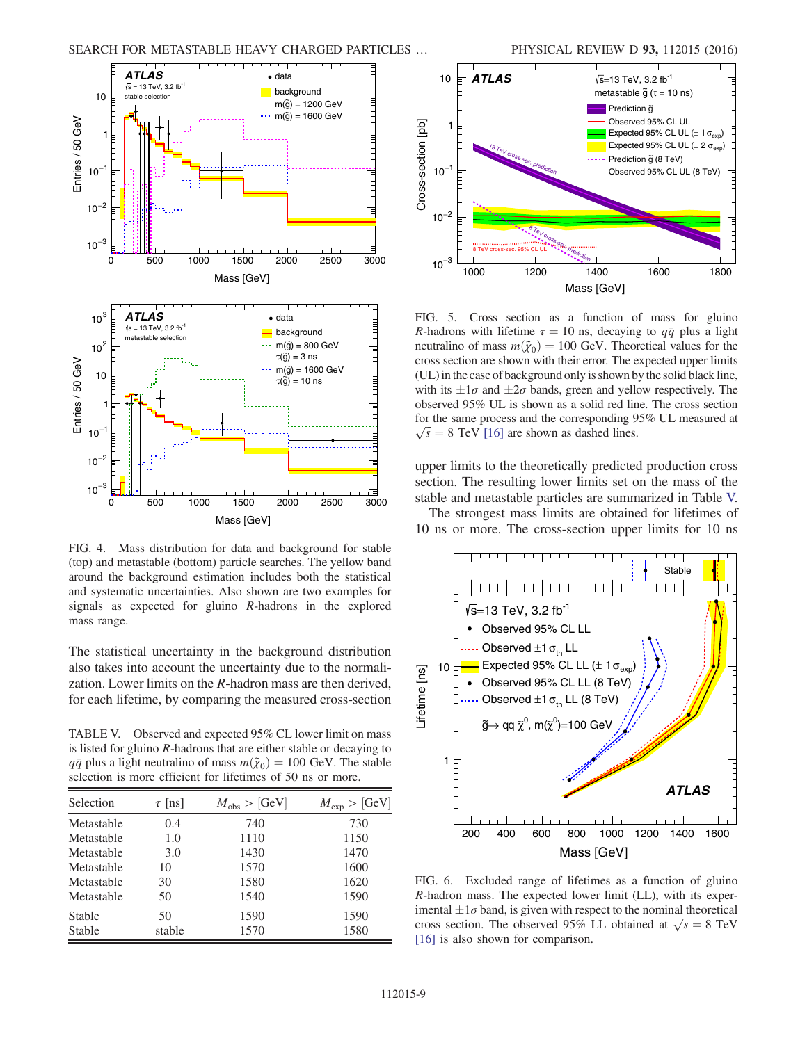FIG. 4. Mass distribution for data and background for stable (top) and metastable (bottom) particle searches. The yellow band around the background estimation includes both the statistical and systematic uncertainties. Also shown are two examples for signals as expected for gluino $R$-hadrons in the explored mass range.

The statistical uncertainty in the background distribution also takes into account the uncertainty due to the normalization. Lower limits on the $R$-hadron mass are then derived, for each lifetime, by comparing the measured cross-section upper limits to the theoretically predicted production cross section. The resulting lower limits set on the mass of the stable and metastable particles are summarized in Table V.

The strongest mass limits are obtained for lifetimes of 10 ns or more. The cross-section upper limits for 10 ns

TABLE V. Observed and expected 95% CL lower limit on mass is listed for gluino $R$-hadrons that are either stable or decaying to $q\bar{q}$ plus a light neutralino of mass $m(\tilde{\chi}_0) = 100$ GeV. The stable selection is more efficient for lifetimes of 50 ns or more.

| Selection | $\tau$ [ns] | $M_{\mathrm{obs}} >$ [GeV] | $M_{\mathrm{exp}} >$ [GeV] |
|---|---|---|---|
| Metastable | 0.4 | 740 | 730 |
| Metastable | 1.0 | 1110 | 1150 |
| Metastable | 3.0 | 1430 | 1470 |
| Metastable | 10 | 1570 | 1600 |
| Metastable | 30 | 1580 | 1620 |
| Metastable | 50 | 1540 | 1590 |
| Stable | 50 | 1590 | 1590 |
| Stable | stable | 1570 | 1580 |

FIG. 5. Cross section as a function of mass for gluino $R$-hadrons with lifetime $\tau = 10$ ns, decaying to $q\bar{q}$ plus a light neutralino of mass $m(\tilde{\chi}_0) = 100$ GeV. Theoretical values for the cross section are shown with their error. The expected upper limits (UL) in the case of background only is shown by the solid black line, with its $\pm 1\sigma$ and $\pm 2\sigma$ bands, green and yellow respectively. The observed 95% UL is shown as a solid red line. The cross section for the same process and the corresponding 95% UL measured at $\sqrt{s} = 8$ TeV [16] are shown as dashed lines.

FIG. 6. Excluded range of lifetimes as a function of gluino $R$-hadron mass. The expected lower limit (LL), with its experimental $\pm 1\sigma$ band, is given with respect to the nominal theoretical cross section. The observed 95% LL obtained at $\sqrt{s} = 8$ TeV [16] is also shown for comparison.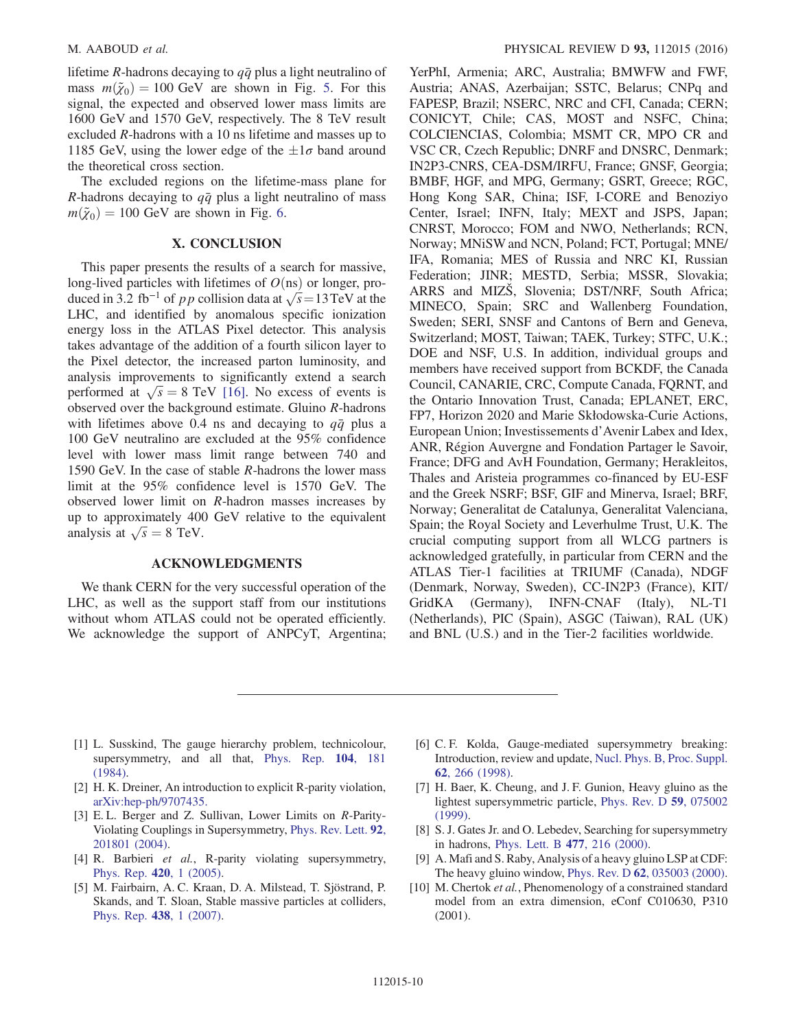lifetime $R$-hadrons decaying to $q\bar{q}$ plus a light neutralino of mass $m(\tilde{\chi}_0) = 100$ GeV are shown in Fig. 5. For this signal, the expected and observed lower mass limits are 1600 GeV and 1570 GeV, respectively. The 8 TeV result excluded $R$-hadrons with a 10 ns lifetime and masses up to 1185 GeV, using the lower edge of the $\pm 1\sigma$ band around the theoretical cross section.

The excluded regions on the lifetime-mass plane for $R$-hadrons decaying to $q\bar{q}$ plus a light neutralino of mass $m(\tilde{\chi}_0) = 100$ GeV are shown in Fig. 6.

## X. CONCLUSION

This paper presents the results of a search for massive, long-lived particles with lifetimes of $O(\text{ns})$ or longer, produced in 3.2 fb$^{-1}$ of $pp$ collision data at $\sqrt{s} = 13$ TeV at the LHC, and identified by anomalous specific ionization energy loss in the ATLAS Pixel detector. This analysis takes advantage of the addition of a fourth silicon layer to the Pixel detector, the increased parton luminosity, and analysis improvements to significantly extend a search performed at $\sqrt{s} = 8$ TeV [16]. No excess of events is observed over the background estimate. Gluino $R$-hadrons with lifetimes above 0.4 ns and decaying to $q\bar{q}$ plus a 100 GeV neutralino are excluded at the 95% confidence level with lower mass limit range between 740 and 1590 GeV. In the case of stable $R$-hadrons the lower mass limit at the 95% confidence level is 1570 GeV. The observed lower limit on $R$-hadron masses increases by up to approximately 400 GeV relative to the equivalent analysis at $\sqrt{s} = 8$ TeV.

## ACKNOWLEDGMENTS

We thank CERN for the very successful operation of the LHC, as well as the support staff from our institutions without whom ATLAS could not be operated efficiently. We acknowledge the support of ANPCyT, Argentina; YerPhI, Armenia; ARC, Australia; BMWFW and FWF, Austria; ANAS, Azerbaijan; SSTC, Belarus; CNPq and FAPESP, Brazil; NSERC, NRC and CFI, Canada; CERN; CONICYT, Chile; CAS, MOST and NSFC, China; COLCIENCIAS, Colombia; MSMT CR, MPO CR and VSC CR, Czech Republic; DNRF and DNSRC, Denmark; IN2P3-CNRS, CEA-DSM/IRFU, France; GNSF, Georgia; BMBF, HGF, and MPG, Germany; GSRT, Greece; RGC, Hong Kong SAR, China; ISF, I-CORE and Benoziyo Center, Israel; INFN, Italy; MEXT and JSPS, Japan; CNRST, Morocco; FOM and NWO, Netherlands; RCN, Norway; MNiSW and NCN, Poland; FCT, Portugal; MNE/IFA, Romania; MES of Russia and NRC KI, Russian Federation; JINR; MESTD, Serbia; MSSR, Slovakia; ARRS and MIZŠ, Slovenia; DST/NRF, South Africa; MINECO, Spain; SRC and Wallenberg Foundation, Sweden; SERI, SNSF and Cantons of Bern and Geneva, Switzerland; MOST, Taiwan; TAEK, Turkey; STFC, U.K.; DOE and NSF, U.S. In addition, individual groups and members have received support from BCKDF, the Canada Council, CANARIE, CRC, Compute Canada, FQRNT, and the Ontario Innovation Trust, Canada; EPLANET, ERC, FP7, Horizon 2020 and Marie Skłodowska-Curie Actions, European Union; Investissements d'Avenir Labex and Idex, ANR, Région Auvergne and Fondation Partager le Savoir, France; DFG and AvH Foundation, Germany; Herakleitos, Thales and Aristeia programmes co-financed by EU-ESF and the Greek NSRF; BSF, GIF and Minerva, Israel; BRF, Norway; Generalitat de Catalunya, Generalitat Valenciana, Spain; the Royal Society and Leverhulme Trust, U.K. The crucial computing support from all WLCG partners is acknowledged gratefully, in particular from CERN and the ATLAS Tier-1 facilities at TRIUMF (Canada), NDGF (Denmark, Norway, Sweden), CC-IN2P3 (France), KIT/GridKA (Germany), INFN-CNAF (Italy), NL-T1 (Netherlands), PIC (Spain), ASGC (Taiwan), RAL (UK) and BNL (U.S.) and in the Tier-2 facilities worldwide.

---

[1] L. Susskind, The gauge hierarchy problem, technicolour, supersymmetry, and all that, Phys. Rep. **104**, 181 (1984).

[2] H. K. Dreiner, An introduction to explicit R-parity violation, arXiv:hep-ph/9707435.

[3] E. L. Berger and Z. Sullivan, Lower Limits on $R$-Parity-Violating Couplings in Supersymmetry, Phys. Rev. Lett. **92**, 201801 (2004).

[4] R. Barbieri *et al.*, R-parity violating supersymmetry, Phys. Rep. **420**, 1 (2005).

[5] M. Fairbairn, A. C. Kraan, D. A. Milstead, T. Sjöstrand, P. Skands, and T. Sloan, Stable massive particles at colliders, Phys. Rep. **438**, 1 (2007).

[6] C. F. Kolda, Gauge-mediated supersymmetry breaking: Introduction, review and update, Nucl. Phys. B, Proc. Suppl. **62**, 266 (1998).

[7] H. Baer, K. Cheung, and J. F. Gunion, Heavy gluino as the lightest supersymmetric particle, Phys. Rev. D **59**, 075002 (1999).

[8] S. J. Gates Jr. and O. Lebedev, Searching for supersymmetry in hadrons, Phys. Lett. B **477**, 216 (2000).

[9] A. Mafi and S. Raby, Analysis of a heavy gluino LSP at CDF: The heavy gluino window, Phys. Rev. D **62**, 035003 (2000).

[10] M. Chertok *et al.*, Phenomenology of a constrained standard model from an extra dimension, eConf C010630, P310 (2001).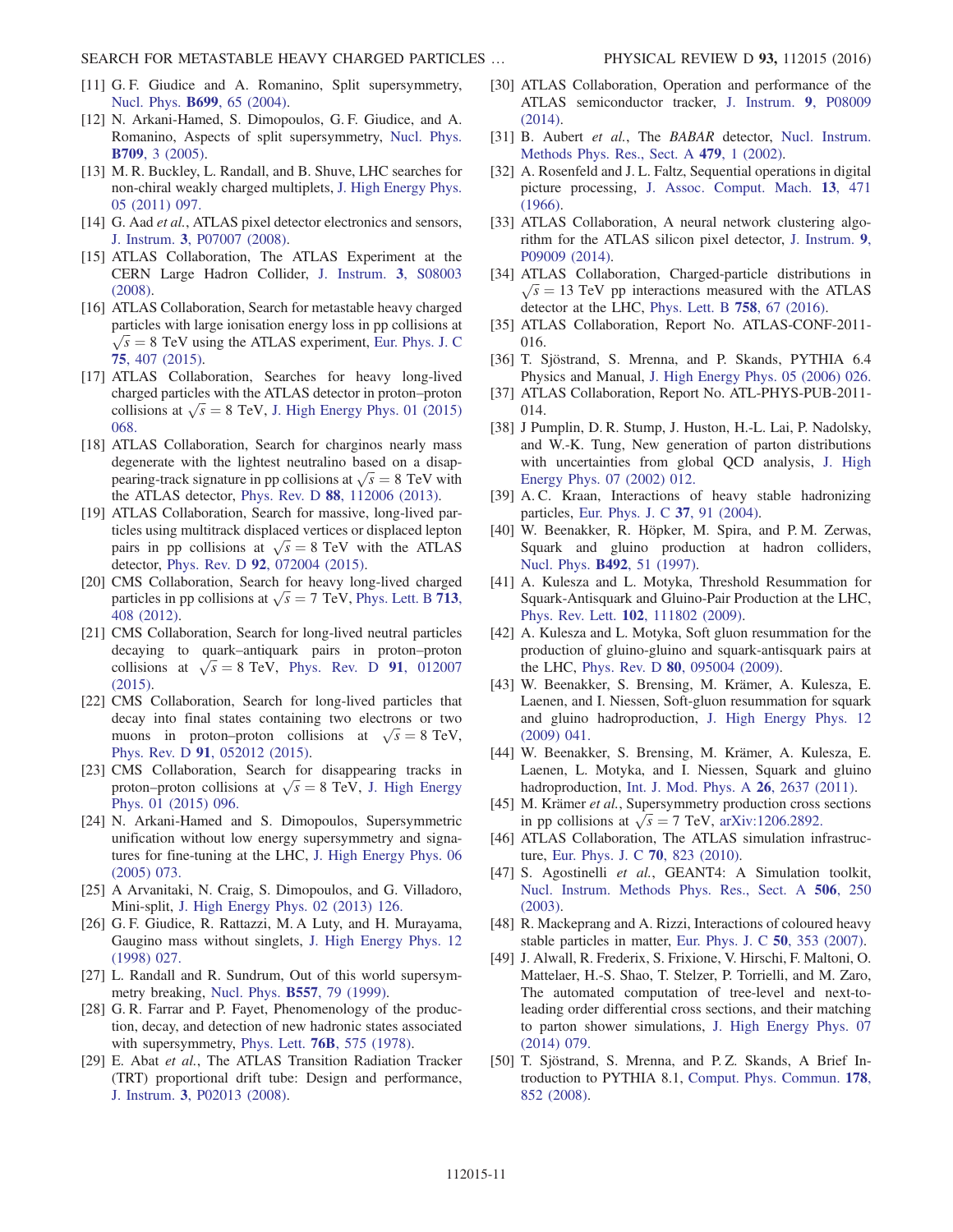[11] G. F. Giudice and A. Romanino, Split supersymmetry, Nucl. Phys. **B699**, 65 (2004).

[12] N. Arkani-Hamed, S. Dimopoulos, G. F. Giudice, and A. Romanino, Aspects of split supersymmetry, Nucl. Phys. **B709**, 3 (2005).

[13] M. R. Buckley, L. Randall, and B. Shuve, LHC searches for non-chiral weakly charged multiplets, J. High Energy Phys. 05 (2011) 097.

[14] G. Aad *et al.*, ATLAS pixel detector electronics and sensors, J. Instrum. **3**, P07007 (2008).

[15] ATLAS Collaboration, The ATLAS Experiment at the CERN Large Hadron Collider, J. Instrum. **3**, S08003 (2008).

[16] ATLAS Collaboration, Search for metastable heavy charged particles with large ionisation energy loss in pp collisions at $\sqrt{s} = 8$ TeV using the ATLAS experiment, Eur. Phys. J. C **75**, 407 (2015).

[17] ATLAS Collaboration, Searches for heavy long-lived charged particles with the ATLAS detector in proton–proton collisions at $\sqrt{s} = 8$ TeV, J. High Energy Phys. 01 (2015) 068.

[18] ATLAS Collaboration, Search for charginos nearly mass degenerate with the lightest neutralino based on a disappearing-track signature in pp collisions at $\sqrt{s} = 8$ TeV with the ATLAS detector, Phys. Rev. D **88**, 112006 (2013).

[19] ATLAS Collaboration, Search for massive, long-lived particles using multitrack displaced vertices or displaced lepton pairs in pp collisions at $\sqrt{s} = 8$ TeV with the ATLAS detector, Phys. Rev. D **92**, 072004 (2015).

[20] CMS Collaboration, Search for heavy long-lived charged particles in pp collisions at $\sqrt{s} = 7$ TeV, Phys. Lett. B **713**, 408 (2012).

[21] CMS Collaboration, Search for long-lived neutral particles decaying to quark–antiquark pairs in proton–proton collisions at $\sqrt{s} = 8$ TeV, Phys. Rev. D **91**, 012007 (2015).

[22] CMS Collaboration, Search for long-lived particles that decay into final states containing two electrons or two muons in proton–proton collisions at $\sqrt{s} = 8$ TeV, Phys. Rev. D **91**, 052012 (2015).

[23] CMS Collaboration, Search for disappearing tracks in proton–proton collisions at $\sqrt{s} = 8$ TeV, J. High Energy Phys. 01 (2015) 096.

[24] N. Arkani-Hamed and S. Dimopoulos, Supersymmetric unification without low energy supersymmetry and signatures for fine-tuning at the LHC, J. High Energy Phys. 06 (2005) 073.

[25] A Arvanitaki, N. Craig, S. Dimopoulos, and G. Villadoro, Mini-split, J. High Energy Phys. 02 (2013) 126.

[26] G. F. Giudice, R. Rattazzi, M. A Luty, and H. Murayama, Gaugino mass without singlets, J. High Energy Phys. 12 (1998) 027.

[27] L. Randall and R. Sundrum, Out of this world supersymmetry breaking, Nucl. Phys. **B557**, 79 (1999).

[28] G. R. Farrar and P. Fayet, Phenomenology of the production, decay, and detection of new hadronic states associated with supersymmetry, Phys. Lett. **76B**, 575 (1978).

[29] E. Abat *et al.*, The ATLAS Transition Radiation Tracker (TRT) proportional drift tube: Design and performance, J. Instrum. **3**, P02013 (2008).

[30] ATLAS Collaboration, Operation and performance of the ATLAS semiconductor tracker, J. Instrum. **9**, P08009 (2014).

[31] B. Aubert *et al.*, The *BABAR* detector, Nucl. Instrum. Methods Phys. Res., Sect. A **479**, 1 (2002).

[32] A. Rosenfeld and J. L. Faltz, Sequential operations in digital picture processing, J. Assoc. Comput. Mach. **13**, 471 (1966).

[33] ATLAS Collaboration, A neural network clustering algorithm for the ATLAS silicon pixel detector, J. Instrum. **9**, P09009 (2014).

[34] ATLAS Collaboration, Charged-particle distributions in $\sqrt{s} = 13$ TeV pp interactions measured with the ATLAS detector at the LHC, Phys. Lett. B **758**, 67 (2016).

[35] ATLAS Collaboration, Report No. ATLAS-CONF-2011-016.

[36] T. Sjöstrand, S. Mrenna, and P. Skands, PYTHIA 6.4 Physics and Manual, J. High Energy Phys. 05 (2006) 026.

[37] ATLAS Collaboration, Report No. ATL-PHYS-PUB-2011-014.

[38] J Pumplin, D. R. Stump, J. Huston, H.-L. Lai, P. Nadolsky, and W.-K. Tung, New generation of parton distributions with uncertainties from global QCD analysis, J. High Energy Phys. 07 (2002) 012.

[39] A. C. Kraan, Interactions of heavy stable hadronizing particles, Eur. Phys. J. C **37**, 91 (2004).

[40] W. Beenakker, R. Höpker, M. Spira, and P. M. Zerwas, Squark and gluino production at hadron colliders, Nucl. Phys. **B492**, 51 (1997).

[41] A. Kulesza and L. Motyka, Threshold Resummation for Squark-Antisquark and Gluino-Pair Production at the LHC, Phys. Rev. Lett. **102**, 111802 (2009).

[42] A. Kulesza and L. Motyka, Soft gluon resummation for the production of gluino-gluino and squark-antisquark pairs at the LHC, Phys. Rev. D **80**, 095004 (2009).

[43] W. Beenakker, S. Brensing, M. Krämer, A. Kulesza, E. Laenen, and I. Niessen, Soft-gluon resummation for squark and gluino hadroproduction, J. High Energy Phys. 12 (2009) 041.

[44] W. Beenakker, S. Brensing, M. Krämer, A. Kulesza, E. Laenen, L. Motyka, and I. Niessen, Squark and gluino hadroproduction, Int. J. Mod. Phys. A **26**, 2637 (2011).

[45] M. Krämer *et al.*, Supersymmetry production cross sections in pp collisions at $\sqrt{s} = 7$ TeV, arXiv:1206.2892.

[46] ATLAS Collaboration, The ATLAS simulation infrastructure, Eur. Phys. J. C **70**, 823 (2010).

[47] S. Agostinelli *et al.*, GEANT4: A Simulation toolkit, Nucl. Instrum. Methods Phys. Res., Sect. A **506**, 250 (2003).

[48] R. Mackeprang and A. Rizzi, Interactions of coloured heavy stable particles in matter, Eur. Phys. J. C **50**, 353 (2007).

[49] J. Alwall, R. Frederix, S. Frixione, V. Hirschi, F. Maltoni, O. Mattelaer, H.-S. Shao, T. Stelzer, P. Torrielli, and M. Zaro, The automated computation of tree-level and next-to-leading order differential cross sections, and their matching to parton shower simulations, J. High Energy Phys. 07 (2014) 079.

[50] T. Sjöstrand, S. Mrenna, and P. Z. Skands, A Brief Introduction to PYTHIA 8.1, Comput. Phys. Commun. **178**, 852 (2008).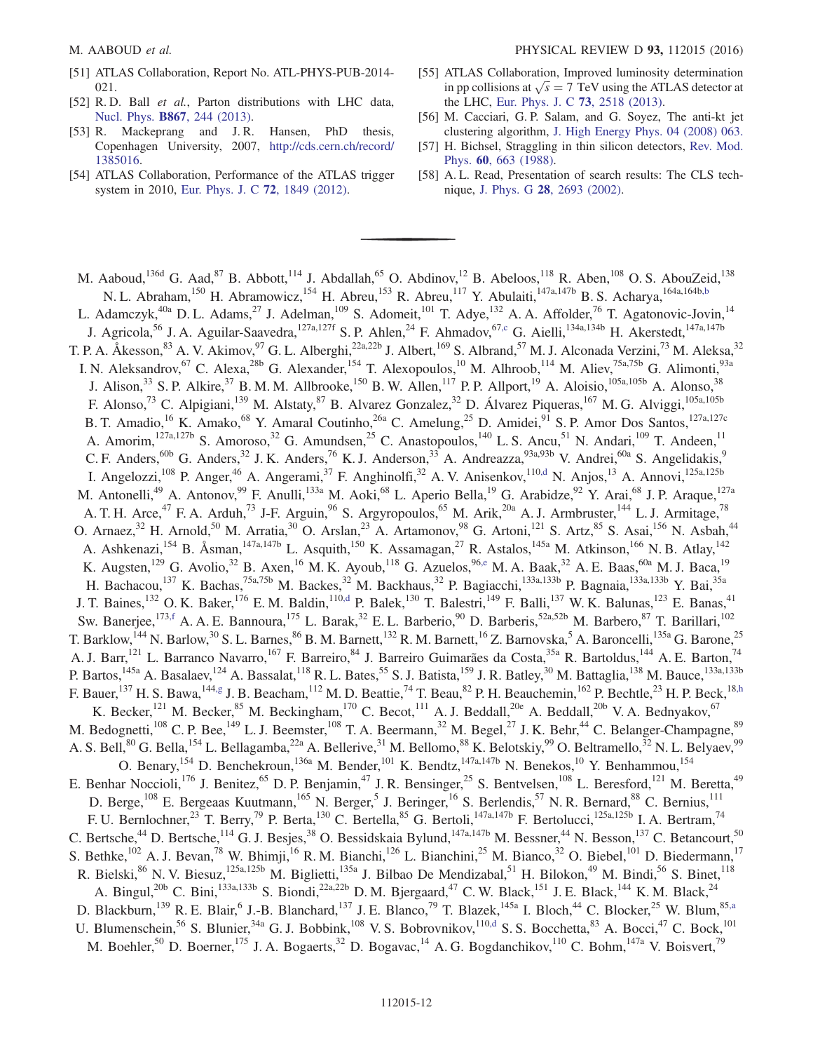[51] ATLAS Collaboration, Report No. ATL-PHYS-PUB-2014-021.

[52] R. D. Ball *et al.*, Parton distributions with LHC data, Nucl. Phys. **B867**, 244 (2013).

[53] R. Mackeprang and J. R. Hansen, PhD thesis, Copenhagen University, 2007, http://cds.cern.ch/record/1385016.

[54] ATLAS Collaboration, Performance of the ATLAS trigger system in 2010, Eur. Phys. J. C **72**, 1849 (2012).

[55] ATLAS Collaboration, Improved luminosity determination in pp collisions at $\sqrt{s} = 7$ TeV using the ATLAS detector at the LHC, Eur. Phys. J. C **73**, 2518 (2013).

[56] M. Cacciari, G. P. Salam, and G. Soyez, The anti-kt jet clustering algorithm, J. High Energy Phys. 04 (2008) 063.

[57] H. Bichsel, Straggling in thin silicon detectors, Rev. Mod. Phys. **60**, 663 (1988).

[58] A. L. Read, Presentation of search results: The CLS technique, J. Phys. G **28**, 2693 (2002).

---

M. Aaboud,[136d] G. Aad,[87] B. Abbott,[114] J. Abdallah,[65] O. Abdinov,[12] B. Abeloos,[118] R. Aben,[108] O. S. AbouZeid,[138] N. L. Abraham,[150] H. Abramowicz,[154] H. Abreu,[153] R. Abreu,[117] Y. Abulaiti,[147a,147b] B. S. Acharya,[164a,164b,b] L. Adamczyk,[40a] D. L. Adams,[27] J. Adelman,[109] S. Adomeit,[101] T. Adye,[132] A. A. Affolder,[76] T. Agatonovic-Jovin,[14] J. Agricola,[56] J. A. Aguilar-Saavedra,[127a,127f] S. P. Ahlen,[24] F. Ahmadov,[67,c] G. Aielli,[134a,134b] H. Akerstedt,[147a,147b] T. P. A. Åkesson,[83] A. V. Akimov,[97] G. L. Alberghi,[22a,22b] J. Albert,[169] S. Albrand,[57] M. J. Alconada Verzini,[73] M. Aleksa,[32] I. N. Aleksandrov,[67] C. Alexa,[28b] G. Alexander,[154] T. Alexopoulos,[10] M. Alhroob,[114] M. Aliev,[75a,75b] G. Alimonti,[93a] J. Alison,[33] S. P. Alkire,[37] B. M. M. Allbrooke,[150] B. W. Allen,[117] P. P. Allport,[19] A. Aloisio,[105a,105b] A. Alonso,[38] F. Alonso,[73] C. Alpigiani,[139] M. Alstaty,[87] B. Alvarez Gonzalez,[32] D. Álvarez Piqueras,[167] M. G. Alviggi,[105a,105b] B. T. Amadio,[16] K. Amako,[68] Y. Amaral Coutinho,[26a] C. Amelung,[25] D. Amidei,[91] S. P. Amor Dos Santos,[127a,127c] A. Amorim,[127a,127b] S. Amoroso,[32] G. Amundsen,[25] C. Anastopoulos,[140] L. S. Ancu,[51] N. Andari,[109] T. Andeen,[11] C. F. Anders,[60b] G. Anders,[32] J. K. Anders,[76] K. J. Anderson,[33] A. Andreazza,[93a,93b] V. Andrei,[60a] S. Angelidakis,[9] I. Angelozzi,[108] P. Anger,[46] A. Angerami,[37] F. Anghinolfi,[32] A. V. Anisenkov,[110,d] N. Anjos,[13] A. Annovi,[125a,125b] M. Antonelli,[49] A. Antonov,[99] F. Anulli,[133a] M. Aoki,[68] L. Aperio Bella,[19] G. Arabidze,[92] Y. Arai,[68] J. P. Araque,[127a] A. T. H. Arce,[47] F. A. Arduh,[73] J-F. Arguin,[96] S. Argyropoulos,[65] M. Arik,[20a] A. J. Armbruster,[144] L. J. Armitage,[78] O. Arnaez,[32] H. Arnold,[50] M. Arratia,[30] O. Arslan,[23] A. Artamonov,[98] G. Artoni,[121] S. Artz,[85] S. Asai,[156] N. Asbah,[44] A. Ashkenazi,[154] B. Åsman,[147a,147b] L. Asquith,[150] K. Assamagan,[27] R. Astalos,[145a] M. Atkinson,[166] N. B. Atlay,[142] K. Augsten,[129] G. Avolio,[32] B. Axen,[16] M. K. Ayoub,[118] G. Azuelos,[96,e] M. A. Baak,[32] A. E. Baas,[60a] M. J. Baca,[19] H. Bachacou,[137] K. Bachas,[75a,75b] M. Backes,[32] M. Backhaus,[32] P. Bagiacchi,[133a,133b] P. Bagnaia,[133a,133b] Y. Bai,[35a] J. T. Baines,[132] O. K. Baker,[176] E. M. Baldin,[110,d] P. Balek,[130] T. Balestri,[149] F. Balli,[137] W. K. Balunas,[123] E. Banas,[41] Sw. Banerjee,[173,f] A. A. E. Bannoura,[175] L. Barak,[32] E. L. Barberio,[90] D. Barberis,[52a,52b] M. Barbero,[87] T. Barillari,[102] T. Barklow,[144] N. Barlow,[30] S. L. Barnes,[86] B. M. Barnett,[132] R. M. Barnett,[16] Z. Barnovska,[5] A. Baroncelli,[135a] G. Barone,[25] A. J. Barr,[121] L. Barranco Navarro,[167] F. Barreiro,[84] J. Barreiro Guimarães da Costa,[35a] R. Bartoldus,[144] A. E. Barton,[74] P. Bartos,[145a] A. Basalaev,[124] A. Bassalat,[118] R. L. Bates,[55] S. J. Batista,[159] J. R. Batley,[30] M. Battaglia,[138] M. Bauce,[133a,133b] F. Bauer,[137] H. S. Bawa,[144,g] J. B. Beacham,[112] M. D. Beattie,[74] T. Beau,[82] P. H. Beauchemin,[162] P. Bechtle,[23] H. P. Beck,[18,h] K. Becker,[121] M. Becker,[85] M. Beckingham,[170] C. Becot,[111] A. J. Beddall,[20e] A. Beddall,[20b] V. A. Bednyakov,[67] M. Bedognetti,[108] C. P. Bee,[149] L. J. Beemster,[108] T. A. Beermann,[32] M. Begel,[27] J. K. Behr,[44] C. Belanger-Champagne,[89] A. S. Bell,[80] G. Bella,[154] L. Bellagamba,[22a] A. Bellerive,[31] M. Bellomo,[88] K. Belotskiy,[99] O. Beltramello,[32] N. L. Belyaev,[99] O. Benary,[154] D. Benchekroun,[136a] M. Bender,[101] K. Bendtz,[147a,147b] N. Benekos,[10] Y. Benhammou,[154] E. Benhar Noccioli,[176] J. Benitez,[65] D. P. Benjamin,[47] J. R. Bensinger,[25] S. Bentvelsen,[108] L. Beresford,[121] M. Beretta,[49] D. Berge,[108] E. Bergeaas Kuutmann,[165] N. Berger,[5] J. Beringer,[16] S. Berlendis,[57] N. R. Bernard,[88] C. Bernius,[111] F. U. Bernlochner,[23] T. Berry,[79] P. Berta,[130] C. Bertella,[85] G. Bertoli,[147a,147b] F. Bertolucci,[125a,125b] I. A. Bertram,[74] C. Bertsche,[44] D. Bertsche,[114] G. J. Besjes,[38] O. Bessidskaia Bylund,[147a,147b] M. Bessner,[44] N. Besson,[137] C. Betancourt,[50] S. Bethke,[102] A. J. Bevan,[78] W. Bhimji,[16] R. M. Bianchi,[126] L. Bianchini,[25] M. Bianco,[32] O. Biebel,[101] D. Biedermann,[17] R. Bielski,[86] N. V. Biesuz,[125a,125b] M. Biglietti,[135a] J. Bilbao De Mendizabal,[51] H. Bilokon,[49] M. Bindi,[56] S. Binet,[118] A. Bingul,[20b] C. Bini,[133a,133b] S. Biondi,[22a,22b] D. M. Bjergaard,[47] C. W. Black,[151] J. E. Black,[144] K. M. Black,[24] D. Blackburn,[139] R. E. Blair,[6] J.-B. Blanchard,[137] J. E. Blanco,[79] T. Blazek,[145a] I. Bloch,[44] C. Blocker,[25] W. Blum,[85,a] U. Blumenschein,[56] S. Blunier,[34a] G. J. Bobbink,[108] V. S. Bobrovnikov,[110,d] S. S. Bocchetta,[83] A. Bocci,[47] C. Bock,[101] M. Boehler,[50] D. Boerner,[175] J. A. Bogaerts,[32] D. Bogavac,[14] A. G. Bogdanchikov,[110] C. Bohm,[147a] V. Boisvert,[79]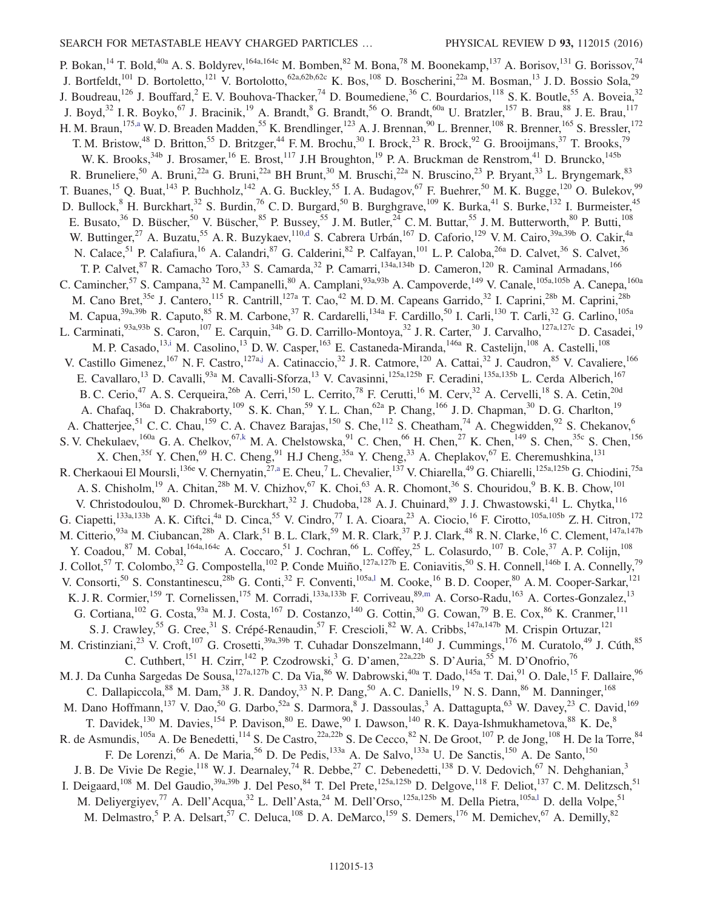P. Bokan,[14] T. Bold,[40a] A. S. Boldyrev,[164a,164c] M. Bomben,[82] M. Bona,[78] M. Boonekamp,[137] A. Borisov,[131] G. Borissov,[74] J. Bortfeldt,[101] D. Bortoletto,[121] V. Bortolotto,[62a,62b,62c] K. Bos,[108] D. Boscherini,[22a] M. Bosman,[13] J. D. Bossio Sola,[29] J. Boudreau,[126] J. Bouffard,[2] E. V. Bouhova-Thacker,[74] D. Boumediene,[36] C. Bourdarios,[118] S. K. Boutle,[55] A. Boveia,[32] J. Boyd,[32] I. R. Boyko,[67] J. Bracinik,[19] A. Brandt,[8] G. Brandt,[56] O. Brandt,[60a] U. Bratzler,[157] B. Brau,[88] J. E. Brau,[117] H. M. Braun,[175,a] W. D. Breaden Madden,[55] K. Brendlinger,[123] A. J. Brennan,[90] L. Brenner,[108] R. Brenner,[165] S. Bressler,[172] T. M. Bristow,[48] D. Britton,[55] D. Britzger,[44] F. M. Brochu,[30] I. Brock,[23] R. Brock,[92] G. Brooijmans,[37] T. Brooks,[79] W. K. Brooks,[34b] J. Brosamer,[16] E. Brost,[117] J.H Broughton,[19] P. A. Bruckman de Renstrom,[41] D. Bruncko,[145b] R. Bruneliere,[50] A. Bruni,[22a] G. Bruni,[22a] BH Brunt,[30] M. Bruschi,[22a] N. Bruscino,[23] P. Bryant,[33] L. Bryngemark,[83] T. Buanes,[15] Q. Buat,[143] P. Buchholz,[142] A. G. Buckley,[55] I. A. Budagov,[67] F. Buehrer,[50] M. K. Bugge,[120] O. Bulekov,[99] D. Bullock,[8] H. Burckhart,[32] S. Burdin,[76] C. D. Burgard,[50] B. Burghgrave,[109] K. Burka,[41] S. Burke,[132] I. Burmeister,[45] E. Busato,[36] D. Büscher,[50] V. Büscher,[85] P. Bussey,[55] J. M. Butler,[24] C. M. Buttar,[55] J. M. Butterworth,[80] P. Butti,[108] W. Buttinger,[27] A. Buzatu,[55] A. R. Buzykaev,[110,d] S. Cabrera Urbán,[167] D. Caforio,[129] V. M. Cairo,[39a,39b] O. Cakir,[4a] N. Calace,[51] P. Calafiura,[16] A. Calandri,[87] G. Calderini,[82] P. Calfayan,[101] L. P. Caloba,[26a] D. Calvet,[36] S. Calvet,[36] T. P. Calvet,[87] R. Camacho Toro,[33] S. Camarda,[32] P. Camarri,[134a,134b] D. Cameron,[120] R. Caminal Armadans,[166] C. Camincher,[57] S. Campana,[32] M. Campanelli,[80] A. Camplani,[93a,93b] A. Campoverde,[149] V. Canale,[105a,105b] A. Canepa,[160a] M. Cano Bret,[35e] J. Cantero,[115] R. Cantrill,[127a] T. Cao,[42] M. D. M. Capeans Garrido,[32] I. Caprini,[28b] M. Caprini,[28b] M. Capua,[39a,39b] R. Caputo,[85] R. M. Carbone,[37] R. Cardarelli,[134a] F. Cardillo,[50] I. Carli,[130] T. Carli,[32] G. Carlino,[105a] L. Carminati,[93a,93b] S. Caron,[107] E. Carquin,[34b] G. D. Carrillo-Montoya,[32] J. R. Carter,[30] J. Carvalho,[127a,127c] D. Casadei,[19] M. P. Casado,[13,i] M. Casolino,[13] D. W. Casper,[163] E. Castaneda-Miranda,[146a] R. Castelijn,[108] A. Castelli,[108] V. Castillo Gimenez,[167] N. F. Castro,[127a,j] A. Catinaccio,[32] J. R. Catmore,[120] A. Cattai,[32] J. Caudron,[85] V. Cavaliere,[166] E. Cavallaro,[13] D. Cavalli,[93a] M. Cavalli-Sforza,[13] V. Cavasinni,[125a,125b] F. Ceradini,[135a,135b] L. Cerda Alberich,[167] B. C. Cerio,[47] A. S. Cerqueira,[26b] A. Cerri,[150] L. Cerrito,[78] F. Cerutti,[16] M. Cerv,[32] A. Cervelli,[18] S. A. Cetin,[20d] A. Chafaq,[136a] D. Chakraborty,[109] S. K. Chan,[59] Y. L. Chan,[62a] P. Chang,[166] J. D. Chapman,[30] D. G. Charlton,[19] A. Chatterjee,[51] C. C. Chau,[159] C. A. Chavez Barajas,[150] S. Che,[112] S. Cheatham,[74] A. Chegwidden,[92] S. Chekanov,[6] S. V. Chekulaev,[160a] G. A. Chelkov,[67,k] M. A. Chelstowska,[91] C. Chen,[66] H. Chen,[27] K. Chen,[149] S. Chen,[35c] S. Chen,[156] X. Chen,[35f] Y. Chen,[69] H. C. Cheng,[91] H.J Cheng,[35a] Y. Cheng,[33] A. Cheplakov,[67] E. Cheremushkina,[131] R. Cherkaoui El Moursli,[136e] V. Chernyatin,[27,a] E. Cheu,[7] L. Chevalier,[137] V. Chiarella,[49] G. Chiarelli,[125a,125b] G. Chiodini,[75a] A. S. Chisholm,[19] A. Chitan,[28b] M. V. Chizhov,[67] K. Choi,[63] A. R. Chomont,[36] S. Chouridou,[9] B. K. B. Chow,[101] V. Christodoulou,[80] D. Chromek-Burckhart,[32] J. Chudoba,[128] A. J. Chuinard,[89] J. J. Chwastowski,[41] L. Chytka,[116] G. Ciapetti,[133a,133b] A. K. Ciftci,[4a] D. Cinca,[55] V. Cindro,[77] I. A. Cioara,[23] A. Ciocio,[16] F. Cirotto,[105a,105b] Z. H. Citron,[172] M. Citterio,[93a] M. Ciubancan,[28b] A. Clark,[51] B. L. Clark,[59] M. R. Clark,[37] P. J. Clark,[48] R. N. Clarke,[16] C. Clement,[147a,147b] Y. Coadou,[87] M. Cobal,[164a,164c] A. Coccaro,[51] J. Cochran,[66] L. Coffey,[25] L. Colasurdo,[107] B. Cole,[37] A. P. Colijn,[108] J. Collot,[57] T. Colombo,[32] G. Compostella,[102] P. Conde Muiño,[127a,127b] E. Coniavitis,[50] S. H. Connell,[146b] I. A. Connelly,[79] V. Consorti,[50] S. Constantinescu,[28b] G. Conti,[32] F. Conventi,[105a,l] M. Cooke,[16] B. D. Cooper,[80] A. M. Cooper-Sarkar,[121] K. J. R. Cormier,[159] T. Cornelissen,[175] M. Corradi,[133a,133b] F. Corriveau,[89,m] A. Corso-Radu,[163] A. Cortes-Gonzalez,[13] G. Cortiana,[102] G. Costa,[93a] M. J. Costa,[167] D. Costanzo,[140] G. Cottin,[30] G. Cowan,[79] B. E. Cox,[86] K. Cranmer,[111] S. J. Crawley,[55] G. Cree,[31] S. Crépé-Renaudin,[57] F. Crescioli,[82] W. A. Cribbs,[147a,147b] M. Crispin Ortuzar,[121] M. Cristinziani,[23] V. Croft,[107] G. Crosetti,[39a,39b] T. Cuhadar Donszelmann,[140] J. Cummings,[176] M. Curatolo,[49] J. Cúth,[85] C. Cuthbert,[151] H. Czirr,[142] P. Czodrowski,[3] G. D'amen,[22a,22b] S. D'Auria,[55] M. D'Onofrio,[76] M. J. Da Cunha Sargedas De Sousa,[127a,127b] C. Da Via,[86] W. Dabrowski,[40a] T. Dado,[145a] T. Dai,[91] O. Dale,[15] F. Dallaire,[96] C. Dallapiccola,[88] M. Dam,[38] J. R. Dandoy,[33] N. P. Dang,[50] A. C. Daniells,[19] N. S. Dann,[86] M. Danninger,[168] M. Dano Hoffmann,[137] V. Dao,[50] G. Darbo,[52a] S. Darmora,[8] J. Dassoulas,[3] A. Dattagupta,[63] W. Davey,[23] C. David,[169] T. Davidek,[130] M. Davies,[154] P. Davison,[80] E. Dawe,[90] I. Dawson,[140] R. K. Daya-Ishmukhametova,[88] K. De,[8] R. de Asmundis,[105a] A. De Benedetti,[114] S. De Castro,[22a,22b] S. De Cecco,[82] N. De Groot,[107] P. de Jong,[108] H. De la Torre,[84] F. De Lorenzi,[66] A. De Maria,[56] D. De Pedis,[133a] A. De Salvo,[133a] U. De Sanctis,[150] A. De Santo,[150] J. B. De Vivie De Regie,[118] W. J. Dearnaley,[74] R. Debbe,[27] C. Debenedetti,[138] D. V. Dedovich,[67] N. Dehghanian,[3] I. Deigaard,[108] M. Del Gaudio,[39a,39b] J. Del Peso,[84] T. Del Prete,[125a,125b] D. Delgove,[118] F. Deliot,[137] C. M. Delitzsch,[51] M. Deliyergiyev,[77] A. Dell'Acqua,[32] L. Dell'Asta,[24] M. Dell'Orso,[125a,125b] M. Della Pietra,[105a,l] D. della Volpe,[51] M. Delmastro,[5] P. A. Delsart,[57] C. Deluca,[108] D. A. DeMarco,[159] S. Demers,[176] M. Demichev,[67] A. Demilly,[82]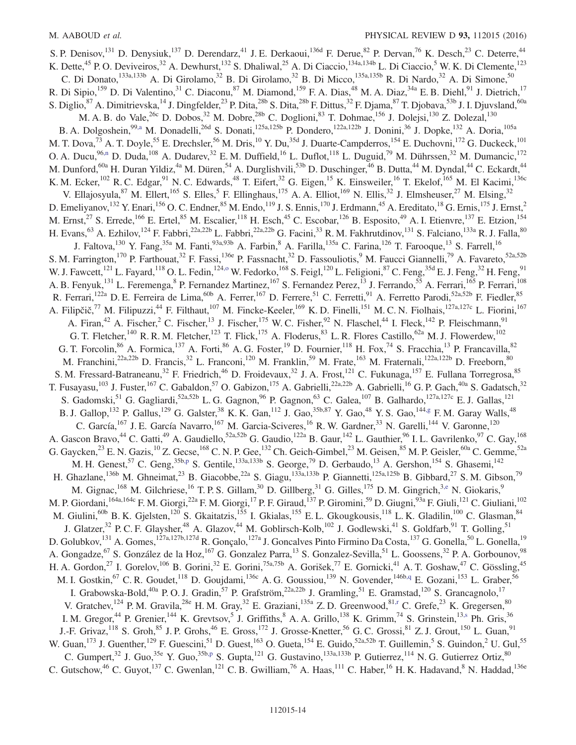S. P. Denisov,[131] D. Denysiuk,[137] D. Derendarz,[41] J. E. Derkaoui,[136d] F. Derue,[82] P. Dervan,[76] K. Desch,[23] C. Deterre,[44] K. Dette,[45] P. O. Deviveiros,[32] A. Dewhurst,[132] S. Dhaliwal,[25] A. Di Ciaccio,[134a,134b] L. Di Ciaccio,[5] W. K. Di Clemente,[123] C. Di Donato,[133a,133b] A. Di Girolamo,[32] B. Di Girolamo,[32] B. Di Micco,[135a,135b] R. Di Nardo,[32] A. Di Simone,[50] R. Di Sipio,[159] D. Di Valentino,[31] C. Diaconu,[87] M. Diamond,[159] F. A. Dias,[48] M. A. Diaz,[34a] E. B. Diehl,[91] J. Dietrich,[17] S. Diglio,[87] A. Dimitrievska,[14] J. Dingfelder,[23] P. Dita,[28b] S. Dita,[28b] F. Dittus,[32] F. Djama,[87] T. Djobava,[53b] J. I. Djuvsland,[60a] M. A. B. do Vale,[26c] D. Dobos,[32] M. Dobre,[28b] C. Doglioni,[83] T. Dohmae,[156] J. Dolejsi,[130] Z. Dolezal,[130] B. A. Dolgoshein,[99,a] M. Donadelli,[26d] S. Donati,[125a,125b] P. Dondero,[122a,122b] J. Donini,[36] J. Dopke,[132] A. Doria,[105a] M. T. Dova,[73] A. T. Doyle,[55] E. Drechsler,[56] M. Dris,[10] Y. Du,[35d] J. Duarte-Campderros,[154] E. Duchovni,[172] G. Duckeck,[101] O. A. Ducu,[96,n] D. Duda,[108] A. Dudarev,[32] E. M. Duffield,[16] L. Duflot,[118] L. Duguid,[79] M. Dührssen,[32] M. Dumancic,[172] M. Dunford,[60a] H. Duran Yildiz,[4a] M. Düren,[54] A. Durglishvili,[53b] D. Duschinger,[46] B. Dutta,[44] M. Dyndal,[44] C. Eckardt,[44] K. M. Ecker,[102] R. C. Edgar,[91] N. C. Edwards,[48] T. Eifert,[32] G. Eigen,[15] K. Einsweiler,[16] T. Ekelof,[165] M. El Kacimi,[136c] V. Ellajosyula,[87] M. Ellert,[165] S. Elles,[5] F. Ellinghaus,[175] A. A. Elliot,[169] N. Ellis,[32] J. Elmsheuser,[27] M. Elsing,[32] D. Emeliyanov,[132] Y. Enari,[156] O. C. Endner,[85] M. Endo,[119] J. S. Ennis,[170] J. Erdmann,[45] A. Ereditato,[18] G. Ernis,[175] J. Ernst,[2] M. Ernst,[27] S. Errede,[166] E. Ertel,[85] M. Escalier,[118] H. Esch,[45] C. Escobar,[126] B. Esposito,[49] A. I. Etienvre,[137] E. Etzion,[154] H. Evans,[63] A. Ezhilov,[124] F. Fabbri,[22a,22b] L. Fabbri,[22a,22b] G. Facini,[33] R. M. Fakhrutdinov,[131] S. Falciano,[133a] R. J. Falla,[80] J. Faltova,[130] Y. Fang,[35a] M. Fanti,[93a,93b] A. Farbin,[8] A. Farilla,[135a] C. Farina,[126] T. Farooque,[13] S. Farrell,[16] S. M. Farrington,[170] P. Farthouat,[32] F. Fassi,[136e] P. Fassnacht,[32] D. Fassouliotis,[9] M. Faucci Giannelli,[79] A. Favareto,[52a,52b] W. J. Fawcett,[121] L. Fayard,[118] O. L. Fedin,[124,o] W. Fedorko,[168] S. Feigl,[120] L. Feligioni,[87] C. Feng,[35d] E. J. Feng,[32] H. Feng,[91] A. B. Fenyuk,[131] L. Feremenga,[8] P. Fernandez Martinez,[167] S. Fernandez Perez,[13] J. Ferrando,[55] A. Ferrari,[165] P. Ferrari,[108] R. Ferrari,[122a] D. E. Ferreira de Lima,[60b] A. Ferrer,[167] D. Ferrere,[51] C. Ferretti,[91] A. Ferretto Parodi,[52a,52b] F. Fiedler,[85] A. Filipčič,[77] M. Filipuzzi,[44] F. Filthaut,[107] M. Fincke-Keeler,[169] K. D. Finelli,[151] M. C. N. Fiolhais,[127a,127c] L. Fiorini,[167] A. Firan,[42] A. Fischer,[2] C. Fischer,[13] J. Fischer,[175] W. C. Fisher,[92] N. Flaschel,[44] I. Fleck,[142] P. Fleischmann,[91] G. T. Fletcher,[140] R. R. M. Fletcher,[123] T. Flick,[175] A. Floderus,[83] L. R. Flores Castillo,[62a] M. J. Flowerdew,[102] G. T. Forcolin,[86] A. Formica,[137] A. Forti,[86] A. G. Foster,[19] D. Fournier,[118] H. Fox,[74] S. Fracchia,[13] P. Francavilla,[82] M. Franchini,[22a,22b] D. Francis,[32] L. Franconi,[120] M. Franklin,[59] M. Frate,[163] M. Fraternali,[122a,122b] D. Freeborn,[80] S. M. Fressard-Batraneanu,[32] F. Friedrich,[46] D. Froidevaux,[32] J. A. Frost,[121] C. Fukunaga,[157] E. Fullana Torregrosa,[85] T. Fusayasu,[103] J. Fuster,[167] C. Gabaldon,[57] O. Gabizon,[175] A. Gabrielli,[22a,22b] A. Gabrielli,[16] G. P. Gach,[40a] S. Gadatsch,[32] S. Gadomski,[51] G. Gagliardi,[52a,52b] L. G. Gagnon,[96] P. Gagnon,[63] C. Galea,[107] B. Galhardo,[127a,127c] E. J. Gallas,[121] B. J. Gallop,[132] P. Gallus,[129] G. Galster,[38] K. K. Gan,[112] J. Gao,[35b,87] Y. Gao,[48] Y. S. Gao,[144,g] F. M. Garay Walls,[48] C. García,[167] J. E. García Navarro,[167] M. Garcia-Sciveres,[16] R. W. Gardner,[33] N. Garelli,[144] V. Garonne,[120] A. Gascon Bravo,[44] C. Gatti,[49] A. Gaudiello,[52a,52b] G. Gaudio,[122a] B. Gaur,[142] L. Gauthier,[96] I. L. Gavrilenko,[97] C. Gay,[168] G. Gaycken,[23] E. N. Gazis,[10] Z. Gecse,[168] C. N. P. Gee,[132] Ch. Geich-Gimbel,[23] M. Geisen,[85] M. P. Geisler,[60a] C. Gemme,[52a] M. H. Genest,[57] C. Geng,[35b,p] S. Gentile,[133a,133b] S. George,[79] D. Gerbaudo,[13] A. Gershon,[154] S. Ghasemi,[142] H. Ghazlane,[136b] M. Ghneimat,[23] B. Giacobbe,[22a] S. Giagu,[133a,133b] P. Giannetti,[125a,125b] B. Gibbard,[27] S. M. Gibson,[79] M. Gignac,[168] M. Gilchriese,[16] T. P. S. Gillam,[30] D. Gillberg,[31] G. Gilles,[175] D. M. Gingrich,[3,e] N. Giokaris,[9] M. P. Giordani,[164a,164c] F. M. Giorgi,[22a] F. M. Giorgi,[17] P. F. Giraud,[137] P. Giromini,[59] D. Giugni,[93a] F. Giuli,[121] C. Giuliani,[102] M. Giulini,[60b] B. K. Gjelsten,[120] S. Gkaitatzis,[155] I. Gkialas,[155] E. L. Gkougkousis,[118] L. K. Gladilin,[100] C. Glasman,[84] J. Glatzer,[32] P. C. F. Glaysher,[48] A. Glazov,[44] M. Goblirsch-Kolb,[102] J. Godlewski,[41] S. Goldfarb,[91] T. Golling,[51] D. Golubkov,[131] A. Gomes,[127a,127b,127d] R. Gonçalo,[127a] J. Goncalves Pinto Firmino Da Costa,[137] G. Gonella,[50] L. Gonella,[19] A. Gongadze,[67] S. González de la Hoz,[167] G. Gonzalez Parra,[13] S. Gonzalez-Sevilla,[51] L. Goossens,[32] P. A. Gorbounov,[98] H. A. Gordon,[27] I. Gorelov,[106] B. Gorini,[32] E. Gorini,[75a,75b] A. Gorišek,[77] E. Gornicki,[41] A. T. Goshaw,[47] C. Gössling,[45] M. I. Gostkin,[67] C. R. Goudet,[118] D. Goujdami,[136c] A. G. Goussiou,[139] N. Govender,[146b,q] E. Gozani,[153] L. Graber,[56] I. Grabowska-Bold,[40a] P. O. J. Gradin,[57] P. Grafström,[22a,22b] J. Gramling,[51] E. Gramstad,[120] S. Grancagnolo,[17] V. Gratchev,[124] P. M. Gravila,[28e] H. M. Gray,[32] E. Graziani,[135a] Z. D. Greenwood,[81,r] C. Grefe,[23] K. Gregersen,[80] I. M. Gregor,[44] P. Grenier,[144] K. Grevtsov,[5] J. Griffiths,[8] A. A. Grillo,[138] K. Grimm,[74] S. Grinstein,[13,s] Ph. Gris,[36] J.-F. Grivaz,[118] S. Groh,[85] J. P. Grohs,[46] E. Gross,[172] J. Grosse-Knetter,[56] G. C. Grossi,[81] Z. J. Grout,[150] L. Guan,[91] W. Guan,[173] J. Guenther,[129] F. Guescini,[51] D. Guest,[163] O. Gueta,[154] E. Guido,[52a,52b] T. Guillemin,[5] S. Guindon,[2] U. Gul,[55] C. Gumpert,[32] J. Guo,[35e] Y. Guo,[35b,p] S. Gupta,[121] G. Gustavino,[133a,133b] P. Gutierrez,[114] N. G. Gutierrez Ortiz,[80] C. Gutschow,[46] C. Guyot,[137] C. Gwenlan,[121] C. B. Gwilliam,[76] A. Haas,[111] C. Haber,[16] H. K. Hadavand,[8] N. Haddad,[136e]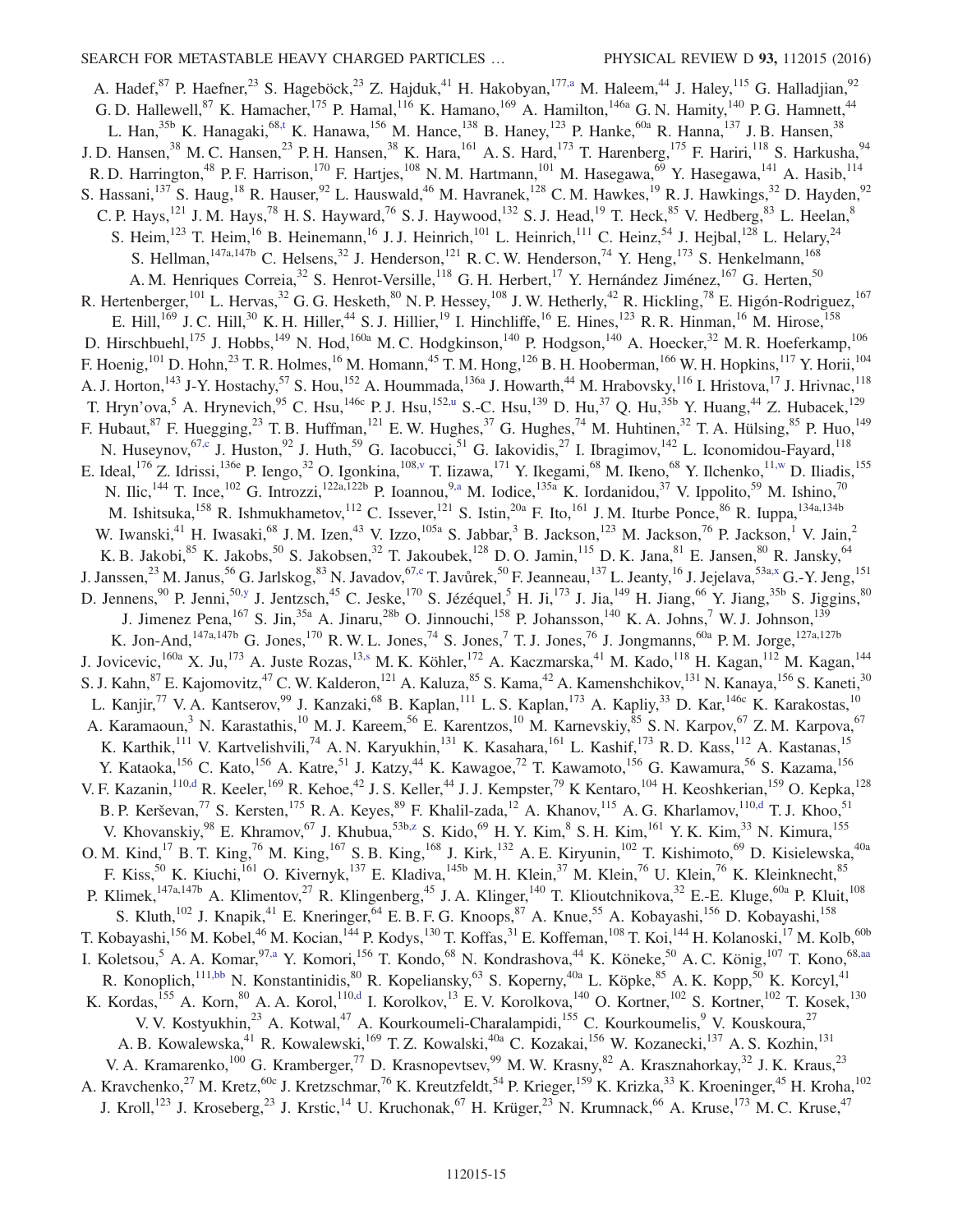A. Hadef,[87] P. Haefner,[23] S. Hageböck,[23] Z. Hajduk,[41] H. Hakobyan,[177,a] M. Haleem,[44] J. Haley,[115] G. Halladjian,[92] G. D. Hallewell,[87] K. Hamacher,[175] P. Hamal,[116] K. Hamano,[169] A. Hamilton,[146a] G. N. Hamity,[140] P. G. Hamnett,[44] L. Han,[35b] K. Hanagaki,[68,t] K. Hanawa,[156] M. Hance,[138] B. Haney,[123] P. Hanke,[60a] R. Hanna,[137] J. B. Hansen,[38] J. D. Hansen,[38] M. C. Hansen,[23] P. H. Hansen,[38] K. Hara,[161] A. S. Hard,[173] T. Harenberg,[175] F. Hariri,[118] S. Harkusha,[94] R. D. Harrington,[48] P. F. Harrison,[170] F. Hartjes,[108] N. M. Hartmann,[101] M. Hasegawa,[69] Y. Hasegawa,[141] A. Hasib,[114] S. Hassani,[137] S. Haug,[18] R. Hauser,[92] L. Hauswald,[46] M. Havranek,[128] C. M. Hawkes,[19] R. J. Hawkings,[32] D. Hayden,[92] C. P. Hays,[121] J. M. Hays,[78] H. S. Hayward,[76] S. J. Haywood,[132] S. J. Head,[19] T. Heck,[85] V. Hedberg,[83] L. Heelan,[8] S. Heim,[123] T. Heim,[16] B. Heinemann,[16] J. J. Heinrich,[101] L. Heinrich,[111] C. Heinz,[54] J. Hejbal,[128] L. Helary,[24] S. Hellman,[147a,147b] C. Helsens,[32] J. Henderson,[121] R. C. W. Henderson,[74] Y. Heng,[173] S. Henkelmann,[168] A. M. Henriques Correia,[32] S. Henrot-Versille,[118] G. H. Herbert,[17] Y. Hernández Jiménez,[167] G. Herten,[50] R. Hertenberger,[101] L. Hervas,[32] G. G. Hesketh,[80] N. P. Hessey,[108] J. W. Hetherly,[42] R. Hickling,[78] E. Higón-Rodriguez,[167] E. Hill,[169] J. C. Hill,[30] K. H. Hiller,[44] S. J. Hillier,[19] I. Hinchliffe,[16] E. Hines,[123] R. R. Hinman,[16] M. Hirose,[158] D. Hirschbuehl,[175] J. Hobbs,[149] N. Hod,[160a] M. C. Hodgkinson,[140] P. Hodgson,[140] A. Hoecker,[32] M. R. Hoeferkamp,[106] F. Hoenig,[101] D. Hohn,[23] T. R. Holmes,[16] M. Homann,[45] T. M. Hong,[126] B. H. Hooberman,[166] W. H. Hopkins,[117] Y. Horii,[104] A. J. Horton,[143] J-Y. Hostachy,[57] S. Hou,[152] A. Hoummada,[136a] J. Howarth,[44] M. Hrabovsky,[116] I. Hristova,[17] J. Hrivnac,[118] T. Hryn'ova,[5] A. Hrynevich,[95] C. Hsu,[146c] P. J. Hsu,[152,u] S.-C. Hsu,[139] D. Hu,[37] Q. Hu,[35b] Y. Huang,[44] Z. Hubacek,[129] F. Hubaut,[87] F. Huegging,[23] T. B. Huffman,[121] E. W. Hughes,[37] G. Hughes,[74] M. Huhtinen,[32] T. A. Hülsing,[85] P. Huo,[149] N. Huseynov,[67,c] J. Huston,[92] J. Huth,[59] G. Iacobucci,[51] G. Iakovidis,[27] I. Ibragimov,[142] L. Iconomidou-Fayard,[118] E. Ideal,[176] Z. Idrissi,[136e] P. Iengo,[32] O. Igonkina,[108,v] T. Iizawa,[171] Y. Ikegami,[68] M. Ikeno,[68] Y. Ilchenko,[11,w] D. Iliadis,[155] N. Ilic,[144] T. Ince,[102] G. Introzzi,[122a,122b] P. Ioannou,[9,a] M. Iodice,[135a] K. Iordanidou,[37] V. Ippolito,[59] M. Ishino,[70] M. Ishitsuka,[158] R. Ishmukhametov,[112] C. Issever,[121] S. Istin,[20a] F. Ito,[161] J. M. Iturbe Ponce,[86] R. Iuppa,[134a,134b] W. Iwanski,[41] H. Iwasaki,[68] J. M. Izen,[43] V. Izzo,[105a] S. Jabbar,[3] B. Jackson,[123] M. Jackson,[76] P. Jackson,[1] V. Jain,[2] K. B. Jakobi,[85] K. Jakobs,[50] S. Jakobsen,[32] T. Jakoubek,[128] D. O. Jamin,[115] D. K. Jana,[81] E. Jansen,[80] R. Jansky,[64] J. Janssen,[23] M. Janus,[56] G. Jarlskog,[83] N. Javadov,[67,c] T. Javůrek,[50] F. Jeanneau,[137] L. Jeanty,[16] J. Jejelava,[53a,x] G.-Y. Jeng,[151] D. Jennens,[90] P. Jenni,[50,y] J. Jentzsch,[45] C. Jeske,[170] S. Jézéquel,[5] H. Ji,[173] J. Jia,[149] H. Jiang,[66] Y. Jiang,[35b] S. Jiggins,[80] J. Jimenez Pena,[167] S. Jin,[35a] A. Jinaru,[28b] O. Jinnouchi,[158] P. Johansson,[140] K. A. Johns,[7] W. J. Johnson,[139] K. Jon-And,[147a,147b] G. Jones,[170] R. W. L. Jones,[74] S. Jones,[7] T. J. Jones,[76] J. Jongmanns,[60a] P. M. Jorge,[127a,127b] J. Jovicevic,[160a] X. Ju,[173] A. Juste Rozas,[13,s] M. K. Köhler,[172] A. Kaczmarska,[41] M. Kado,[118] H. Kagan,[112] M. Kagan,[144] S. J. Kahn,[87] E. Kajomovitz,[47] C. W. Kalderon,[121] A. Kaluza,[85] S. Kama,[42] A. Kamenshchikov,[131] N. Kanaya,[156] S. Kaneti,[30] L. Kanjir,[77] V. A. Kantserov,[99] J. Kanzaki,[68] B. Kaplan,[111] L. S. Kaplan,[173] A. Kapliy,[33] D. Kar,[146c] K. Karakostas,[10] A. Karamaoun,[3] N. Karastathis,[10] M. J. Kareem,[56] E. Karentzos,[10] M. Karnevskiy,[85] S. N. Karpov,[67] Z. M. Karpova,[67] K. Karthik,[111] V. Kartvelishvili,[74] A. N. Karyukhin,[131] K. Kasahara,[161] L. Kashif,[173] R. D. Kass,[112] A. Kastanas,[15] Y. Kataoka,[156] C. Kato,[156] A. Katre,[51] J. Katzy,[44] K. Kawagoe,[72] T. Kawamoto,[156] G. Kawamura,[56] S. Kazama,[156] V. F. Kazanin,[110,d] R. Keeler,[169] R. Kehoe,[42] J. S. Keller,[44] J. J. Kempster,[79] K Kentaro,[104] H. Keoshkerian,[159] O. Kepka,[128] B. P. Kerševan,[77] S. Kersten,[175] R. A. Keyes,[89] F. Khalil-zada,[12] A. Khanov,[115] A. G. Kharlamov,[110,d] T. J. Khoo,[51] V. Khovanskiy,[98] E. Khramov,[67] J. Khubua,[53b,z] S. Kido,[69] H. Y. Kim,[8] S. H. Kim,[161] Y. K. Kim,[33] N. Kimura,[155] O. M. Kind,[17] B. T. King,[76] M. King,[167] S. B. King,[168] J. Kirk,[132] A. E. Kiryunin,[102] T. Kishimoto,[69] D. Kisielewska,[40a] F. Kiss,[50] K. Kiuchi,[161] O. Kivernyk,[137] E. Kladiva,[145b] M. H. Klein,[37] M. Klein,[76] U. Klein,[76] K. Kleinknecht,[85] P. Klimek,[147a,147b] A. Klimentov,[27] R. Klingenberg,[45] J. A. Klinger,[140] T. Klioutchnikova,[32] E.-E. Kluge,[60a] P. Kluit,[108] S. Kluth,[102] J. Knapik,[41] E. Kneringer,[64] E. B. F. G. Knoops,[87] A. Knue,[55] A. Kobayashi,[156] D. Kobayashi,[158] T. Kobayashi,[156] M. Kobel,[46] M. Kocian,[144] P. Kodys,[130] T. Koffas,[31] E. Koffeman,[108] T. Koi,[144] H. Kolanoski,[17] M. Kolb,[60b] I. Koletsou,[5] A. A. Komar,[97,a] Y. Komori,[156] T. Kondo,[68] N. Kondrashova,[44] K. Köneke,[50] A. C. König,[107] T. Kono,[68,aa] R. Konoplich,[111,bb] N. Konstantinidis,[80] R. Kopeliansky,[63] S. Koperny,[40a] L. Köpke,[85] A. K. Kopp,[50] K. Korcyl,[41] K. Kordas,[155] A. Korn,[80] A. A. Korol,[110,d] I. Korolkov,[13] E. V. Korolkova,[140] O. Kortner,[102] S. Kortner,[102] T. Kosek,[130] V. V. Kostyukhin,[23] A. Kotwal,[47] A. Kourkoumeli-Charalampidi,[155] C. Kourkoumelis,[9] V. Kouskoura,[27] A. B. Kowalewska,[41] R. Kowalewski,[169] T. Z. Kowalski,[40a] C. Kozakai,[156] W. Kozanecki,[137] A. S. Kozhin,[131] V. A. Kramarenko,[100] G. Kramberger,[77] D. Krasnopevtsev,[99] M. W. Krasny,[82] A. Krasznahorkay,[32] J. K. Kraus,[23] A. Kravchenko,[27] M. Kretz,[60c] J. Kretzschmar,[76] K. Kreutzfeldt,[54] P. Krieger,[159] K. Krizka,[33] K. Kroeninger,[45] H. Kroha,[102] J. Kroll,[123] J. Kroseberg,[23] J. Krstic,[14] U. Kruchonak,[67] H. Krüger,[23] N. Krumnack,[66] A. Kruse,[173] M. C. Kruse,[47]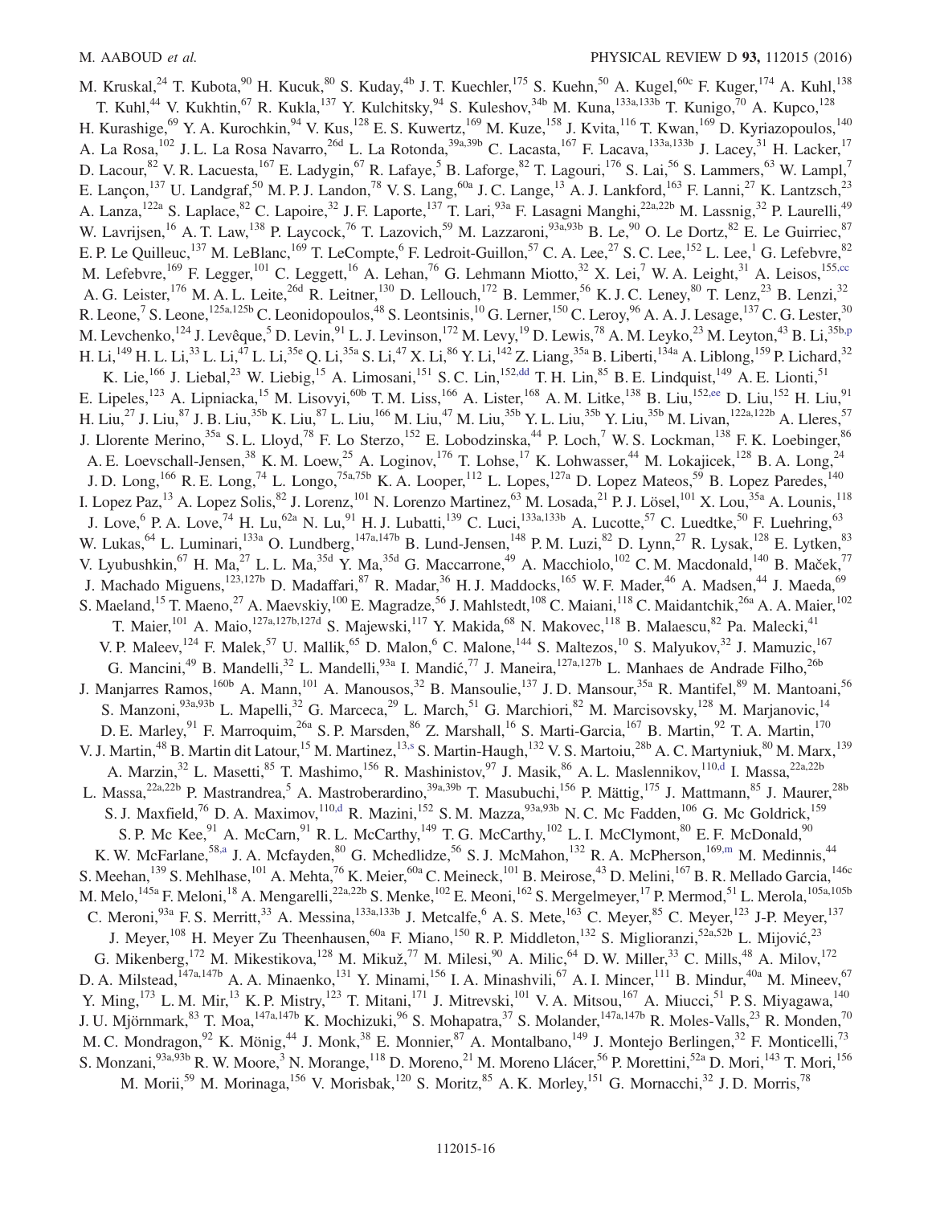M. Kruskal,[24] T. Kubota,[90] H. Kucuk,[80] S. Kuday,[4b] J. T. Kuechler,[175] S. Kuehn,[50] A. Kugel,[60c] F. Kuger,[174] A. Kuhl,[138] T. Kuhl,[44] V. Kukhtin,[67] R. Kukla,[137] Y. Kulchitsky,[94] S. Kuleshov,[34b] M. Kuna,[133a,133b] T. Kunigo,[70] A. Kupco,[128] H. Kurashige,[69] Y. A. Kurochkin,[94] V. Kus,[128] E. S. Kuwertz,[169] M. Kuze,[158] J. Kvita,[116] T. Kwan,[169] D. Kyriazopoulos,[140] A. La Rosa,[102] J. L. La Rosa Navarro,[26d] L. La Rotonda,[39a,39b] C. Lacasta,[167] F. Lacava,[133a,133b] J. Lacey,[31] H. Lacker,[17] D. Lacour,[82] V. R. Lacuesta,[167] E. Ladygin,[67] R. Lafaye,[5] B. Laforge,[82] T. Lagouri,[176] S. Lai,[56] S. Lammers,[63] W. Lampl,[7] E. Lançon,[137] U. Landgraf,[50] M. P. J. Landon,[78] V. S. Lang,[60a] J. C. Lange,[13] A. J. Lankford,[163] F. Lanni,[27] K. Lantzsch,[23] A. Lanza,[122a] S. Laplace,[82] C. Lapoire,[32] J. F. Laporte,[137] T. Lari,[93a] F. Lasagni Manghi,[22a,22b] M. Lassnig,[32] P. Laurelli,[49] W. Lavrijsen,[16] A. T. Law,[138] P. Laycock,[76] T. Lazovich,[59] M. Lazzaroni,[93a,93b] B. Le,[90] O. Le Dortz,[82] E. Le Guirriec,[87] E. P. Le Quilleuc,[137] M. LeBlanc,[169] T. LeCompte,[6] F. Ledroit-Guillon,[57] C. A. Lee,[27] S. C. Lee,[152] L. Lee,[1] G. Lefebvre,[82] M. Lefebvre,[169] F. Legger,[101] C. Leggett,[16] A. Lehan,[76] G. Lehmann Miotto,[32] X. Lei,[7] W. A. Leight,[31] A. Leisos,[155,cc] A. G. Leister,[176] M. A. L. Leite,[26d] R. Leitner,[130] D. Lellouch,[172] B. Lemmer,[56] K. J. C. Leney,[80] T. Lenz,[23] B. Lenzi,[32] R. Leone,[7] S. Leone,[125a,125b] C. Leonidopoulos,[48] S. Leontsinis,[10] G. Lerner,[150] C. Leroy,[96] A. A. J. Lesage,[137] C. G. Lester,[30] M. Levchenko,[124] J. Levêque,[5] D. Levin,[91] L. J. Levinson,[172] M. Levy,[19] D. Lewis,[78] A. M. Leyko,[23] M. Leyton,[43] B. Li,[35b,p] H. Li,[149] H. L. Li,[33] L. Li,[47] L. Li,[35e] Q. Li,[35a] S. Li,[47] X. Li,[86] Y. Li,[142] Z. Liang,[35a] B. Liberti,[134a] A. Liblong,[159] P. Lichard,[32] K. Lie,[166] J. Liebal,[23] W. Liebig,[15] A. Limosani,[151] S. C. Lin,[152,dd] T. H. Lin,[85] B. E. Lindquist,[149] A. E. Lionti,[51] E. Lipeles,[123] A. Lipniacka,[15] M. Lisovyi,[60b] T. M. Liss,[166] A. Lister,[168] A. M. Litke,[138] B. Liu,[152,ee] D. Liu,[152] H. Liu,[91] H. Liu,[27] J. Liu,[87] J. B. Liu,[35b] K. Liu,[87] L. Liu,[166] M. Liu,[47] M. Liu,[35b] Y. L. Liu,[35b] Y. Liu,[35b] M. Livan,[122a,122b] A. Lleres,[57] J. Llorente Merino,[35a] S. L. Lloyd,[78] F. Lo Sterzo,[152] E. Lobodzinska,[44] P. Loch,[7] W. S. Lockman,[138] F. K. Loebinger,[86] A. E. Loevschall-Jensen,[38] K. M. Loew,[25] A. Loginov,[176] T. Lohse,[17] K. Lohwasser,[44] M. Lokajicek,[128] B. A. Long,[24] J. D. Long,[166] R. E. Long,[74] L. Longo,[75a,75b] K. A. Looper,[112] L. Lopes,[127a] D. Lopez Mateos,[59] B. Lopez Paredes,[140] I. Lopez Paz,[13] A. Lopez Solis,[82] J. Lorenz,[101] N. Lorenzo Martinez,[63] M. Losada,[21] P. J. Lösel,[101] X. Lou,[35a] A. Lounis,[118] J. Love,[6] P. A. Love,[74] H. Lu,[62a] N. Lu,[91] H. J. Lubatti,[139] C. Luci,[133a,133b] A. Lucotte,[57] C. Luedtke,[50] F. Luehring,[63] W. Lukas,[64] L. Luminari,[133a] O. Lundberg,[147a,147b] B. Lund-Jensen,[148] P. M. Luzi,[82] D. Lynn,[27] R. Lysak,[128] E. Lytken,[83] V. Lyubushkin,[67] H. Ma,[27] L. L. Ma,[35d] Y. Ma,[35d] G. Maccarrone,[49] A. Macchiolo,[102] C. M. Macdonald,[140] B. Maček,[77] J. Machado Miguens,[123,127b] D. Madaffari,[87] R. Madar,[36] H. J. Maddocks,[165] W. F. Mader,[46] A. Madsen,[44] J. Maeda,[69] S. Maeland,[15] T. Maeno,[27] A. Maevskiy,[100] E. Magradze,[56] J. Mahlstedt,[108] C. Maiani,[118] C. Maidantchik,[26a] A. A. Maier,[102] T. Maier,[101] A. Maio,[127a,127b,127d] S. Majewski,[117] Y. Makida,[68] N. Makovec,[118] B. Malaescu,[82] Pa. Malecki,[41] V. P. Maleev,[124] F. Malek,[57] U. Mallik,[65] D. Malon,[6] C. Malone,[144] S. Maltezos,[10] S. Malyukov,[32] J. Mamuzic,[167] G. Mancini,[49] B. Mandelli,[32] L. Mandelli,[93a] I. Mandić,[77] J. Maneira,[127a,127b] L. Manhaes de Andrade Filho,[26b] J. Manjarres Ramos,[160b] A. Mann,[101] A. Manousos,[32] B. Mansoulie,[137] J. D. Mansour,[35a] R. Mantifel,[89] M. Mantoani,[56] S. Manzoni,[93a,93b] L. Mapelli,[32] G. Marceca,[29] L. March,[51] G. Marchiori,[82] M. Marcisovsky,[128] M. Marjanovic,[14] D. E. Marley,[91] F. Marroquim,[26a] S. P. Marsden,[86] Z. Marshall,[16] S. Marti-Garcia,[167] B. Martin,[92] T. A. Martin,[170] V. J. Martin,[48] B. Martin dit Latour,[15] M. Martinez,[13,s] S. Martin-Haugh,[132] V. S. Martoiu,[28b] A. C. Martyniuk,[80] M. Marx,[139] A. Marzin,[32] L. Masetti,[85] T. Mashimo,[156] R. Mashinistov,[97] J. Masik,[86] A. L. Maslennikov,[110,d] I. Massa,[22a,22b] L. Massa,[22a,22b] P. Mastrandrea,[5] A. Mastroberardino,[39a,39b] T. Masubuchi,[156] P. Mättig,[175] J. Mattmann,[85] J. Maurer,[28b] S. J. Maxfield,[76] D. A. Maximov,[110,d] R. Mazini,[152] S. M. Mazza,[93a,93b] N. C. Mc Fadden,[106] G. Mc Goldrick,[159] S. P. Mc Kee,[91] A. McCarn,[91] R. L. McCarthy,[149] T. G. McCarthy,[102] L. I. McClymont,[80] E. F. McDonald,[90] K. W. McFarlane,[58,a] J. A. Mcfayden,[80] G. Mchedlidze,[56] S. J. McMahon,[132] R. A. McPherson,[169,m] M. Medinnis,[44] S. Meehan,[139] S. Mehlhase,[101] A. Mehta,[76] K. Meier,[60a] C. Meineck,[101] B. Meirose,[43] D. Melini,[167] B. R. Mellado Garcia,[146c] M. Melo,[145a] F. Meloni,[18] A. Mengarelli,[22a,22b] S. Menke,[102] E. Meoni,[162] S. Mergelmeyer,[17] P. Mermod,[51] L. Merola,[105a,105b] C. Meroni,[93a] F. S. Merritt,[33] A. Messina,[133a,133b] J. Metcalfe,[6] A. S. Mete,[163] C. Meyer,[85] C. Meyer,[123] J-P. Meyer,[137] J. Meyer,[108] H. Meyer Zu Theenhausen,[60a] F. Miano,[150] R. P. Middleton,[132] S. Miglioranzi,[52a,52b] L. Mijović,[23] G. Mikenberg,[172] M. Mikestikova,[128] M. Mikuž,[77] M. Milesi,[90] A. Milic,[64] D. W. Miller,[33] C. Mills,[48] A. Milov,[172] D. A. Milstead,[147a,147b] A. A. Minaenko,[131] Y. Minami,[156] I. A. Minashvili,[67] A. I. Mincer,[111] B. Mindur,[40a] M. Mineev,[67] Y. Ming,[173] L. M. Mir,[13] K. P. Mistry,[123] T. Mitani,[171] J. Mitrevski,[101] V. A. Mitsou,[167] A. Miucci,[51] P. S. Miyagawa,[140] J. U. Mjörnmark,[83] T. Moa,[147a,147b] K. Mochizuki,[96] S. Mohapatra,[37] S. Molander,[147a,147b] R. Moles-Valls,[23] R. Monden,[70] M. C. Mondragon,[92] K. Mönig,[44] J. Monk,[38] E. Monnier,[87] A. Montalbano,[149] J. Montejo Berlingen,[32] F. Monticelli,[73] S. Monzani,[93a,93b] R. W. Moore,[3] N. Morange,[118] D. Moreno,[21] M. Moreno Llácer,[56] P. Morettini,[52a] D. Mori,[143] T. Mori,[156] M. Morii,[59] M. Morinaga,[156] V. Morisbak,[120] S. Moritz,[85] A. K. Morley,[151] G. Mornacchi,[32] J. D. Morris,[78]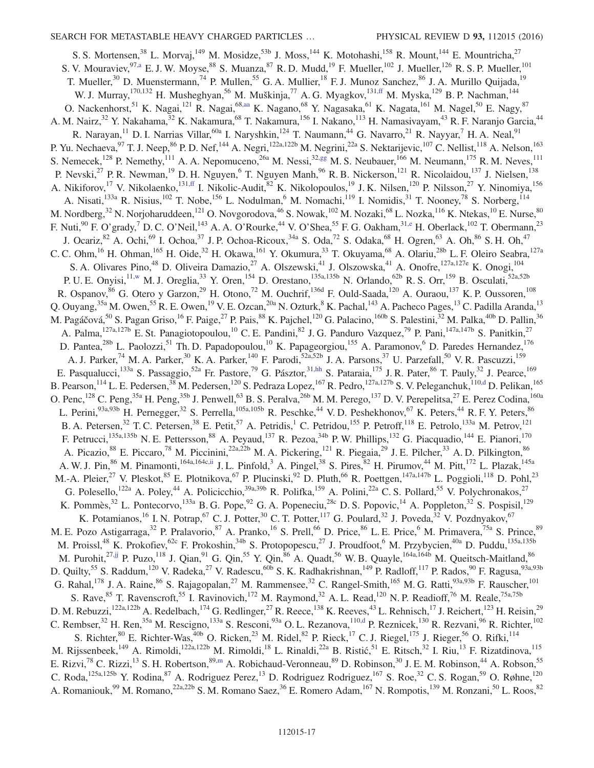S. S. Mortensen,[38] L. Morvaj,[149] M. Mosidze,[53b] J. Moss,[144] K. Motohashi,[158] R. Mount,[144] E. Mountricha,[27] S. V. Mouraviev,[97,a] E. J. W. Moyse,[88] S. Muanza,[87] R. D. Mudd,[19] F. Mueller,[102] J. Mueller,[126] R. S. P. Mueller,[101] T. Mueller,[30] D. Muenstermann,[74] P. Mullen,[55] G. A. Mullier,[18] F. J. Munoz Sanchez,[86] J. A. Murillo Quijada,[19] W. J. Murray,[170,132] H. Musheghyan,[56] M. Muškinja,[77] A. G. Myagkov,[131,ff] M. Myska,[129] B. P. Nachman,[144] O. Nackenhorst,[51] K. Nagai,[121] R. Nagai,[68,aa] K. Nagano,[68] Y. Nagasaka,[61] K. Nagata,[161] M. Nagel,[50] E. Nagy,[87] A. M. Nairz,[32] Y. Nakahama,[32] K. Nakamura,[68] T. Nakamura,[156] I. Nakano,[113] H. Namasivayam,[43] R. F. Naranjo Garcia,[44] R. Narayan,[11] D. I. Narrias Villar,[60a] I. Naryshkin,[124] T. Naumann,[44] G. Navarro,[21] R. Nayyar,[7] H. A. Neal,[91] P. Yu. Nechaeva,[97] T. J. Neep,[86] P. D. Nef,[144] A. Negri,[122a,122b] M. Negrini,[22a] S. Nektarijevic,[107] C. Nellist,[118] A. Nelson,[163] S. Nemecek,[128] P. Nemethy,[111] A. A. Nepomuceno,[26a] M. Nessi,[32,gg] M. S. Neubauer,[166] M. Neumann,[175] R. M. Neves,[111] P. Nevski,[27] P. R. Newman,[19] D. H. Nguyen,[6] T. Nguyen Manh,[96] R. B. Nickerson,[121] R. Nicolaidou,[137] J. Nielsen,[138] A. Nikiforov,[17] V. Nikolaenko,[131,ff] I. Nikolic-Audit,[82] K. Nikolopoulos,[19] J. K. Nilsen,[120] P. Nilsson,[27] Y. Ninomiya,[156] A. Nisati,[133a] R. Nisius,[102] T. Nobe,[156] L. Nodulman,[6] M. Nomachi,[119] I. Nomidis,[31] T. Nooney,[78] S. Norberg,[114] M. Nordberg,[32] N. Norjoharuddeen,[121] O. Novgorodova,[46] S. Nowak,[102] M. Nozaki,[68] L. Nozka,[116] K. Ntekas,[10] E. Nurse,[80] F. Nuti,[90] F. O'grady,[7] D. C. O'Neil,[143] A. A. O'Rourke,[44] V. O'Shea,[55] F. G. Oakham,[31,e] H. Oberlack,[102] T. Obermann,[23] J. Ocariz,[82] A. Ochi,[69] I. Ochoa,[37] J. P. Ochoa-Ricoux,[34a] S. Oda,[72] S. Odaka,[68] H. Ogren,[63] A. Oh,[86] S. H. Oh,[47] C. C. Ohm,[16] H. Ohman,[165] H. Oide,[32] H. Okawa,[161] Y. Okumura,[33] T. Okuyama,[68] A. Olariu,[28b] L. F. Oleiro Seabra,[127a] S. A. Olivares Pino,[48] D. Oliveira Damazio,[27] A. Olszewski,[41] J. Olszowska,[41] A. Onofre,[127a,127e] K. Onogi,[104] P. U. E. Onyisi,[11,w] M. J. Oreglia,[33] Y. Oren,[154] D. Orestano,[135a,135b] N. Orlando,[62b] R. S. Orr,[159] B. Osculati,[52a,52b] R. Ospanov,[86] G. Otero y Garzon,[29] H. Otono,[72] M. Ouchrif,[136d] F. Ould-Saada,[120] A. Ouraou,[137] K. P. Oussoren,[108] Q. Ouyang,[35a] M. Owen,[55] R. E. Owen,[19] V. E. Ozcan,[20a] N. Ozturk,[8] K. Pachal,[143] A. Pacheco Pages,[13] C. Padilla Aranda,[13] M. Pagáčová,[50] S. Pagan Griso,[16] F. Paige,[27] P. Pais,[88] K. Pajchel,[120] G. Palacino,[160b] S. Palestini,[32] M. Palka,[40b] D. Pallin,[36] A. Palma,[127a,127b] E. St. Panagiotopoulou,[10] C. E. Pandini,[82] J. G. Panduro Vazquez,[79] P. Pani,[147a,147b] S. Panitkin,[27] D. Pantea,[28b] L. Paolozzi,[51] Th. D. Papadopoulou,[10] K. Papageorgiou,[155] A. Paramonov,[6] D. Paredes Hernandez,[176] A. J. Parker,[74] M. A. Parker,[30] K. A. Parker,[140] F. Parodi,[52a,52b] J. A. Parsons,[37] U. Parzefall,[50] V. R. Pascuzzi,[159] E. Pasqualucci,[133a] S. Passaggio,[52a] Fr. Pastore,[79] G. Pásztor,[31,hh] S. Pataraia,[175] J. R. Pater,[86] T. Pauly,[32] J. Pearce,[169] B. Pearson,[114] L. E. Pedersen,[38] M. Pedersen,[120] S. Pedraza Lopez,[167] R. Pedro,[127a,127b] S. V. Peleganchuk,[110,d] D. Pelikan,[165] O. Penc,[128] C. Peng,[35a] H. Peng,[35b] J. Penwell,[63] B. S. Peralva,[26b] M. M. Perego,[137] D. V. Perepelitsa,[27] E. Perez Codina,[160a] L. Perini,[93a,93b] H. Pernegger,[32] S. Perrella,[105a,105b] R. Peschke,[44] V. D. Peshekhonov,[67] K. Peters,[44] R. F. Y. Peters,[86] B. A. Petersen,[32] T. C. Petersen,[38] E. Petit,[57] A. Petridis,[1] C. Petridou,[155] P. Petroff,[118] E. Petrolo,[133a] M. Petrov,[121] F. Petrucci,[135a,135b] N. E. Pettersson,[88] A. Peyaud,[137] R. Pezoa,[34b] P. W. Phillips,[132] G. Piacquadio,[144] E. Pianori,[170] A. Picazio,[88] E. Piccaro,[78] M. Piccinini,[22a,22b] M. A. Pickering,[121] R. Piegaia,[29] J. E. Pilcher,[33] A. D. Pilkington,[86] A. W. J. Pin,[86] M. Pinamonti,[164a,164c,ii] J. L. Pinfold,[3] A. Pingel,[38] S. Pires,[82] H. Pirumov,[44] M. Pitt,[172] L. Plazak,[145a] M.-A. Pleier,[27] V. Pleskot,[85] E. Plotnikova,[67] P. Plucinski,[92] D. Pluth,[66] R. Poettgen,[147a,147b] L. Poggioli,[118] D. Pohl,[23] G. Polesello,[122a] A. Poley,[44] A. Policicchio,[39a,39b] R. Polifka,[159] A. Polini,[22a] C. S. Pollard,[55] V. Polychronakos,[27] K. Pommès,[32] L. Pontecorvo,[133a] B. G. Pope,[92] G. A. Popeneciu,[28c] D. S. Popovic,[14] A. Poppleton,[32] S. Pospisil,[129] K. Potamianos,[16] I. N. Potrap,[67] C. J. Potter,[30] C. T. Potter,[117] G. Poulard,[32] J. Poveda,[32] V. Pozdnyakov,[67] M. E. Pozo Astigarraga,[32] P. Pralavorio,[87] A. Pranko,[16] S. Prell,[66] D. Price,[86] L. E. Price,[6] M. Primavera,[75a] S. Prince,[89] M. Proissl,[48] K. Prokofiev,[62c] F. Prokoshin,[34b] S. Protopopescu,[27] J. Proudfoot,[6] M. Przybycien,[40a] D. Puddu,[135a,135b] M. Purohit,[27,jj] P. Puzo,[118] J. Qian,[91] G. Qin,[55] Y. Qin,[86] A. Quadt,[56] W. B. Quayle,[164a,164b] M. Queitsch-Maitland,[86] D. Quilty,[55] S. Raddum,[120] V. Radeka,[27] V. Radescu,[60b] S. K. Radhakrishnan,[149] P. Radloff,[117] P. Rados,[90] F. Ragusa,[93a,93b] G. Rahal,[178] J. A. Raine,[86] S. Rajagopalan,[27] M. Rammensee,[32] C. Rangel-Smith,[165] M. G. Ratti,[93a,93b] F. Rauscher,[101] S. Rave,[85] T. Ravenscroft,[55] I. Ravinovich,[172] M. Raymond,[32] A. L. Read,[120] N. P. Readioff,[76] M. Reale,[75a,75b] D. M. Rebuzzi,[122a,122b] A. Redelbach,[174] G. Redlinger,[27] R. Reece,[138] K. Reeves,[43] L. Rehnisch,[17] J. Reichert,[123] H. Reisin,[29] C. Rembser,[32] H. Ren,[35a] M. Rescigno,[133a] S. Resconi,[93a] O. L. Rezanova,[110,d] P. Reznicek,[130] R. Rezvani,[96] R. Richter,[102] S. Richter,[80] E. Richter-Was,[40b] O. Ricken,[23] M. Ridel,[82] P. Rieck,[17] C. J. Riegel,[175] J. Rieger,[56] O. Rifki,[114] M. Rijssenbeek,[149] A. Rimoldi,[122a,122b] M. Rimoldi,[18] L. Rinaldi,[22a] B. Ristić,[51] E. Ritsch,[32] I. Riu,[13] F. Rizatdinova,[115] E. Rizvi,[78] C. Rizzi,[13] S. H. Robertson,[89,m] A. Robichaud-Veronneau,[89] D. Robinson,[30] J. E. M. Robinson,[44] A. Robson,[55] C. Roda,[125a,125b] Y. Rodina,[87] A. Rodriguez Perez,[13] D. Rodriguez Rodriguez,[167] S. Roe,[32] C. S. Rogan,[59] O. Røhne,[120] A. Romaniouk,[99] M. Romano,[22a,22b] S. M. Romano Saez,[36] E. Romero Adam,[167] N. Rompotis,[139] M. Ronzani,[50] L. Roos,[82]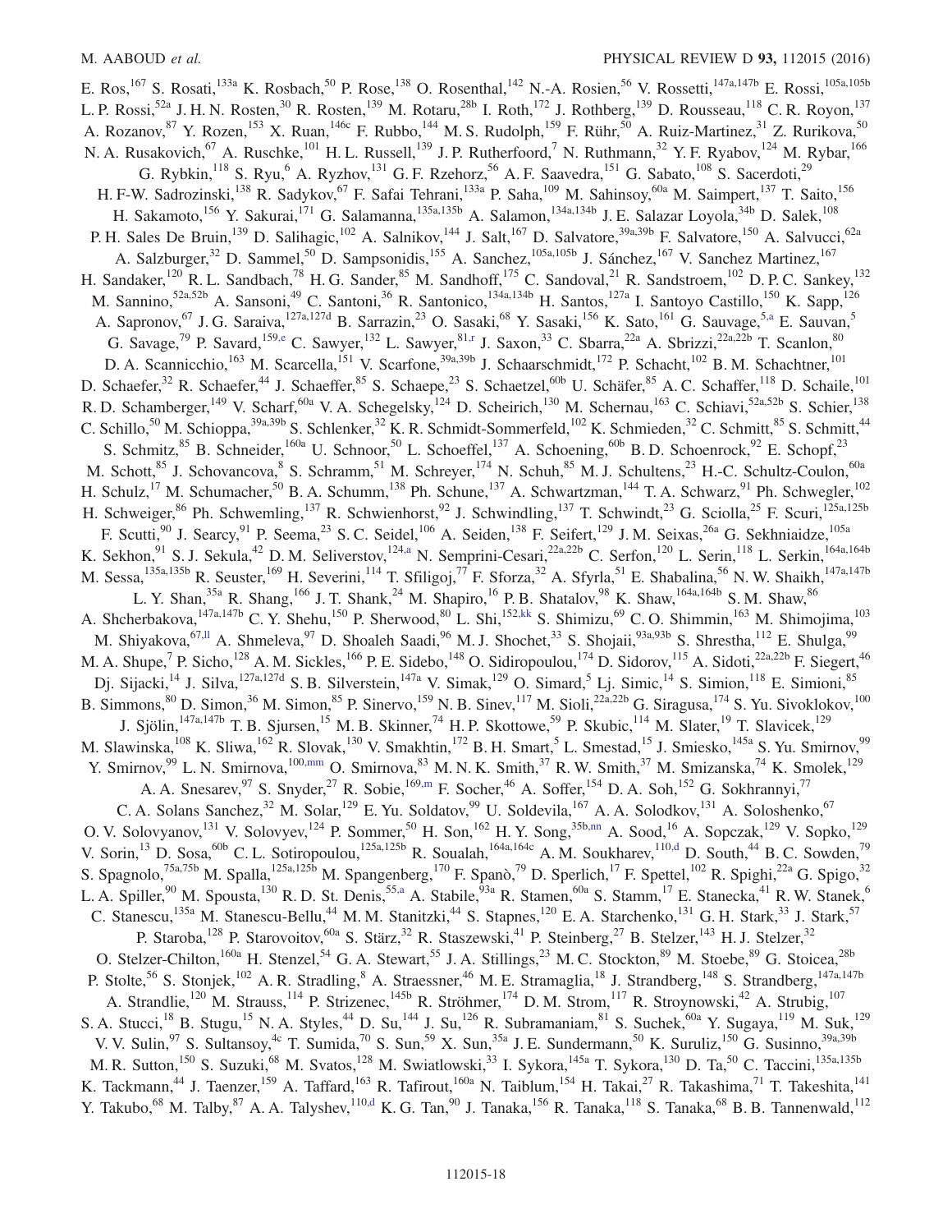E. Ros,[167] S. Rosati,[133a] K. Rosbach,[50] P. Rose,[138] O. Rosenthal,[142] N.-A. Rosien,[56] V. Rossetti,[147a,147b] E. Rossi,[105a,105b] L. P. Rossi,[52a] J. H. N. Rosten,[30] R. Rosten,[139] M. Rotaru,[28b] I. Roth,[172] J. Rothberg,[139] D. Rousseau,[118] C. R. Royon,[137] A. Rozanov,[87] Y. Rozen,[153] X. Ruan,[146c] F. Rubbo,[144] M. S. Rudolph,[159] F. Rühr,[50] A. Ruiz-Martinez,[31] Z. Rurikova,[50] N. A. Rusakovich,[67] A. Ruschke,[101] H. L. Russell,[139] J. P. Rutherfoord,[7] N. Ruthmann,[32] Y. F. Ryabov,[124] M. Rybar,[166] G. Rybkin,[118] S. Ryu,[6] A. Ryzhov,[131] G. F. Rzehorz,[56] A. F. Saavedra,[151] G. Sabato,[108] S. Sacerdoti,[29] H. F-W. Sadrozinski,[138] R. Sadykov,[67] F. Safai Tehrani,[133a] P. Saha,[109] M. Sahinsoy,[60a] M. Saimpert,[137] T. Saito,[156] H. Sakamoto,[156] Y. Sakurai,[171] G. Salamanna,[135a,135b] A. Salamon,[134a,134b] J. E. Salazar Loyola,[34b] D. Salek,[108] P. H. Sales De Bruin,[139] D. Salihagic,[102] A. Salnikov,[144] J. Salt,[167] D. Salvatore,[39a,39b] F. Salvatore,[150] A. Salvucci,[62a] A. Salzburger,[32] D. Sammel,[50] D. Sampsonidis,[155] A. Sanchez,[105a,105b] J. Sánchez,[167] V. Sanchez Martinez,[167] H. Sandaker,[120] R. L. Sandbach,[78] H. G. Sander,[85] M. Sandhoff,[175] C. Sandoval,[21] R. Sandstroem,[102] D. P. C. Sankey,[132] M. Sannino,[52a,52b] A. Sansoni,[49] C. Santoni,[36] R. Santonico,[134a,134b] H. Santos,[127a] I. Santoyo Castillo,[150] K. Sapp,[126] A. Sapronov,[67] J. G. Saraiva,[127a,127d] B. Sarrazin,[23] O. Sasaki,[68] Y. Sasaki,[156] K. Sato,[161] G. Sauvage,[5,a] E. Sauvan,[5] G. Savage,[79] P. Savard,[159,e] C. Sawyer,[132] L. Sawyer,[81,r] J. Saxon,[33] C. Sbarra,[22a] A. Sbrizzi,[22a,22b] T. Scanlon,[80] D. A. Scannicchio,[163] M. Scarcella,[151] V. Scarfone,[39a,39b] J. Schaarschmidt,[172] P. Schacht,[102] B. M. Schachtner,[101] D. Schaefer,[32] R. Schaefer,[44] J. Schaeffer,[85] S. Schaepe,[23] S. Schaetzel,[60b] U. Schäfer,[85] A. C. Schaffer,[118] D. Schaile,[101] R. D. Schamberger,[149] V. Scharf,[60a] V. A. Schegelsky,[124] D. Scheirich,[130] M. Schernau,[163] C. Schiavi,[52a,52b] S. Schier,[138] C. Schillo,[50] M. Schioppa,[39a,39b] S. Schlenker,[32] K. R. Schmidt-Sommerfeld,[102] K. Schmieden,[32] C. Schmitt,[85] S. Schmitt,[44] S. Schmitz,[85] B. Schneider,[160a] U. Schnoor,[50] L. Schoeffel,[137] A. Schoening,[60b] B. D. Schoenrock,[92] E. Schopf,[23] M. Schott,[85] J. Schovancova,[8] S. Schramm,[51] M. Schreyer,[174] N. Schuh,[85] M. J. Schultens,[23] H.-C. Schultz-Coulon,[60a] H. Schulz,[17] M. Schumacher,[50] B. A. Schumm,[138] Ph. Schune,[137] A. Schwartzman,[144] T. A. Schwarz,[91] Ph. Schwegler,[102] H. Schweiger,[86] Ph. Schwemling,[137] R. Schwienhorst,[92] J. Schwindling,[137] T. Schwindt,[23] G. Sciolla,[25] F. Scuri,[125a,125b] F. Scutti,[90] J. Searcy,[91] P. Seema,[23] S. C. Seidel,[106] A. Seiden,[138] F. Seifert,[129] J. M. Seixas,[26a] G. Sekhniaidze,[105a] K. Sekhon,[91] S. J. Sekula,[42] D. M. Seliverstov,[124,a] N. Semprini-Cesari,[22a,22b] C. Serfon,[120] L. Serin,[118] L. Serkin,[164a,164b] M. Sessa,[135a,135b] R. Seuster,[169] H. Severini,[114] T. Sfiligoj,[77] F. Sforza,[32] A. Sfyrla,[51] E. Shabalina,[56] N. W. Shaikh,[147a,147b] L. Y. Shan,[35a] R. Shang,[166] J. T. Shank,[24] M. Shapiro,[16] P. B. Shatalov,[98] K. Shaw,[164a,164b] S. M. Shaw,[86] A. Shcherbakova,[147a,147b] C. Y. Shehu,[150] P. Sherwood,[80] L. Shi,[152,kk] S. Shimizu,[69] C. O. Shimmin,[163] M. Shimojima,[103] M. Shiyakova,[67,ll] A. Shmeleva,[97] D. Shoaleh Saadi,[96] M. J. Shochet,[33] S. Shojaii,[93a,93b] S. Shrestha,[112] E. Shulga,[99] M. A. Shupe,[7] P. Sicho,[128] A. M. Sickles,[166] P. E. Sidebo,[148] O. Sidiropoulou,[174] D. Sidorov,[115] A. Sidoti,[22a,22b] F. Siegert,[46] Dj. Sijacki,[14] J. Silva,[127a,127d] S. B. Silverstein,[147a] V. Simak,[129] O. Simard,[5] Lj. Simic,[14] S. Simion,[118] E. Simioni,[85] B. Simmons,[80] D. Simon,[36] M. Simon,[85] P. Sinervo,[159] N. B. Sinev,[117] M. Sioli,[22a,22b] G. Siragusa,[174] S. Yu. Sivoklokov,[100] J. Sjölin,[147a,147b] T. B. Sjursen,[15] M. B. Skinner,[74] H. P. Skottowe,[59] P. Skubic,[114] M. Slater,[19] T. Slavicek,[129] M. Slawinska,[108] K. Sliwa,[162] R. Slovak,[130] V. Smakhtin,[172] B. H. Smart,[5] L. Smestad,[15] J. Smiesko,[145a] S. Yu. Smirnov,[99] Y. Smirnov,[99] L. N. Smirnova,[100,mm] O. Smirnova,[83] M. N. K. Smith,[37] R. W. Smith,[37] M. Smizanska,[74] K. Smolek,[129] A. A. Snesarev,[97] S. Snyder,[27] R. Sobie,[169,m] F. Socher,[46] A. Soffer,[154] D. A. Soh,[152] G. Sokhrannyi,[77] C. A. Solans Sanchez,[32] M. Solar,[129] E. Yu. Soldatov,[99] U. Soldevila,[167] A. A. Solodkov,[131] A. Soloshenko,[67] O. V. Solovyanov,[131] V. Solovyev,[124] P. Sommer,[50] H. Son,[162] H. Y. Song,[35b,nn] A. Sood,[16] A. Sopczak,[129] V. Sopko,[129] V. Sorin,[13] D. Sosa,[60b] C. L. Sotiropoulou,[125a,125b] R. Soualah,[164a,164c] A. M. Soukharev,[110,d] D. South,[44] B. C. Sowden,[79] S. Spagnolo,[75a,75b] M. Spalla,[125a,125b] M. Spangenberg,[170] F. Spanò,[79] D. Sperlich,[17] F. Spettel,[102] R. Spighi,[22a] G. Spigo,[32] L. A. Spiller,[90] M. Spousta,[130] R. D. St. Denis,[55,a] A. Stabile,[93a] R. Stamen,[60a] S. Stamm,[17] E. Stanecka,[41] R. W. Stanek,[6] C. Stanescu,[135a] M. Stanescu-Bellu,[44] M. M. Stanitzki,[44] S. Stapnes,[120] E. A. Starchenko,[131] G. H. Stark,[33] J. Stark,[57] P. Staroba,[128] P. Starovoitov,[60a] S. Stärz,[32] R. Staszewski,[41] P. Steinberg,[27] B. Stelzer,[143] H. J. Stelzer,[32] O. Stelzer-Chilton,[160a] H. Stenzel,[54] G. A. Stewart,[55] J. A. Stillings,[23] M. C. Stockton,[89] M. Stoebe,[89] G. Stoicea,[28b] P. Stolte,[56] S. Stonjek,[102] A. R. Stradling,[8] A. Straessner,[46] M. E. Stramaglia,[18] J. Strandberg,[148] S. Strandberg,[147a,147b] A. Strandlie,[120] M. Strauss,[114] P. Strizenec,[145b] R. Ströhmer,[174] D. M. Strom,[117] R. Stroynowski,[42] A. Strubig,[107] S. A. Stucci,[18] B. Stugu,[15] N. A. Styles,[44] D. Su,[144] J. Su,[126] R. Subramaniam,[81] S. Suchek,[60a] Y. Sugaya,[119] M. Suk,[129] V. V. Sulin,[97] S. Sultansoy,[4c] T. Sumida,[70] S. Sun,[59] X. Sun,[35a] J. E. Sundermann,[50] K. Suruliz,[150] G. Susinno,[39a,39b] M. R. Sutton,[150] S. Suzuki,[68] M. Svatos,[128] M. Swiatlowski,[33] I. Sykora,[145a] T. Sykora,[130] D. Ta,[50] C. Taccini,[135a,135b] K. Tackmann,[44] J. Taenzer,[159] A. Taffard,[163] R. Tafirout,[160a] N. Taiblum,[154] H. Takai,[27] R. Takashima,[71] T. Takeshita,[141] Y. Takubo,[68] M. Talby,[87] A. A. Talyshev,[110,d] K. G. Tan,[90] J. Tanaka,[156] R. Tanaka,[118] S. Tanaka,[68] B. B. Tannenwald,[112]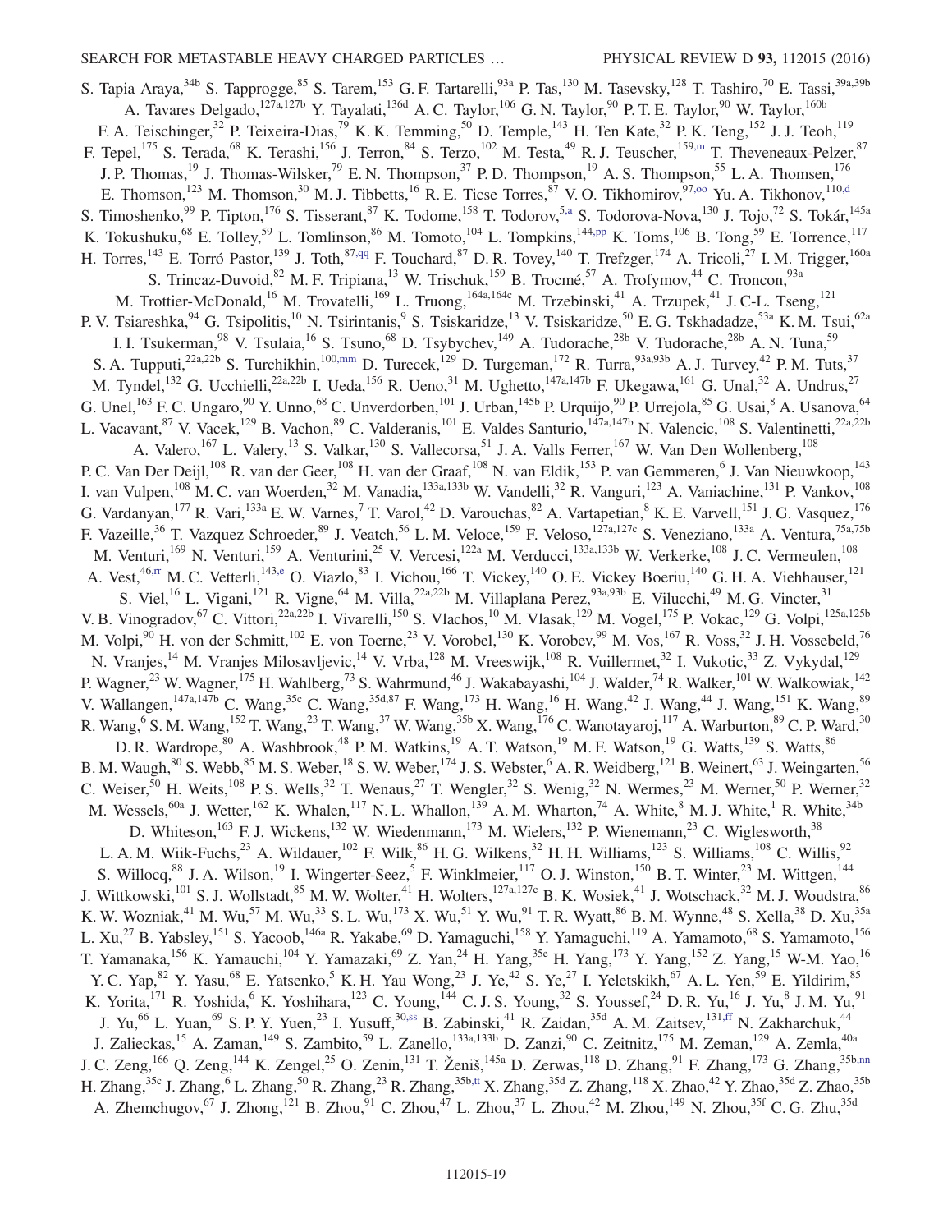S. Tapia Araya,[34b] S. Tapprogge,[85] S. Tarem,[153] G. F. Tartarelli,[93a] P. Tas,[130] M. Tasevsky,[128] T. Tashiro,[70] E. Tassi,[39a,39b] A. Tavares Delgado,[127a,127b] Y. Tayalati,[136d] A. C. Taylor,[106] G. N. Taylor,[90] P. T. E. Taylor,[90] W. Taylor,[160b] F. A. Teischinger,[32] P. Teixeira-Dias,[79] K. K. Temming,[50] D. Temple,[143] H. Ten Kate,[32] P. K. Teng,[152] J. J. Teoh,[119] F. Tepel,[175] S. Terada,[68] K. Terashi,[156] J. Terron,[84] S. Terzo,[102] M. Testa,[49] R. J. Teuscher,[159,m] T. Theveneaux-Pelzer,[87] J. P. Thomas,[19] J. Thomas-Wilsker,[79] E. N. Thompson,[37] P. D. Thompson,[19] A. S. Thompson,[55] L. A. Thomsen,[176] E. Thomson,[123] M. Thomson,[30] M. J. Tibbetts,[16] R. E. Ticse Torres,[87] V. O. Tikhomirov,[97,oo] Yu. A. Tikhonov,[110,d] S. Timoshenko,[99] P. Tipton,[176] S. Tisserant,[87] K. Todome,[158] T. Todorov,[5,a] S. Todorova-Nova,[130] J. Tojo,[72] S. Tokár,[145a] K. Tokushuku,[68] E. Tolley,[59] L. Tomlinson,[86] M. Tomoto,[104] L. Tompkins,[144,pp] K. Toms,[106] B. Tong,[59] E. Torrence,[117] H. Torres,[143] E. Torró Pastor,[139] J. Toth,[87,qq] F. Touchard,[87] D. R. Tovey,[140] T. Trefzger,[174] A. Tricoli,[27] I. M. Trigger,[160a] S. Trincaz-Duvoid,[82] M. F. Tripiana,[13] W. Trischuk,[159] B. Trocmé,[57] A. Trofymov,[44] C. Troncon,[93a] M. Trottier-McDonald,[16] M. Trovatelli,[169] L. Truong,[164a,164c] M. Trzebinski,[41] A. Trzupek,[41] J. C-L. Tseng,[121] P. V. Tsiareshka,[94] G. Tsipolitis,[10] N. Tsirintanis,[9] S. Tsiskaridze,[13] V. Tsiskaridze,[50] E. G. Tskhadadze,[53a] K. M. Tsui,[62a] I. I. Tsukerman,[98] V. Tsulaia,[16] S. Tsuno,[68] D. Tsybychev,[149] A. Tudorache,[28b] V. Tudorache,[28b] A. N. Tuna,[59] S. A. Tupputi,[22a,22b] S. Turchikhin,[100,mm] D. Turecek,[129] D. Turgeman,[172] R. Turra,[93a,93b] A. J. Turvey,[42] P. M. Tuts,[37] M. Tyndel,[132] G. Ucchielli,[22a,22b] I. Ueda,[156] R. Ueno,[31] M. Ughetto,[147a,147b] F. Ukegawa,[161] G. Unal,[32] A. Undrus,[27] G. Unel,[163] F. C. Ungaro,[90] Y. Unno,[68] C. Unverdorben,[101] J. Urban,[145b] P. Urquijo,[90] P. Urrejola,[85] G. Usai,[8] A. Usanova,[64] L. Vacavant,[87] V. Vacek,[129] B. Vachon,[89] C. Valderanis,[101] E. Valdes Santurio,[147a,147b] N. Valencic,[108] S. Valentinetti,[22a,22b] A. Valero,[167] L. Valery,[13] S. Valkar,[130] S. Vallecorsa,[51] J. A. Valls Ferrer,[167] W. Van Den Wollenberg,[108] P. C. Van Der Deijl,[108] R. van der Geer,[108] H. van der Graaf,[108] N. van Eldik,[153] P. van Gemmeren,[6] J. Van Nieuwkoop,[143] I. van Vulpen,[108] M. C. van Woerden,[32] M. Vanadia,[133a,133b] W. Vandelli,[32] R. Vanguri,[123] A. Vaniachine,[131] P. Vankov,[108] G. Vardanyan,[177] R. Vari,[133a] E. W. Varnes,[7] T. Varol,[42] D. Varouchas,[82] A. Vartapetian,[8] K. E. Varvell,[151] J. G. Vasquez,[176] F. Vazeille,[36] T. Vazquez Schroeder,[89] J. Veatch,[56] L. M. Veloce,[159] F. Veloso,[127a,127c] S. Veneziano,[133a] A. Ventura,[75a,75b] M. Venturi,[169] N. Venturi,[159] A. Venturini,[25] V. Vercesi,[122a] M. Verducci,[133a,133b] W. Verkerke,[108] J. C. Vermeulen,[108] A. Vest,[46,rr] M. C. Vetterli,[143,e] O. Viazlo,[83] I. Vichou,[166] T. Vickey,[140] O. E. Vickey Boeriu,[140] G. H. A. Viehhauser,[121] S. Viel,[16] L. Vigani,[121] R. Vigne,[64] M. Villa,[22a,22b] M. Villaplana Perez,[93a,93b] E. Vilucchi,[49] M. G. Vincter,[31] V. B. Vinogradov,[67] C. Vittori,[22a,22b] I. Vivarelli,[150] S. Vlachos,[10] M. Vlasak,[129] M. Vogel,[175] P. Vokac,[129] G. Volpi,[125a,125b] M. Volpi,[90] H. von der Schmitt,[102] E. von Toerne,[23] V. Vorobel,[130] K. Vorobev,[99] M. Vos,[167] R. Voss,[32] J. H. Vossebeld,[76] N. Vranjes,[14] M. Vranjes Milosavljevic,[14] V. Vrba,[128] M. Vreeswijk,[108] R. Vuillermet,[32] I. Vukotic,[33] Z. Vykydal,[129] P. Wagner,[23] W. Wagner,[175] H. Wahlberg,[73] S. Wahrmund,[46] J. Wakabayashi,[104] J. Walder,[74] R. Walker,[101] W. Walkowiak,[142] V. Wallangen,[147a,147b] C. Wang,[35c] C. Wang,[35d,87] F. Wang,[173] H. Wang,[16] H. Wang,[42] J. Wang,[44] J. Wang,[151] K. Wang,[89] R. Wang,[6] S. M. Wang,[152] T. Wang,[23] T. Wang,[37] W. Wang,[35b] X. Wang,[176] C. Wanotayaroj,[117] A. Warburton,[89] C. P. Ward,[30] D. R. Wardrope,[80] A. Washbrook,[48] P. M. Watkins,[19] A. T. Watson,[19] M. F. Watson,[19] G. Watts,[139] S. Watts,[86] B. M. Waugh,[80] S. Webb,[85] M. S. Weber,[18] S. W. Weber,[174] J. S. Webster,[6] A. R. Weidberg,[121] B. Weinert,[63] J. Weingarten,[56] C. Weiser,[50] H. Weits,[108] P. S. Wells,[32] T. Wenaus,[27] T. Wengler,[32] S. Wenig,[32] N. Wermes,[23] M. Werner,[50] P. Werner,[32] M. Wessels,[60a] J. Wetter,[162] K. Whalen,[117] N. L. Whallon,[139] A. M. Wharton,[74] A. White,[8] M. J. White,[1] R. White,[34b] D. Whiteson,[163] F. J. Wickens,[132] W. Wiedenmann,[173] M. Wielers,[132] P. Wienemann,[23] C. Wiglesworth,[38] L. A. M. Wiik-Fuchs,[23] A. Wildauer,[102] F. Wilk,[86] H. G. Wilkens,[32] H. H. Williams,[123] S. Williams,[108] C. Willis,[92] S. Willocq,[88] J. A. Wilson,[19] I. Wingerter-Seez,[5] F. Winklmeier,[117] O. J. Winston,[150] B. T. Winter,[23] M. Wittgen,[144] J. Wittkowski,[101] S. J. Wollstadt,[85] M. W. Wolter,[41] H. Wolters,[127a,127c] B. K. Wosiek,[41] J. Wotschack,[32] M. J. Woudstra,[86] K. W. Wozniak,[41] M. Wu,[57] M. Wu,[33] S. L. Wu,[173] X. Wu,[51] Y. Wu,[91] T. R. Wyatt,[86] B. M. Wynne,[48] S. Xella,[38] D. Xu,[35a] L. Xu,[27] B. Yabsley,[151] S. Yacoob,[146a] R. Yakabe,[69] D. Yamaguchi,[158] Y. Yamaguchi,[119] A. Yamamoto,[68] S. Yamamoto,[156] T. Yamanaka,[156] K. Yamauchi,[104] Y. Yamazaki,[69] Z. Yan,[24] H. Yang,[35e] H. Yang,[173] Y. Yang,[152] Z. Yang,[15] W-M. Yao,[16] Y. C. Yap,[82] Y. Yasu,[68] E. Yatsenko,[5] K. H. Yau Wong,[23] J. Ye,[42] S. Ye,[27] I. Yeletskikh,[67] A. L. Yen,[59] E. Yildirim,[85] K. Yorita,[171] R. Yoshida,[6] K. Yoshihara,[123] C. Young,[144] C. J. S. Young,[32] S. Youssef,[24] D. R. Yu,[16] J. Yu,[8] J. M. Yu,[91] J. Yu,[66] L. Yuan,[69] S. P. Y. Yuen,[23] I. Yusuff,[30,ss] B. Zabinski,[41] R. Zaidan,[35d] A. M. Zaitsev,[131,ff] N. Zakharchuk,[44] J. Zalieckas,[15] A. Zaman,[149] S. Zambito,[59] L. Zanello,[133a,133b] D. Zanzi,[90] C. Zeitnitz,[175] M. Zeman,[129] A. Zemla,[40a] J. C. Zeng,[166] Q. Zeng,[144] K. Zengel,[25] O. Zenin,[131] T. Ženiš,[145a] D. Zerwas,[118] D. Zhang,[91] F. Zhang,[173] G. Zhang,[35b,nn] H. Zhang,[35c] J. Zhang,[6] L. Zhang,[50] R. Zhang,[23] R. Zhang,[35b,tt] X. Zhang,[35d] Z. Zhang,[118] X. Zhao,[42] Y. Zhao,[35d] Z. Zhao,[35b] A. Zhemchugov,[67] J. Zhong,[121] B. Zhou,[91] C. Zhou,[47] L. Zhou,[37] L. Zhou,[42] M. Zhou,[149] N. Zhou,[35f] C. G. Zhu,[35d]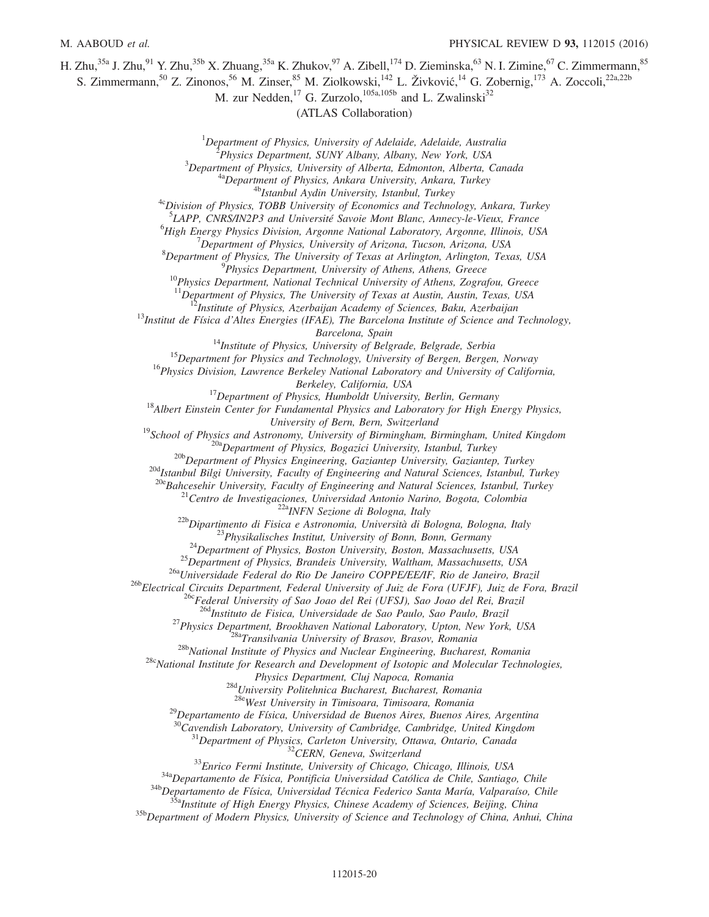H. Zhu,[35a] J. Zhu,[91] Y. Zhu,[35b] X. Zhuang,[35a] K. Zhukov,[97] A. Zibell,[174] D. Zieminska,[63] N. I. Zimine,[67] C. Zimmermann,[85] S. Zimmermann,[50] Z. Zinonos,[56] M. Zinser,[85] M. Ziolkowski,[142] L. Živković,[14] G. Zobernig,[173] A. Zoccoli,[22a,22b] M. zur Nedden,[17] G. Zurzolo,[105a,105b] and L. Zwalinski[32]

(ATLAS Collaboration)

[1] *Department of Physics, University of Adelaide, Adelaide, Australia*
[2] *Physics Department, SUNY Albany, Albany, New York, USA*
[3] *Department of Physics, University of Alberta, Edmonton, Alberta, Canada*
[4a] *Department of Physics, Ankara University, Ankara, Turkey*
[4b] *Istanbul Aydin University, Istanbul, Turkey*
[4c] *Division of Physics, TOBB University of Economics and Technology, Ankara, Turkey*
[5] *LAPP, CNRS/IN2P3 and Université Savoie Mont Blanc, Annecy-le-Vieux, France*
[6] *High Energy Physics Division, Argonne National Laboratory, Argonne, Illinois, USA*
[7] *Department of Physics, University of Arizona, Tucson, Arizona, USA*
[8] *Department of Physics, The University of Texas at Arlington, Arlington, Texas, USA*
[9] *Physics Department, University of Athens, Athens, Greece*
[10] *Physics Department, National Technical University of Athens, Zografou, Greece*
[11] *Department of Physics, The University of Texas at Austin, Austin, Texas, USA*
[12] *Institute of Physics, Azerbaijan Academy of Sciences, Baku, Azerbaijan*
[13] *Institut de Física d'Altes Energies (IFAE), The Barcelona Institute of Science and Technology, Barcelona, Spain*
[14] *Institute of Physics, University of Belgrade, Belgrade, Serbia*
[15] *Department for Physics and Technology, University of Bergen, Bergen, Norway*
[16] *Physics Division, Lawrence Berkeley National Laboratory and University of California, Berkeley, California, USA*
[17] *Department of Physics, Humboldt University, Berlin, Germany*
[18] *Albert Einstein Center for Fundamental Physics and Laboratory for High Energy Physics, University of Bern, Bern, Switzerland*
[19] *School of Physics and Astronomy, University of Birmingham, Birmingham, United Kingdom*
[20a] *Department of Physics, Bogazici University, Istanbul, Turkey*
[20b] *Department of Physics Engineering, Gaziantep University, Gaziantep, Turkey*
[20d] *Istanbul Bilgi University, Faculty of Engineering and Natural Sciences, Istanbul, Turkey*
[20e] *Bahcesehir University, Faculty of Engineering and Natural Sciences, Istanbul, Turkey*
[21] *Centro de Investigaciones, Universidad Antonio Narino, Bogota, Colombia*
[22a] *INFN Sezione di Bologna, Italy*
[22b] *Dipartimento di Fisica e Astronomia, Università di Bologna, Bologna, Italy*
[23] *Physikalisches Institut, University of Bonn, Bonn, Germany*
[24] *Department of Physics, Boston University, Boston, Massachusetts, USA*
[25] *Department of Physics, Brandeis University, Waltham, Massachusetts, USA*
[26a] *Universidade Federal do Rio De Janeiro COPPE/EE/IF, Rio de Janeiro, Brazil*
[26b] *Electrical Circuits Department, Federal University of Juiz de Fora (UFJF), Juiz de Fora, Brazil*
[26c] *Federal University of Sao Joao del Rei (UFSJ), Sao Joao del Rei, Brazil*
[26d] *Instituto de Fisica, Universidade de Sao Paulo, Sao Paulo, Brazil*
[27] *Physics Department, Brookhaven National Laboratory, Upton, New York, USA*
[28a] *Transilvania University of Brasov, Brasov, Romania*
[28b] *National Institute of Physics and Nuclear Engineering, Bucharest, Romania*
[28c] *National Institute for Research and Development of Isotopic and Molecular Technologies, Physics Department, Cluj Napoca, Romania*
[28d] *University Politehnica Bucharest, Bucharest, Romania*
[28e] *West University in Timisoara, Timisoara, Romania*
[29] *Departamento de Física, Universidad de Buenos Aires, Buenos Aires, Argentina*
[30] *Cavendish Laboratory, University of Cambridge, Cambridge, United Kingdom*
[31] *Department of Physics, Carleton University, Ottawa, Ontario, Canada*
[32] *CERN, Geneva, Switzerland*
[33] *Enrico Fermi Institute, University of Chicago, Chicago, Illinois, USA*
[34a] *Departamento de Física, Pontificia Universidad Católica de Chile, Santiago, Chile*
[34b] *Departamento de Física, Universidad Técnica Federico Santa María, Valparaíso, Chile*
[35a] *Institute of High Energy Physics, Chinese Academy of Sciences, Beijing, China*
[35b] *Department of Modern Physics, University of Science and Technology of China, Anhui, China*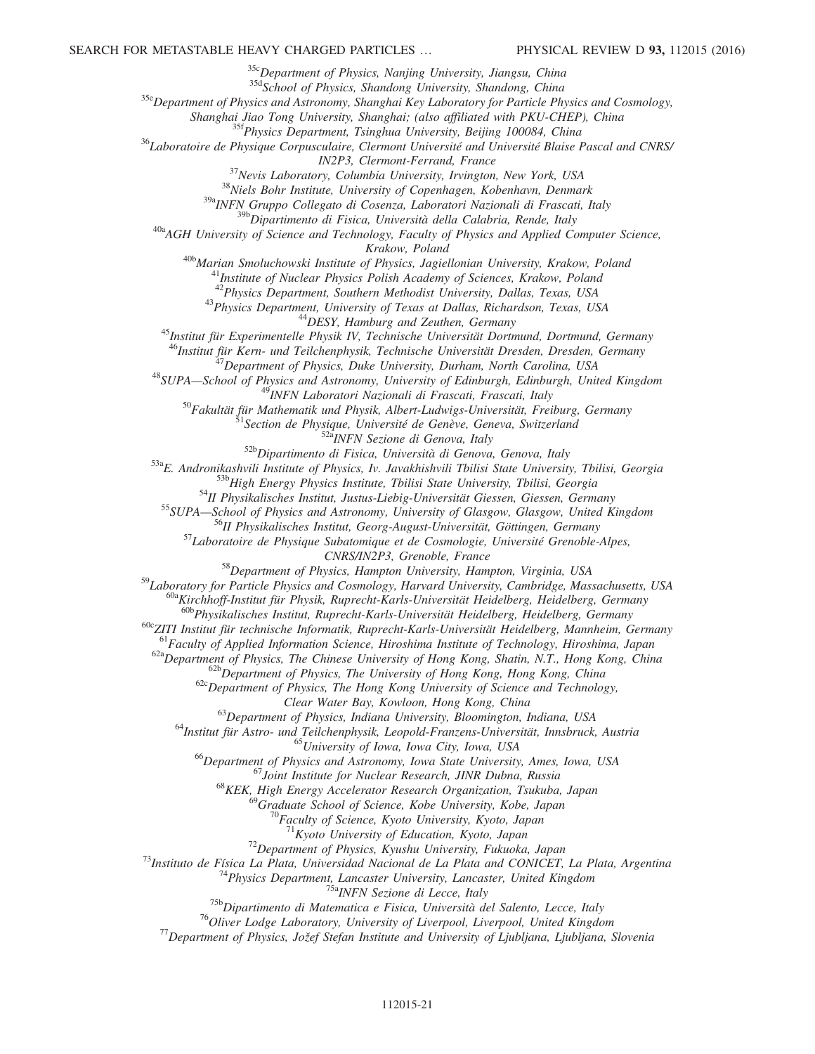[35c]Department of Physics, Nanjing University, Jiangsu, China
[35d]School of Physics, Shandong University, Shandong, China
[35e]Department of Physics and Astronomy, Shanghai Key Laboratory for Particle Physics and Cosmology, Shanghai Jiao Tong University, Shanghai; (also affiliated with PKU-CHEP), China
[35f]Physics Department, Tsinghua University, Beijing 100084, China
[36]Laboratoire de Physique Corpusculaire, Clermont Université and Université Blaise Pascal and CNRS/IN2P3, Clermont-Ferrand, France
[37]Nevis Laboratory, Columbia University, Irvington, New York, USA
[38]Niels Bohr Institute, University of Copenhagen, Kobenhavn, Denmark
[39a]INFN Gruppo Collegato di Cosenza, Laboratori Nazionali di Frascati, Italy
[39b]Dipartimento di Fisica, Università della Calabria, Rende, Italy
[40a]AGH University of Science and Technology, Faculty of Physics and Applied Computer Science, Krakow, Poland
[40b]Marian Smoluchowski Institute of Physics, Jagiellonian University, Krakow, Poland
[41]Institute of Nuclear Physics Polish Academy of Sciences, Krakow, Poland
[42]Physics Department, Southern Methodist University, Dallas, Texas, USA
[43]Physics Department, University of Texas at Dallas, Richardson, Texas, USA
[44]DESY, Hamburg and Zeuthen, Germany
[45]Institut für Experimentelle Physik IV, Technische Universität Dortmund, Dortmund, Germany
[46]Institut für Kern- und Teilchenphysik, Technische Universität Dresden, Dresden, Germany
[47]Department of Physics, Duke University, Durham, North Carolina, USA
[48]SUPA—School of Physics and Astronomy, University of Edinburgh, Edinburgh, United Kingdom
[49]INFN Laboratori Nazionali di Frascati, Frascati, Italy
[50]Fakultät für Mathematik und Physik, Albert-Ludwigs-Universität, Freiburg, Germany
[51]Section de Physique, Université de Genève, Geneva, Switzerland
[52a]INFN Sezione di Genova, Italy
[52b]Dipartimento di Fisica, Università di Genova, Genova, Italy
[53a]E. Andronikashvili Institute of Physics, Iv. Javakhishvili Tbilisi State University, Tbilisi, Georgia
[53b]High Energy Physics Institute, Tbilisi State University, Tbilisi, Georgia
[54]II Physikalisches Institut, Justus-Liebig-Universität Giessen, Giessen, Germany
[55]SUPA—School of Physics and Astronomy, University of Glasgow, Glasgow, United Kingdom
[56]II Physikalisches Institut, Georg-August-Universität, Göttingen, Germany
[57]Laboratoire de Physique Subatomique et de Cosmologie, Université Grenoble-Alpes, CNRS/IN2P3, Grenoble, France
[58]Department of Physics, Hampton University, Hampton, Virginia, USA
[59]Laboratory for Particle Physics and Cosmology, Harvard University, Cambridge, Massachusetts, USA
[60a]Kirchhoff-Institut für Physik, Ruprecht-Karls-Universität Heidelberg, Heidelberg, Germany
[60b]Physikalisches Institut, Ruprecht-Karls-Universität Heidelberg, Heidelberg, Germany
[60c]ZITI Institut für technische Informatik, Ruprecht-Karls-Universität Heidelberg, Mannheim, Germany
[61]Faculty of Applied Information Science, Hiroshima Institute of Technology, Hiroshima, Japan
[62a]Department of Physics, The Chinese University of Hong Kong, Shatin, N.T., Hong Kong, China
[62b]Department of Physics, The University of Hong Kong, Hong Kong, China
[62c]Department of Physics, The Hong Kong University of Science and Technology, Clear Water Bay, Kowloon, Hong Kong, China
[63]Department of Physics, Indiana University, Bloomington, Indiana, USA
[64]Institut für Astro- und Teilchenphysik, Leopold-Franzens-Universität, Innsbruck, Austria
[65]University of Iowa, Iowa City, Iowa, USA
[66]Department of Physics and Astronomy, Iowa State University, Ames, Iowa, USA
[67]Joint Institute for Nuclear Research, JINR Dubna, Russia
[68]KEK, High Energy Accelerator Research Organization, Tsukuba, Japan
[69]Graduate School of Science, Kobe University, Kobe, Japan
[70]Faculty of Science, Kyoto University, Kyoto, Japan
[71]Kyoto University of Education, Kyoto, Japan
[72]Department of Physics, Kyushu University, Fukuoka, Japan
[73]Instituto de Física La Plata, Universidad Nacional de La Plata and CONICET, La Plata, Argentina
[74]Physics Department, Lancaster University, Lancaster, United Kingdom
[75a]INFN Sezione di Lecce, Italy
[75b]Dipartimento di Matematica e Fisica, Università del Salento, Lecce, Italy
[76]Oliver Lodge Laboratory, University of Liverpool, Liverpool, United Kingdom
[77]Department of Physics, Jožef Stefan Institute and University of Ljubljana, Ljubljana, Slovenia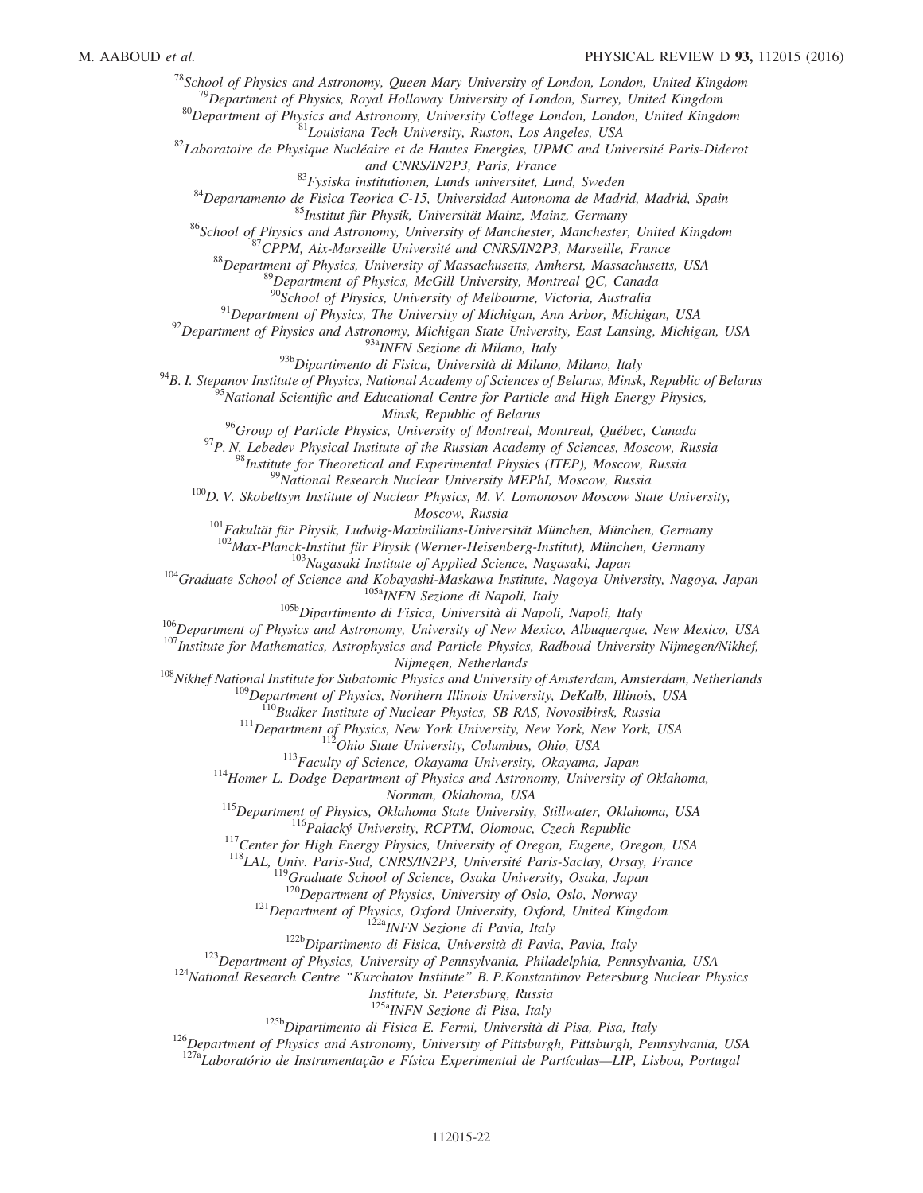[78]School of Physics and Astronomy, Queen Mary University of London, London, United Kingdom
[79]Department of Physics, Royal Holloway University of London, Surrey, United Kingdom
[80]Department of Physics and Astronomy, University College London, London, United Kingdom
[81]Louisiana Tech University, Ruston, Los Angeles, USA
[82]Laboratoire de Physique Nucléaire et de Hautes Energies, UPMC and Université Paris-Diderot and CNRS/IN2P3, Paris, France
[83]Fysiska institutionen, Lunds universitet, Lund, Sweden
[84]Departamento de Fisica Teorica C-15, Universidad Autonoma de Madrid, Madrid, Spain
[85]Institut für Physik, Universität Mainz, Mainz, Germany
[86]School of Physics and Astronomy, University of Manchester, Manchester, United Kingdom
[87]CPPM, Aix-Marseille Université and CNRS/IN2P3, Marseille, France
[88]Department of Physics, University of Massachusetts, Amherst, Massachusetts, USA
[89]Department of Physics, McGill University, Montreal QC, Canada
[90]School of Physics, University of Melbourne, Victoria, Australia
[91]Department of Physics, The University of Michigan, Ann Arbor, Michigan, USA
[92]Department of Physics and Astronomy, Michigan State University, East Lansing, Michigan, USA
[93a]INFN Sezione di Milano, Italy
[93b]Dipartimento di Fisica, Università di Milano, Milano, Italy
[94]B. I. Stepanov Institute of Physics, National Academy of Sciences of Belarus, Minsk, Republic of Belarus
[95]National Scientific and Educational Centre for Particle and High Energy Physics, Minsk, Republic of Belarus
[96]Group of Particle Physics, University of Montreal, Montreal, Québec, Canada
[97]P. N. Lebedev Physical Institute of the Russian Academy of Sciences, Moscow, Russia
[98]Institute for Theoretical and Experimental Physics (ITEP), Moscow, Russia
[99]National Research Nuclear University MEPhI, Moscow, Russia
[100]D. V. Skobeltsyn Institute of Nuclear Physics, M. V. Lomonosov Moscow State University, Moscow, Russia
[101]Fakultät für Physik, Ludwig-Maximilians-Universität München, München, Germany
[102]Max-Planck-Institut für Physik (Werner-Heisenberg-Institut), München, Germany
[103]Nagasaki Institute of Applied Science, Nagasaki, Japan
[104]Graduate School of Science and Kobayashi-Maskawa Institute, Nagoya University, Nagoya, Japan
[105a]INFN Sezione di Napoli, Italy
[105b]Dipartimento di Fisica, Università di Napoli, Napoli, Italy
[106]Department of Physics and Astronomy, University of New Mexico, Albuquerque, New Mexico, USA
[107]Institute for Mathematics, Astrophysics and Particle Physics, Radboud University Nijmegen/Nikhef, Nijmegen, Netherlands
[108]Nikhef National Institute for Subatomic Physics and University of Amsterdam, Amsterdam, Netherlands
[109]Department of Physics, Northern Illinois University, DeKalb, Illinois, USA
[110]Budker Institute of Nuclear Physics, SB RAS, Novosibirsk, Russia
[111]Department of Physics, New York University, New York, New York, USA
[112]Ohio State University, Columbus, Ohio, USA
[113]Faculty of Science, Okayama University, Okayama, Japan
[114]Homer L. Dodge Department of Physics and Astronomy, University of Oklahoma, Norman, Oklahoma, USA
[115]Department of Physics, Oklahoma State University, Stillwater, Oklahoma, USA
[116]Palacký University, RCPTM, Olomouc, Czech Republic
[117]Center for High Energy Physics, University of Oregon, Eugene, Oregon, USA
[118]LAL, Univ. Paris-Sud, CNRS/IN2P3, Université Paris-Saclay, Orsay, France
[119]Graduate School of Science, Osaka University, Osaka, Japan
[120]Department of Physics, University of Oslo, Oslo, Norway
[121]Department of Physics, Oxford University, Oxford, United Kingdom
[122a]INFN Sezione di Pavia, Italy
[122b]Dipartimento di Fisica, Università di Pavia, Pavia, Italy
[123]Department of Physics, University of Pennsylvania, Philadelphia, Pennsylvania, USA
[124]National Research Centre "Kurchatov Institute" B. P.Konstantinov Petersburg Nuclear Physics Institute, St. Petersburg, Russia
[125a]INFN Sezione di Pisa, Italy
[125b]Dipartimento di Fisica E. Fermi, Università di Pisa, Pisa, Italy
[126]Department of Physics and Astronomy, University of Pittsburgh, Pittsburgh, Pennsylvania, USA
[127a]Laboratório de Instrumentação e Física Experimental de Partículas—LIP, Lisboa, Portugal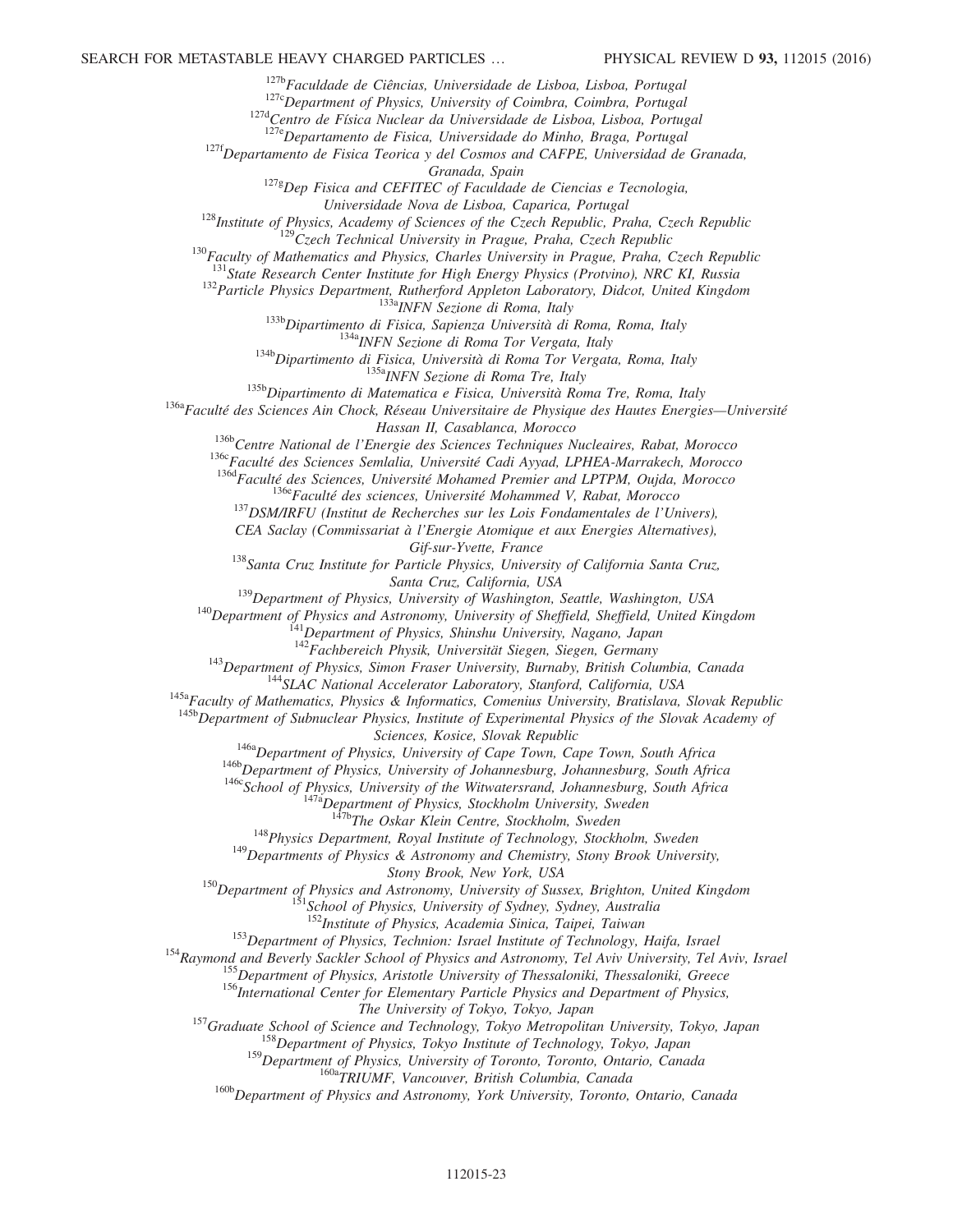[127b]Faculdade de Ciências, Universidade de Lisboa, Lisboa, Portugal  
[127c]Department of Physics, University of Coimbra, Coimbra, Portugal  
[127d]Centro de Física Nuclear da Universidade de Lisboa, Lisboa, Portugal  
[127e]Departamento de Fisica, Universidade do Minho, Braga, Portugal  
[127f]Departamento de Fisica Teorica y del Cosmos and CAFPE, Universidad de Granada, Granada, Spain  
[127g]Dep Fisica and CEFITEC of Faculdade de Ciencias e Tecnologia, Universidade Nova de Lisboa, Caparica, Portugal  
[128]Institute of Physics, Academy of Sciences of the Czech Republic, Praha, Czech Republic  
[129]Czech Technical University in Prague, Praha, Czech Republic  
[130]Faculty of Mathematics and Physics, Charles University in Prague, Praha, Czech Republic  
[131]State Research Center Institute for High Energy Physics (Protvino), NRC KI, Russia  
[132]Particle Physics Department, Rutherford Appleton Laboratory, Didcot, United Kingdom  
[133a]INFN Sezione di Roma, Italy  
[133b]Dipartimento di Fisica, Sapienza Università di Roma, Roma, Italy  
[134a]INFN Sezione di Roma Tor Vergata, Italy  
[134b]Dipartimento di Fisica, Università di Roma Tor Vergata, Roma, Italy  
[135a]INFN Sezione di Roma Tre, Italy  
[135b]Dipartimento di Matematica e Fisica, Università Roma Tre, Roma, Italy  
[136a]Faculté des Sciences Ain Chock, Réseau Universitaire de Physique des Hautes Energies—Université Hassan II, Casablanca, Morocco  
[136b]Centre National de l'Energie des Sciences Techniques Nucleaires, Rabat, Morocco  
[136c]Faculté des Sciences Semlalia, Université Cadi Ayyad, LPHEA-Marrakech, Morocco  
[136d]Faculté des Sciences, Université Mohamed Premier and LPTPM, Oujda, Morocco  
[136e]Faculté des sciences, Université Mohammed V, Rabat, Morocco  
[137]DSM/IRFU (Institut de Recherches sur les Lois Fondamentales de l'Univers), CEA Saclay (Commissariat à l'Energie Atomique et aux Energies Alternatives), Gif-sur-Yvette, France  
[138]Santa Cruz Institute for Particle Physics, University of California Santa Cruz, Santa Cruz, California, USA  
[139]Department of Physics, University of Washington, Seattle, Washington, USA  
[140]Department of Physics and Astronomy, University of Sheffield, Sheffield, United Kingdom  
[141]Department of Physics, Shinshu University, Nagano, Japan  
[142]Fachbereich Physik, Universität Siegen, Siegen, Germany  
[143]Department of Physics, Simon Fraser University, Burnaby, British Columbia, Canada  
[144]SLAC National Accelerator Laboratory, Stanford, California, USA  
[145a]Faculty of Mathematics, Physics & Informatics, Comenius University, Bratislava, Slovak Republic  
[145b]Department of Subnuclear Physics, Institute of Experimental Physics of the Slovak Academy of Sciences, Kosice, Slovak Republic  
[146a]Department of Physics, University of Cape Town, Cape Town, South Africa  
[146b]Department of Physics, University of Johannesburg, Johannesburg, South Africa  
[146c]School of Physics, University of the Witwatersrand, Johannesburg, South Africa  
[147a]Department of Physics, Stockholm University, Sweden  
[147b]The Oskar Klein Centre, Stockholm, Sweden  
[148]Physics Department, Royal Institute of Technology, Stockholm, Sweden  
[149]Departments of Physics & Astronomy and Chemistry, Stony Brook University, Stony Brook, New York, USA  
[150]Department of Physics and Astronomy, University of Sussex, Brighton, United Kingdom  
[151]School of Physics, University of Sydney, Sydney, Australia  
[152]Institute of Physics, Academia Sinica, Taipei, Taiwan  
[153]Department of Physics, Technion: Israel Institute of Technology, Haifa, Israel  
[154]Raymond and Beverly Sackler School of Physics and Astronomy, Tel Aviv University, Tel Aviv, Israel  
[155]Department of Physics, Aristotle University of Thessaloniki, Thessaloniki, Greece  
[156]International Center for Elementary Particle Physics and Department of Physics, The University of Tokyo, Tokyo, Japan  
[157]Graduate School of Science and Technology, Tokyo Metropolitan University, Tokyo, Japan  
[158]Department of Physics, Tokyo Institute of Technology, Tokyo, Japan  
[159]Department of Physics, University of Toronto, Toronto, Ontario, Canada  
[160a]TRIUMF, Vancouver, British Columbia, Canada  
[160b]Department of Physics and Astronomy, York University, Toronto, Ontario, Canada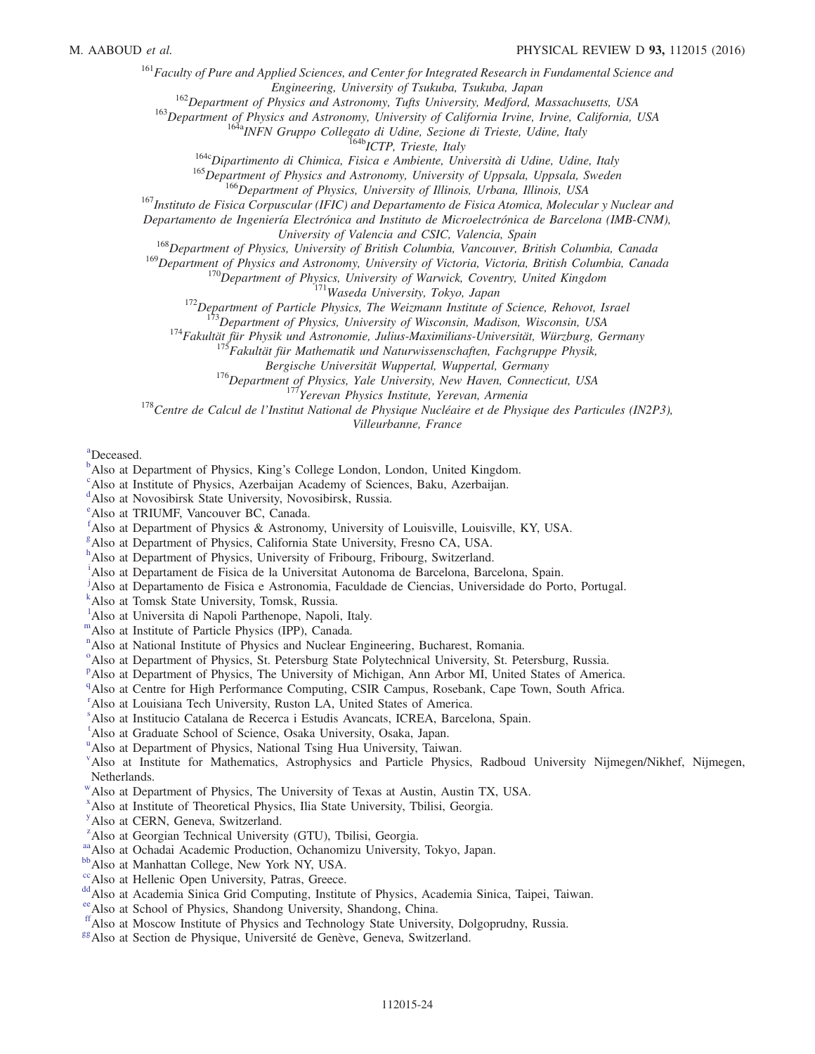[161] *Faculty of Pure and Applied Sciences, and Center for Integrated Research in Fundamental Science and Engineering, University of Tsukuba, Tsukuba, Japan*
[162] *Department of Physics and Astronomy, Tufts University, Medford, Massachusetts, USA*
[163] *Department of Physics and Astronomy, University of California Irvine, Irvine, California, USA*
[164a] *INFN Gruppo Collegato di Udine, Sezione di Trieste, Udine, Italy*
[164b] *ICTP, Trieste, Italy*
[164c] *Dipartimento di Chimica, Fisica e Ambiente, Università di Udine, Udine, Italy*
[165] *Department of Physics and Astronomy, University of Uppsala, Uppsala, Sweden*
[166] *Department of Physics, University of Illinois, Urbana, Illinois, USA*
[167] *Instituto de Fisica Corpuscular (IFIC) and Departamento de Fisica Atomica, Molecular y Nuclear and Departamento de Ingeniería Electrónica and Instituto de Microelectrónica de Barcelona (IMB-CNM), University of Valencia and CSIC, Valencia, Spain*
[168] *Department of Physics, University of British Columbia, Vancouver, British Columbia, Canada*
[169] *Department of Physics and Astronomy, University of Victoria, Victoria, British Columbia, Canada*
[170] *Department of Physics, University of Warwick, Coventry, United Kingdom*
[171] *Waseda University, Tokyo, Japan*
[172] *Department of Particle Physics, The Weizmann Institute of Science, Rehovot, Israel*
[173] *Department of Physics, University of Wisconsin, Madison, Wisconsin, USA*
[174] *Fakultät für Physik und Astronomie, Julius-Maximilians-Universität, Würzburg, Germany*
[175] *Fakultät für Mathematik und Naturwissenschaften, Fachgruppe Physik, Bergische Universität Wuppertal, Wuppertal, Germany*
[176] *Department of Physics, Yale University, New Haven, Connecticut, USA*
[177] *Yerevan Physics Institute, Yerevan, Armenia*
[178] *Centre de Calcul de l'Institut National de Physique Nucléaire et de Physique des Particules (IN2P3), Villeurbanne, France*

[a] Deceased.
[b] Also at Department of Physics, King's College London, London, United Kingdom.
[c] Also at Institute of Physics, Azerbaijan Academy of Sciences, Baku, Azerbaijan.
[d] Also at Novosibirsk State University, Novosibirsk, Russia.
[e] Also at TRIUMF, Vancouver BC, Canada.
[f] Also at Department of Physics & Astronomy, University of Louisville, Louisville, KY, USA.
[g] Also at Department of Physics, California State University, Fresno CA, USA.
[h] Also at Department of Physics, University of Fribourg, Fribourg, Switzerland.
[i] Also at Departament de Fisica de la Universitat Autonoma de Barcelona, Barcelona, Spain.
[j] Also at Departamento de Fisica e Astronomia, Faculdade de Ciencias, Universidade do Porto, Portugal.
[k] Also at Tomsk State University, Tomsk, Russia.
[l] Also at Universita di Napoli Parthenope, Napoli, Italy.
[m] Also at Institute of Particle Physics (IPP), Canada.
[n] Also at National Institute of Physics and Nuclear Engineering, Bucharest, Romania.
[o] Also at Department of Physics, St. Petersburg State Polytechnical University, St. Petersburg, Russia.
[p] Also at Department of Physics, The University of Michigan, Ann Arbor MI, United States of America.
[q] Also at Centre for High Performance Computing, CSIR Campus, Rosebank, Cape Town, South Africa.
[r] Also at Louisiana Tech University, Ruston LA, United States of America.
[s] Also at Institucio Catalana de Recerca i Estudis Avancats, ICREA, Barcelona, Spain.
[t] Also at Graduate School of Science, Osaka University, Osaka, Japan.
[u] Also at Department of Physics, National Tsing Hua University, Taiwan.
[v] Also at Institute for Mathematics, Astrophysics and Particle Physics, Radboud University Nijmegen/Nikhef, Nijmegen, Netherlands.
[w] Also at Department of Physics, The University of Texas at Austin, Austin TX, USA.
[x] Also at Institute of Theoretical Physics, Ilia State University, Tbilisi, Georgia.
[y] Also at CERN, Geneva, Switzerland.
[z] Also at Georgian Technical University (GTU), Tbilisi, Georgia.
[aa] Also at Ochadai Academic Production, Ochanomizu University, Tokyo, Japan.
[bb] Also at Manhattan College, New York NY, USA.
[cc] Also at Hellenic Open University, Patras, Greece.
[dd] Also at Academia Sinica Grid Computing, Institute of Physics, Academia Sinica, Taipei, Taiwan.
[ee] Also at School of Physics, Shandong University, Shandong, China.
[ff] Also at Moscow Institute of Physics and Technology State University, Dolgoprudny, Russia.
[gg] Also at Section de Physique, Université de Genève, Geneva, Switzerland.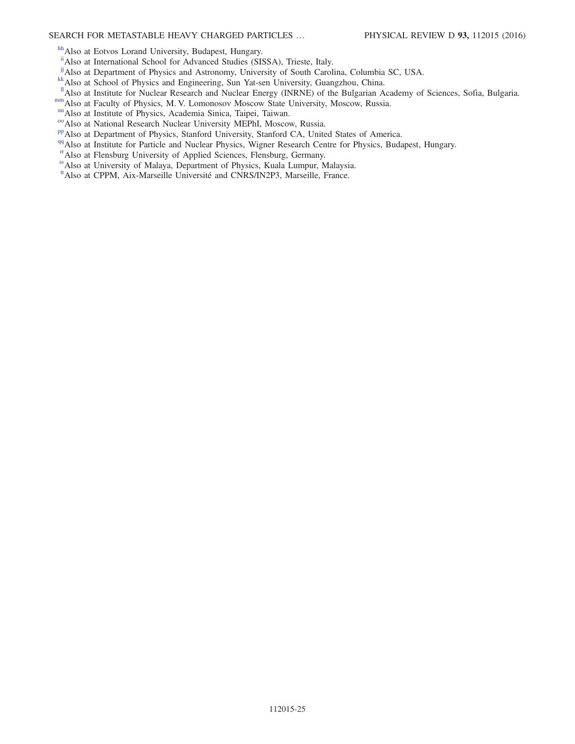[hh]Also at Eotvos Lorand University, Budapest, Hungary.

[ii]Also at International School for Advanced Studies (SISSA), Trieste, Italy.

[jj]Also at Department of Physics and Astronomy, University of South Carolina, Columbia SC, USA.

[kk]Also at School of Physics and Engineering, Sun Yat-sen University, Guangzhou, China.

[ll]Also at Institute for Nuclear Research and Nuclear Energy (INRNE) of the Bulgarian Academy of Sciences, Sofia, Bulgaria.

[mm]Also at Faculty of Physics, M. V. Lomonosov Moscow State University, Moscow, Russia.

[nn]Also at Institute of Physics, Academia Sinica, Taipei, Taiwan.

[oo]Also at National Research Nuclear University MEPhI, Moscow, Russia.

[pp]Also at Department of Physics, Stanford University, Stanford CA, United States of America.

[qq]Also at Institute for Particle and Nuclear Physics, Wigner Research Centre for Physics, Budapest, Hungary.

[rr]Also at Flensburg University of Applied Sciences, Flensburg, Germany.

[ss]Also at University of Malaya, Department of Physics, Kuala Lumpur, Malaysia.

[tt]Also at CPPM, Aix-Marseille Université and CNRS/IN2P3, Marseille, France.